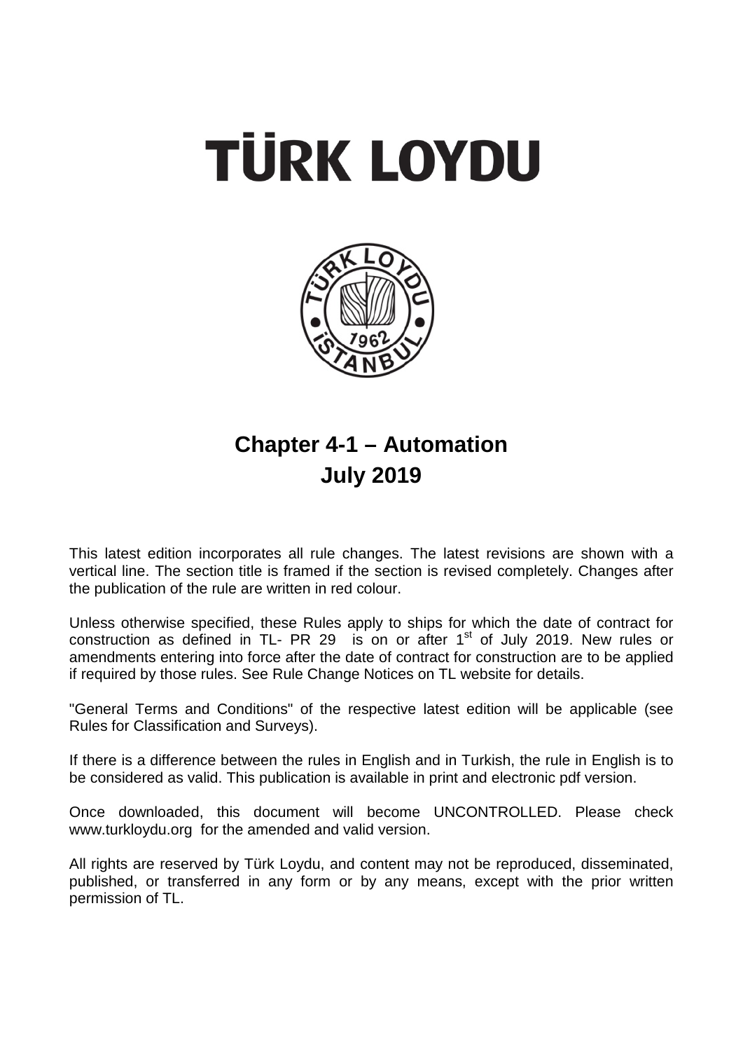# TÜRK LOYDU

## Chapter 4-1 – Automation
## July 2019

This latest edition incorporates all rule changes. The latest revisions are shown with a vertical line. The section title is framed if the section is revised completely. Changes after the publication of the rule are written in red colour.

Unless otherwise specified, these Rules apply to ships for which the date of contract for construction as defined in TL- PR 29 is on or after 1st of July 2019. New rules or amendments entering into force after the date of contract for construction are to be applied if required by those rules. See Rule Change Notices on TL website for details.

"General Terms and Conditions" of the respective latest edition will be applicable (see Rules for Classification and Surveys).

If there is a difference between the rules in English and in Turkish, the rule in English is to be considered as valid. This publication is available in print and electronic pdf version.

Once downloaded, this document will become UNCONTROLLED. Please check www.turkloydu.org for the amended and valid version.

All rights are reserved by Türk Loydu, and content may not be reproduced, disseminated, published, or transferred in any form or by any means, except with the prior written permission of TL.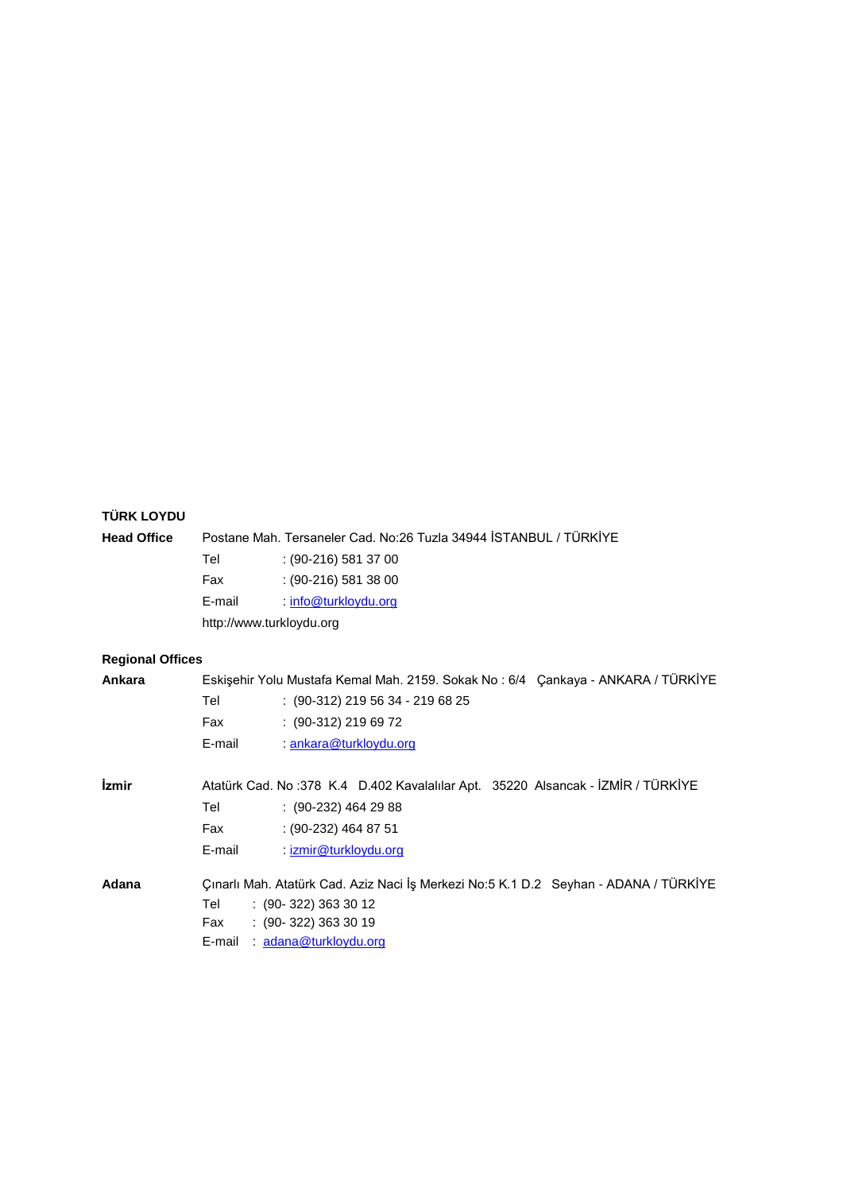**TÜRK LOYDU**

**Head Office** Postane Mah. Tersaneler Cad. No:26 Tuzla 34944 İSTANBUL / TÜRKİYE

Tel : (90-216) 581 37 00

Fax : (90-216) 581 38 00

E-mail : info@turkloydu.org

http://www.turkloydu.org

**Regional Offices**

**Ankara** Eskişehir Yolu Mustafa Kemal Mah. 2159. Sokak No : 6/4 Çankaya - ANKARA / TÜRKİYE

Tel : (90-312) 219 56 34 - 219 68 25

Fax : (90-312) 219 69 72

E-mail : ankara@turkloydu.org

**İzmir** Atatürk Cad. No :378 K.4 D.402 Kavalalılar Apt. 35220 Alsancak - İZMİR / TÜRKİYE

Tel : (90-232) 464 29 88

Fax : (90-232) 464 87 51

E-mail : izmir@turkloydu.org

**Adana** Çınarlı Mah. Atatürk Cad. Aziz Naci İş Merkezi No:5 K.1 D.2 Seyhan - ADANA / TÜRKİYE

Tel : (90- 322) 363 30 12

Fax : (90- 322) 363 30 19

E-mail : adana@turkloydu.org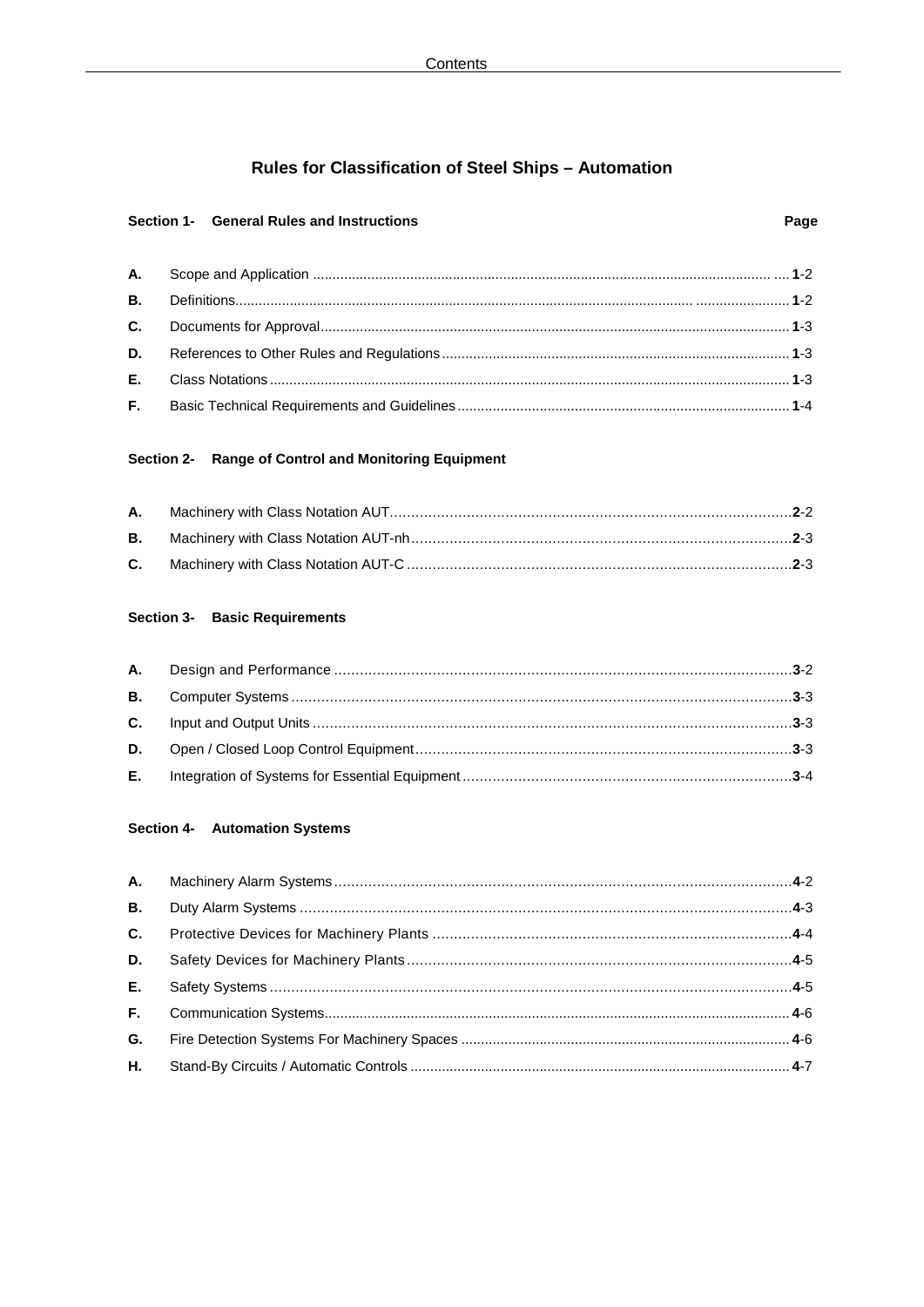# Rules for Classification of Steel Ships – Automation

## Section 1- General Rules and Instructions

| | | Page |
|---|---|---|
| **A.** | Scope and Application | **1**-2 |
| **B.** | Definitions | **1**-2 |
| **C.** | Documents for Approval | **1**-3 |
| **D.** | References to Other Rules and Regulations | **1**-3 |
| **E.** | Class Notations | **1**-3 |
| **F.** | Basic Technical Requirements and Guidelines | **1**-4 |

## Section 2- Range of Control and Monitoring Equipment

| | | |
|---|---|---|
| **A.** | Machinery with Class Notation AUT | **2**-2 |
| **B.** | Machinery with Class Notation AUT-nh | **2**-3 |
| **C.** | Machinery with Class Notation AUT-C | **2**-3 |

## Section 3- Basic Requirements

| | | |
|---|---|---|
| **A.** | Design and Performance | **3**-2 |
| **B.** | Computer Systems | **3**-3 |
| **C.** | Input and Output Units | **3**-3 |
| **D.** | Open / Closed Loop Control Equipment | **3**-3 |
| **E.** | Integration of Systems for Essential Equipment | **3**-4 |

## Section 4- Automation Systems

| | | |
|---|---|---|
| **A.** | Machinery Alarm Systems | **4**-2 |
| **B.** | Duty Alarm Systems | **4**-3 |
| **C.** | Protective Devices for Machinery Plants | **4**-4 |
| **D.** | Safety Devices for Machinery Plants | **4**-5 |
| **E.** | Safety Systems | **4**-5 |
| **F.** | Communication Systems | **4**-6 |
| **G.** | Fire Detection Systems For Machinery Spaces | **4**-6 |
| **H.** | Stand-By Circuits / Automatic Controls | **4**-7 |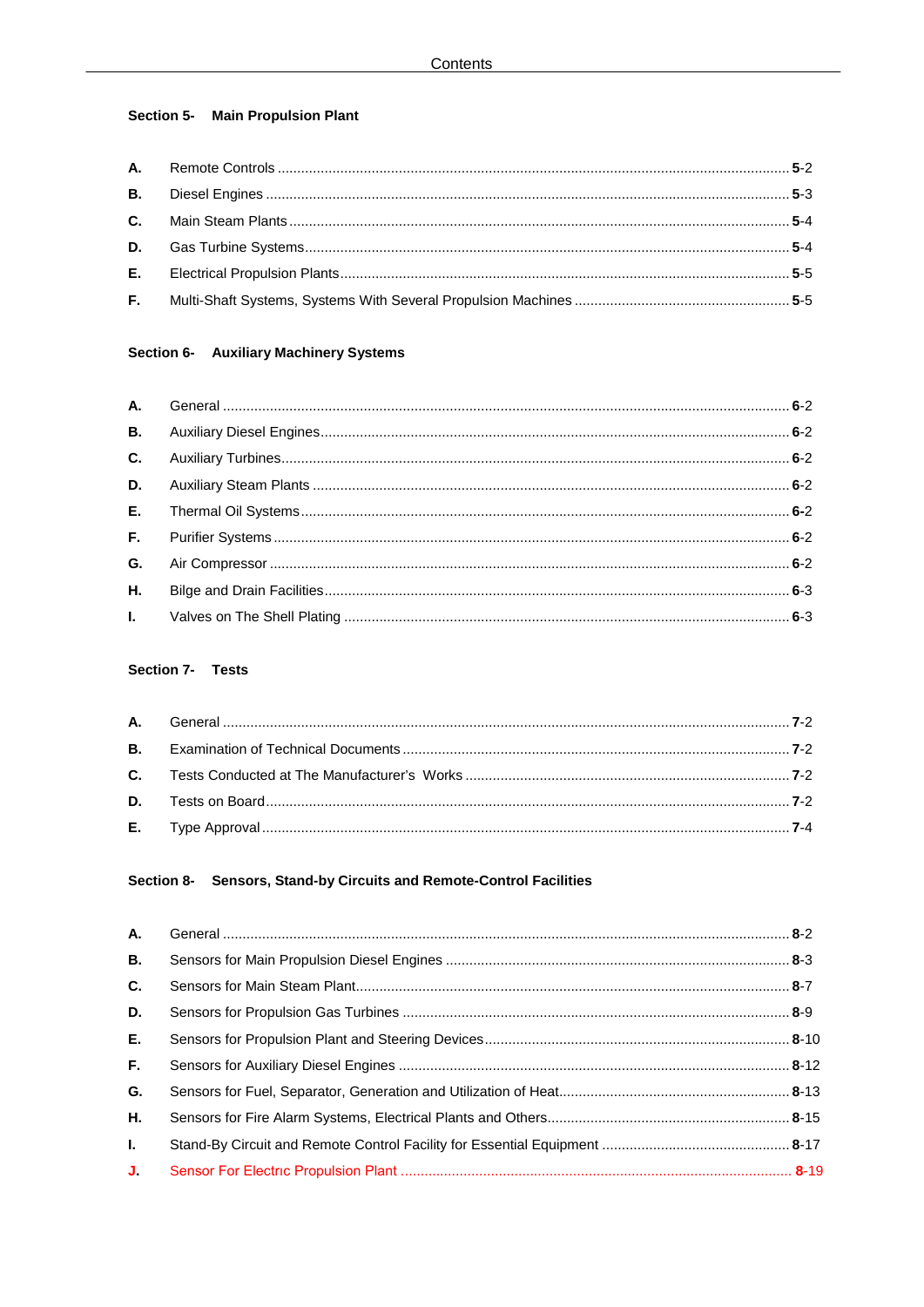**Section 5- Main Propulsion Plant**

| | | |
|---|---|---|
| **A.** | Remote Controls | **5**-2 |
| **B.** | Diesel Engines | **5**-3 |
| **C.** | Main Steam Plants | **5**-4 |
| **D.** | Gas Turbine Systems | **5**-4 |
| **E.** | Electrical Propulsion Plants | **5**-5 |
| **F.** | Multi-Shaft Systems, Systems With Several Propulsion Machines | **5**-5 |

**Section 6- Auxiliary Machinery Systems**

| | | |
|---|---|---|
| **A.** | General | **6**-2 |
| **B.** | Auxiliary Diesel Engines | **6**-2 |
| **C.** | Auxiliary Turbines | **6**-2 |
| **D.** | Auxiliary Steam Plants | **6**-2 |
| **E.** | Thermal Oil Systems | **6**-2 |
| **F.** | Purifier Systems | **6**-2 |
| **G.** | Air Compressor | **6**-2 |
| **H.** | Bilge and Drain Facilities | **6**-3 |
| **I.** | Valves on The Shell Plating | **6**-3 |

**Section 7- Tests**

| | | |
|---|---|---|
| **A.** | General | **7**-2 |
| **B.** | Examination of Technical Documents | **7**-2 |
| **C.** | Tests Conducted at The Manufacturer's Works | **7**-2 |
| **D.** | Tests on Board | **7**-2 |
| **E.** | Type Approval | **7**-4 |

**Section 8- Sensors, Stand-by Circuits and Remote-Control Facilities**

| | | |
|---|---|---|
| **A.** | General | **8**-2 |
| **B.** | Sensors for Main Propulsion Diesel Engines | **8**-3 |
| **C.** | Sensors for Main Steam Plant | **8**-7 |
| **D.** | Sensors for Propulsion Gas Turbines | **8**-9 |
| **E.** | Sensors for Propulsion Plant and Steering Devices | **8**-10 |
| **F.** | Sensors for Auxiliary Diesel Engines | **8**-12 |
| **G.** | Sensors for Fuel, Separator, Generation and Utilization of Heat | **8**-13 |
| **H.** | Sensors for Fire Alarm Systems, Electrical Plants and Others | **8**-15 |
| **I.** | Stand-By Circuit and Remote Control Facility for Essential Equipment | **8**-17 |
| **J.** | Sensor For Electrıc Propulsion Plant | **8**-19 |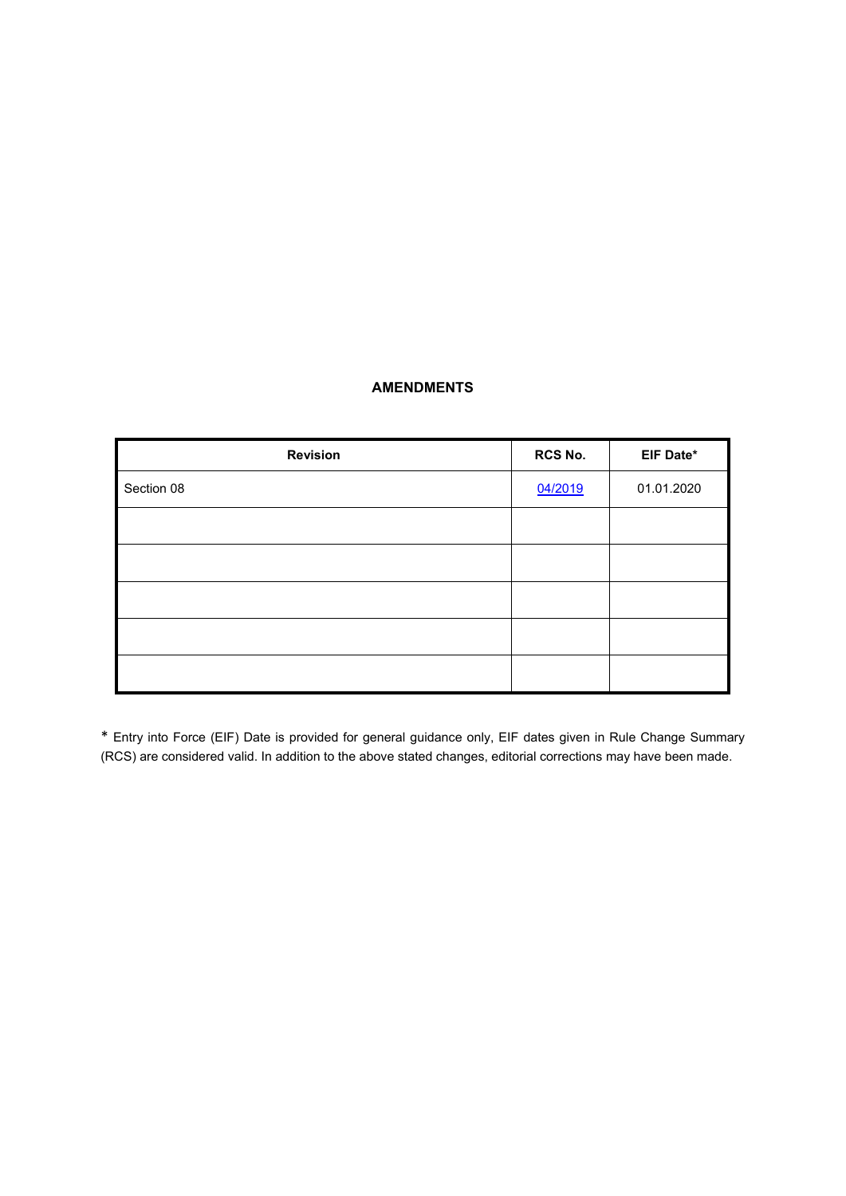## AMENDMENTS

| Revision | RCS No. | EIF Date* |
|---|---|---|
| Section 08 | 04/2019 | 01.01.2020 |
| | | |
| | | |
| | | |
| | | |
| | | |

* Entry into Force (EIF) Date is provided for general guidance only, EIF dates given in Rule Change Summary (RCS) are considered valid. In addition to the above stated changes, editorial corrections may have been made.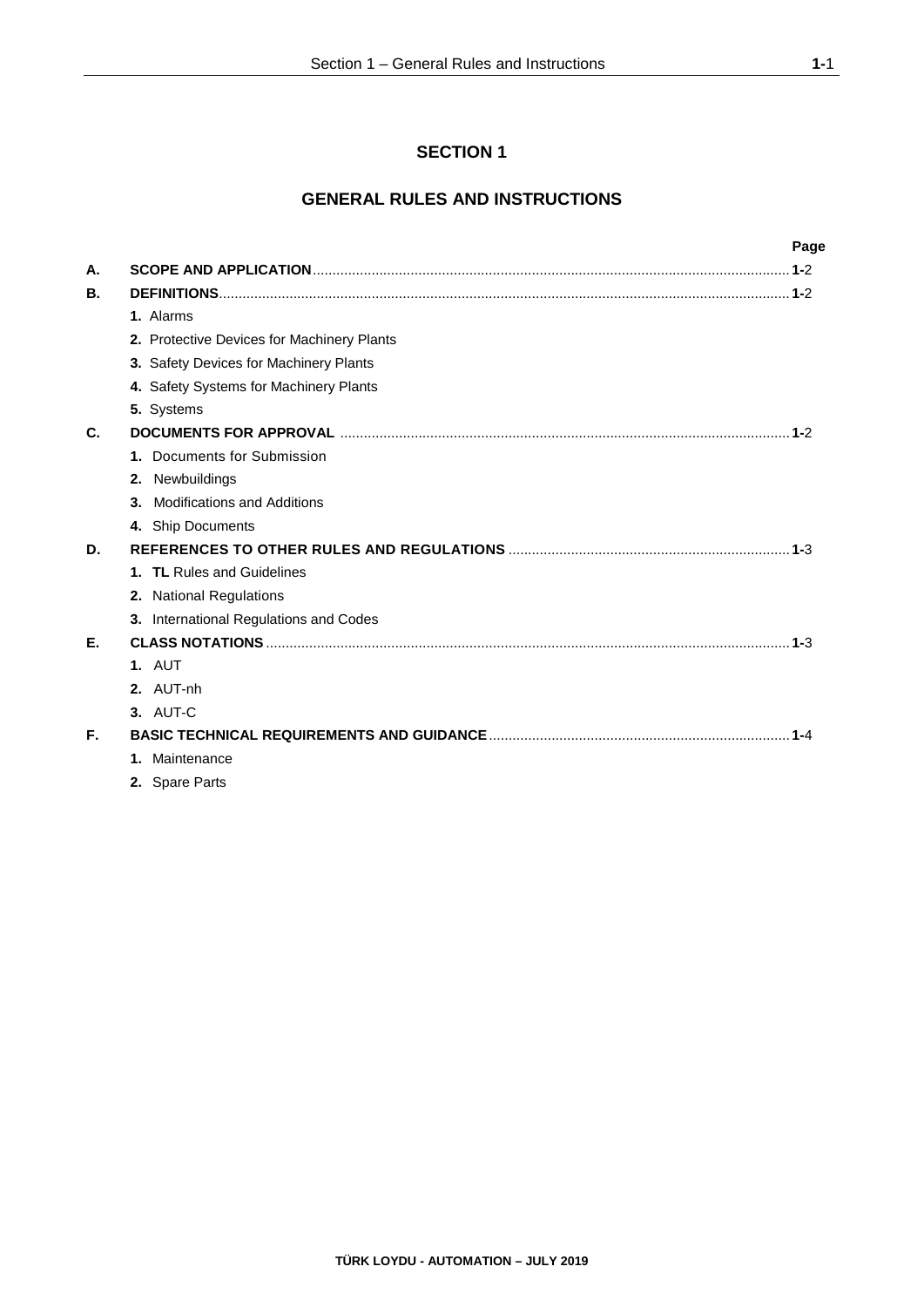# SECTION 1

## GENERAL RULES AND INSTRUCTIONS

| | | Page |
|---|---|---|
| **A.** | **SCOPE AND APPLICATION** | **1-**2 |
| **B.** | **DEFINITIONS** | **1-**2 |
| | **1.** Alarms | |
| | **2.** Protective Devices for Machinery Plants | |
| | **3.** Safety Devices for Machinery Plants | |
| | **4.** Safety Systems for Machinery Plants | |
| | **5.** Systems | |
| **C.** | **DOCUMENTS FOR APPROVAL** | **1-**2 |
| | **1.** Documents for Submission | |
| | **2.** Newbuildings | |
| | **3.** Modifications and Additions | |
| | **4.** Ship Documents | |
| **D.** | **REFERENCES TO OTHER RULES AND REGULATIONS** | **1-**3 |
| | **1. TL** Rules and Guidelines | |
| | **2.** National Regulations | |
| | **3.** International Regulations and Codes | |
| **E.** | **CLASS NOTATIONS** | **1-**3 |
| | **1.** AUT | |
| | **2.** AUT-nh | |
| | **3.** AUT-C | |
| **F.** | **BASIC TECHNICAL REQUIREMENTS AND GUIDANCE** | **1-**4 |
| | **1.** Maintenance | |
| | **2.** Spare Parts | |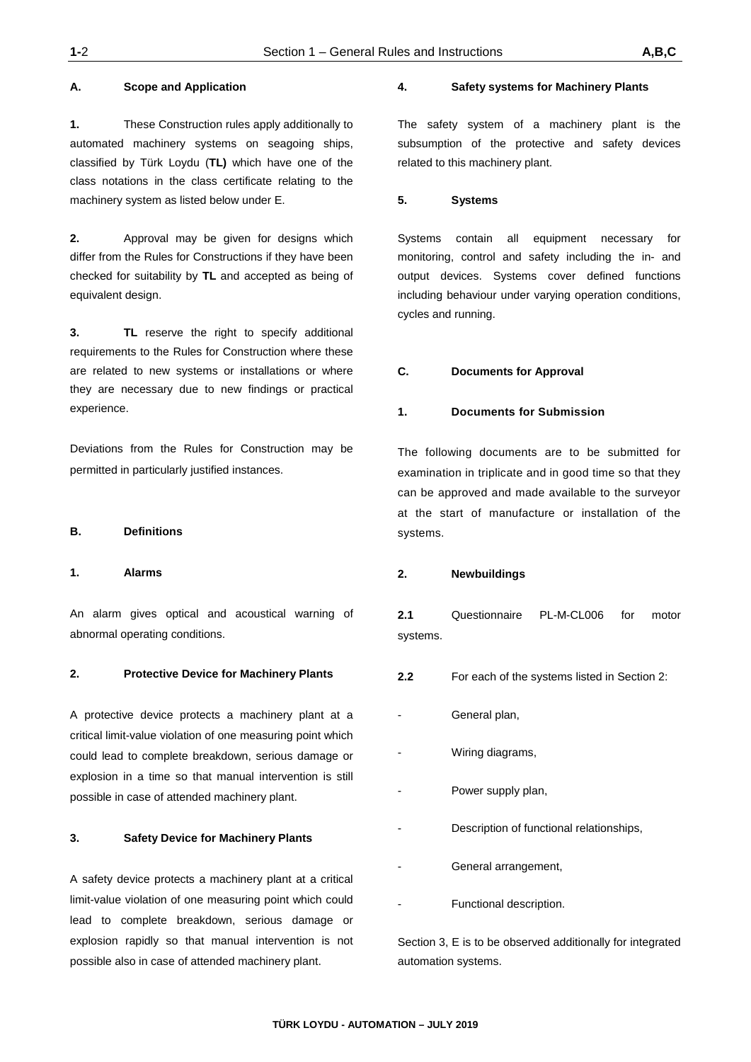## A. Scope and Application

**1.** These Construction rules apply additionally to automated machinery systems on seagoing ships, classified by Türk Loydu (**TL)** which have one of the class notations in the class certificate relating to the machinery system as listed below under E.

**2.** Approval may be given for designs which differ from the Rules for Constructions if they have been checked for suitability by **TL** and accepted as being of equivalent design.

**3.** **TL** reserve the right to specify additional requirements to the Rules for Construction where these are related to new systems or installations or where they are necessary due to new findings or practical experience.

Deviations from the Rules for Construction may be permitted in particularly justified instances.

## B. Definitions

### 1. Alarms

An alarm gives optical and acoustical warning of abnormal operating conditions.

### 2. Protective Device for Machinery Plants

A protective device protects a machinery plant at a critical limit-value violation of one measuring point which could lead to complete breakdown, serious damage or explosion in a time so that manual intervention is still possible in case of attended machinery plant.

### 3. Safety Device for Machinery Plants

A safety device protects a machinery plant at a critical limit-value violation of one measuring point which could lead to complete breakdown, serious damage or explosion rapidly so that manual intervention is not possible also in case of attended machinery plant.

### 4. Safety systems for Machinery Plants

The safety system of a machinery plant is the subsumption of the protective and safety devices related to this machinery plant.

### 5. Systems

Systems contain all equipment necessary for monitoring, control and safety including the in- and output devices. Systems cover defined functions including behaviour under varying operation conditions, cycles and running.

## C. Documents for Approval

### 1. Documents for Submission

The following documents are to be submitted for examination in triplicate and in good time so that they can be approved and made available to the surveyor at the start of manufacture or installation of the systems.

### 2. Newbuildings

**2.1** Questionnaire PL-M-CL006 for motor systems.

**2.2** For each of the systems listed in Section 2:

- General plan,
- Wiring diagrams,
- Power supply plan,
- Description of functional relationships,
- General arrangement,
- Functional description.

Section 3, E is to be observed additionally for integrated automation systems.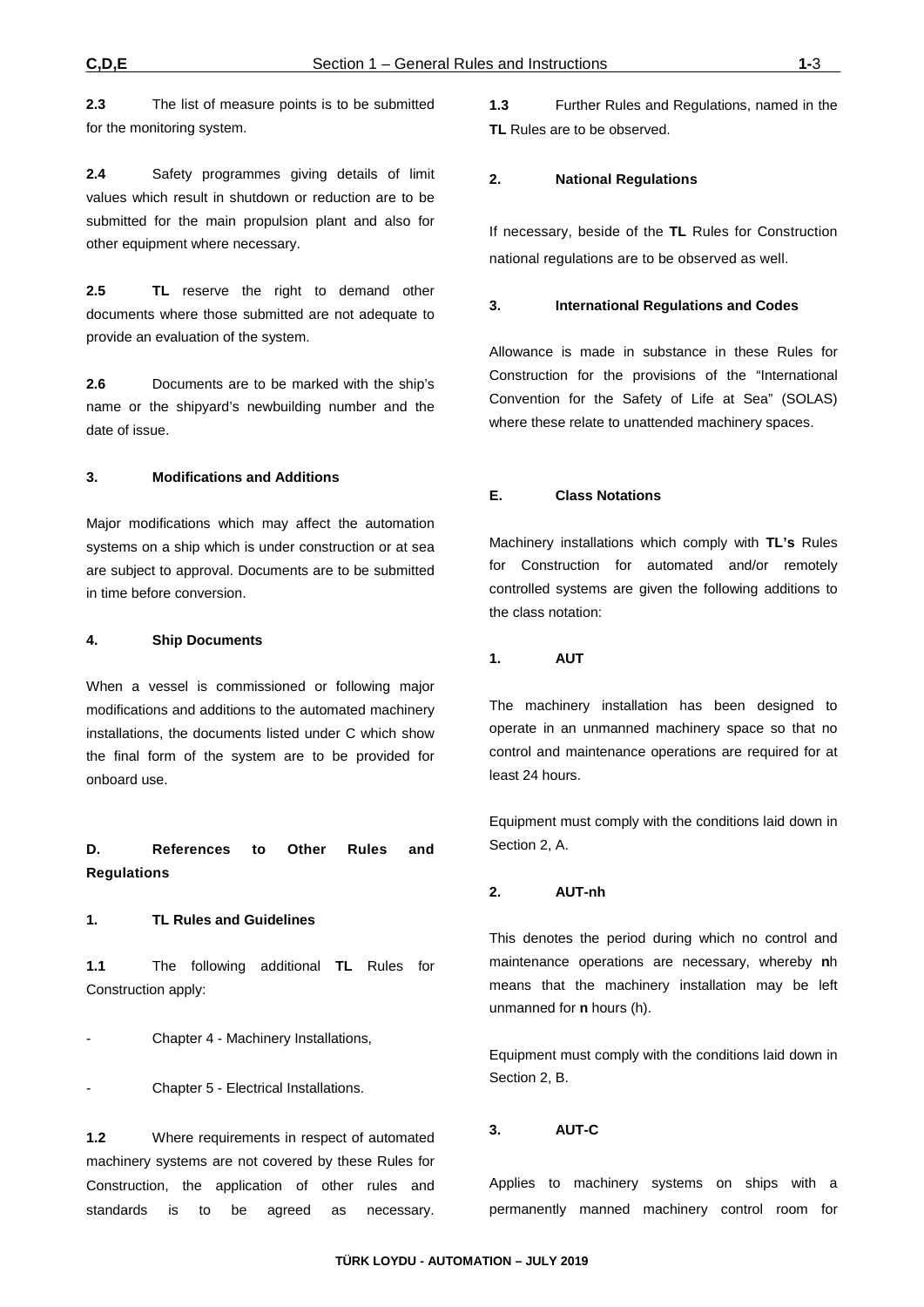**2.3** The list of measure points is to be submitted for the monitoring system.

**2.4** Safety programmes giving details of limit values which result in shutdown or reduction are to be submitted for the main propulsion plant and also for other equipment where necessary.

**2.5** **TL** reserve the right to demand other documents where those submitted are not adequate to provide an evaluation of the system.

**2.6** Documents are to be marked with the ship's name or the shipyard's newbuilding number and the date of issue.

### 3. Modifications and Additions

Major modifications which may affect the automation systems on a ship which is under construction or at sea are subject to approval. Documents are to be submitted in time before conversion.

### 4. Ship Documents

When a vessel is commissioned or following major modifications and additions to the automated machinery installations, the documents listed under C which show the final form of the system are to be provided for onboard use.

## D. References to Other Rules and Regulations

### 1. TL Rules and Guidelines

**1.1** The following additional **TL** Rules for Construction apply:

- Chapter 4 - Machinery Installations,
- Chapter 5 - Electrical Installations.

**1.2** Where requirements in respect of automated machinery systems are not covered by these Rules for Construction, the application of other rules and standards is to be agreed as necessary.

**1.3** Further Rules and Regulations, named in the **TL** Rules are to be observed.

### 2. National Regulations

If necessary, beside of the **TL** Rules for Construction national regulations are to be observed as well.

### 3. International Regulations and Codes

Allowance is made in substance in these Rules for Construction for the provisions of the "International Convention for the Safety of Life at Sea" (SOLAS) where these relate to unattended machinery spaces.

## E. Class Notations

Machinery installations which comply with **TL's** Rules for Construction for automated and/or remotely controlled systems are given the following additions to the class notation:

### 1. AUT

The machinery installation has been designed to operate in an unmanned machinery space so that no control and maintenance operations are required for at least 24 hours.

Equipment must comply with the conditions laid down in Section 2, A.

### 2. AUT-nh

This denotes the period during which no control and maintenance operations are necessary, whereby **n**h means that the machinery installation may be left unmanned for **n** hours (h).

Equipment must comply with the conditions laid down in Section 2, B.

### 3. AUT-C

Applies to machinery systems on ships with a permanently manned machinery control room for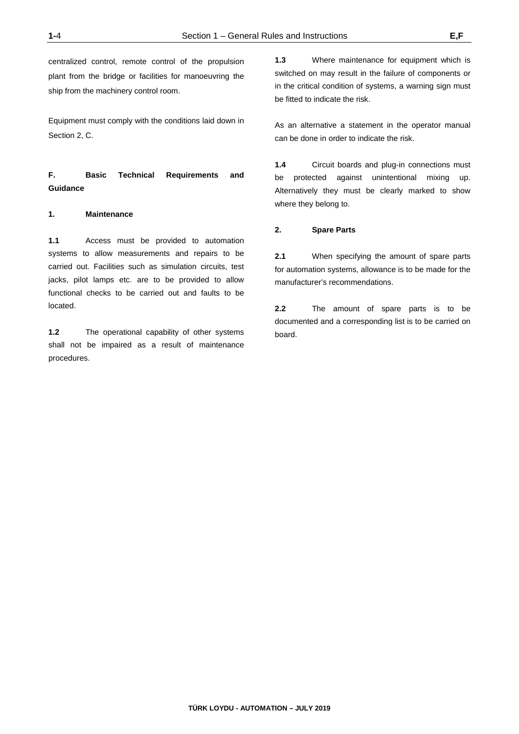centralized control, remote control of the propulsion plant from the bridge or facilities for manoeuvring the ship from the machinery control room.

Equipment must comply with the conditions laid down in Section 2, C.

## F. Basic Technical Requirements and Guidance

### 1. Maintenance

**1.1** Access must be provided to automation systems to allow measurements and repairs to be carried out. Facilities such as simulation circuits, test jacks, pilot lamps etc. are to be provided to allow functional checks to be carried out and faults to be located.

**1.2** The operational capability of other systems shall not be impaired as a result of maintenance procedures.

**1.3** Where maintenance for equipment which is switched on may result in the failure of components or in the critical condition of systems, a warning sign must be fitted to indicate the risk.

As an alternative a statement in the operator manual can be done in order to indicate the risk.

**1.4** Circuit boards and plug-in connections must be protected against unintentional mixing up. Alternatively they must be clearly marked to show where they belong to.

### 2. Spare Parts

**2.1** When specifying the amount of spare parts for automation systems, allowance is to be made for the manufacturer's recommendations.

**2.2** The amount of spare parts is to be documented and a corresponding list is to be carried on board.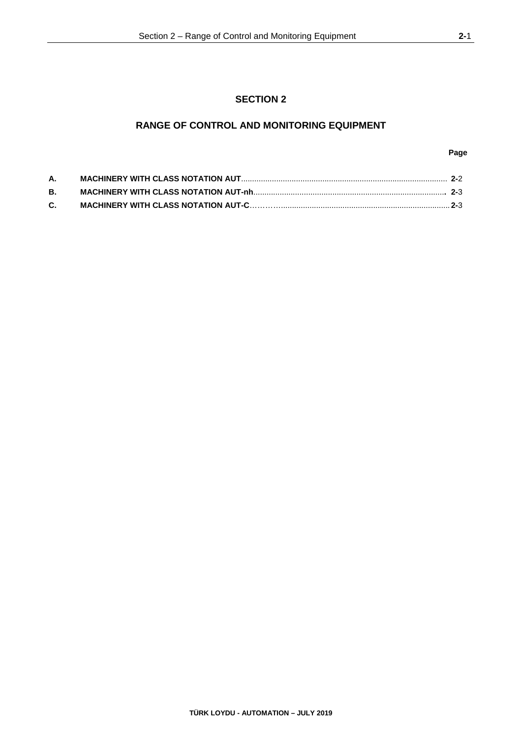# SECTION 2

## RANGE OF CONTROL AND MONITORING EQUIPMENT

| | | Page |
|---|---|---|
| **A.** | **MACHINERY WITH CLASS NOTATION AUT** | **2-**2 |
| **B.** | **MACHINERY WITH CLASS NOTATION AUT-nh** | **2-**3 |
| **C.** | **MACHINERY WITH CLASS NOTATION AUT-C** | **2-**3 |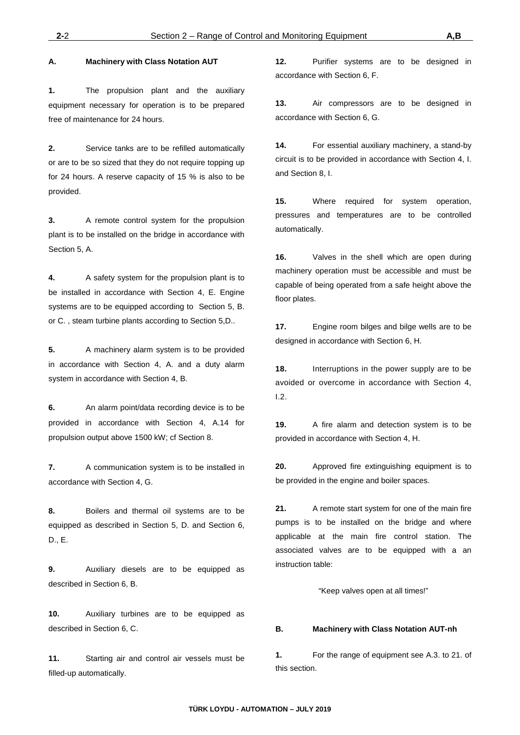## A. Machinery with Class Notation AUT

**1.** The propulsion plant and the auxiliary equipment necessary for operation is to be prepared free of maintenance for 24 hours.

**2.** Service tanks are to be refilled automatically or are to be so sized that they do not require topping up for 24 hours. A reserve capacity of 15 % is also to be provided.

**3.** A remote control system for the propulsion plant is to be installed on the bridge in accordance with Section 5, A.

**4.** A safety system for the propulsion plant is to be installed in accordance with Section 4, E. Engine systems are to be equipped according to Section 5, B. or C. , steam turbine plants according to Section 5,D..

**5.** A machinery alarm system is to be provided in accordance with Section 4, A. and a duty alarm system in accordance with Section 4, B.

**6.** An alarm point/data recording device is to be provided in accordance with Section 4, A.14 for propulsion output above 1500 kW; cf Section 8.

**7.** A communication system is to be installed in accordance with Section 4, G.

**8.** Boilers and thermal oil systems are to be equipped as described in Section 5, D. and Section 6, D., E.

**9.** Auxiliary diesels are to be equipped as described in Section 6, B.

**10.** Auxiliary turbines are to be equipped as described in Section 6, C.

**11.** Starting air and control air vessels must be filled-up automatically.

**12.** Purifier systems are to be designed in accordance with Section 6, F.

**13.** Air compressors are to be designed in accordance with Section 6, G.

**14.** For essential auxiliary machinery, a stand-by circuit is to be provided in accordance with Section 4, I. and Section 8, I.

**15.** Where required for system operation, pressures and temperatures are to be controlled automatically.

**16.** Valves in the shell which are open during machinery operation must be accessible and must be capable of being operated from a safe height above the floor plates.

**17.** Engine room bilges and bilge wells are to be designed in accordance with Section 6, H.

**18.** Interruptions in the power supply are to be avoided or overcome in accordance with Section 4, I.2.

**19.** A fire alarm and detection system is to be provided in accordance with Section 4, H.

**20.** Approved fire extinguishing equipment is to be provided in the engine and boiler spaces.

**21.** A remote start system for one of the main fire pumps is to be installed on the bridge and where applicable at the main fire control station. The associated valves are to be equipped with a an instruction table:

"Keep valves open at all times!"

## B. Machinery with Class Notation AUT-nh

**1.** For the range of equipment see A.3. to 21. of this section.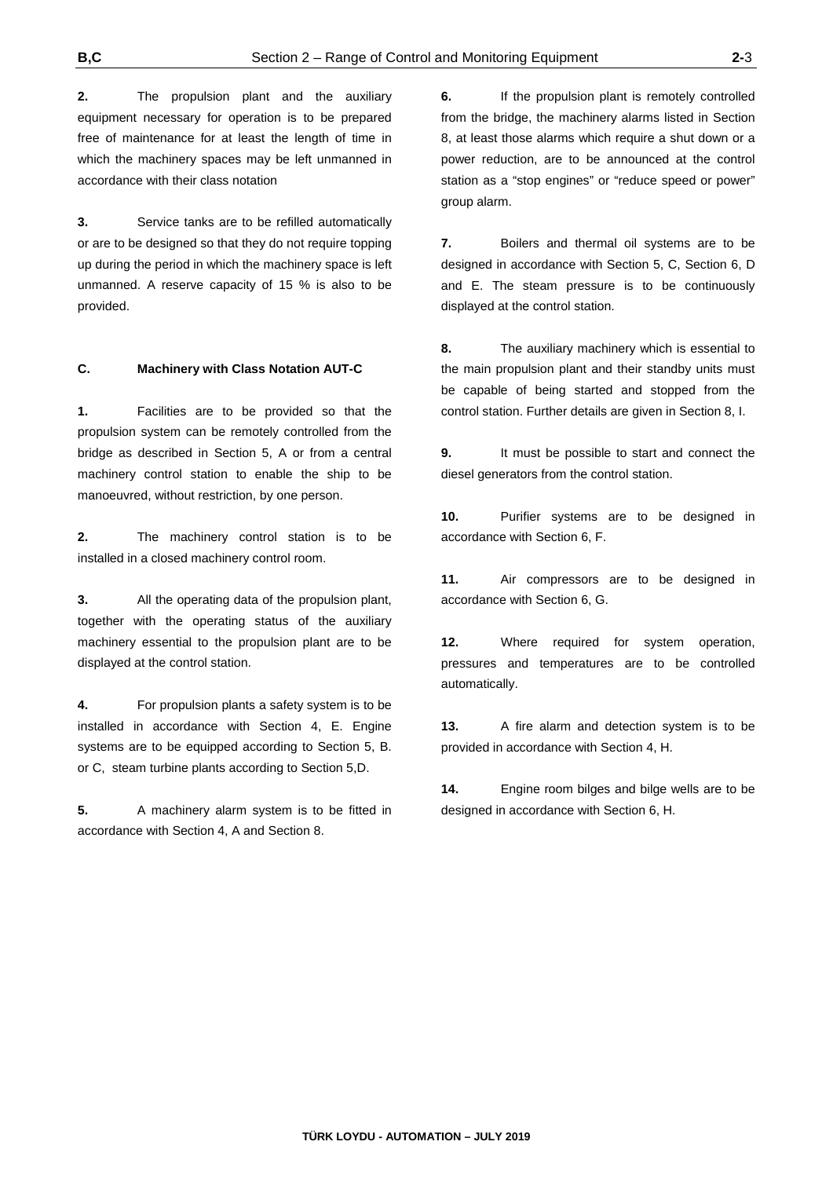**2.** The propulsion plant and the auxiliary equipment necessary for operation is to be prepared free of maintenance for at least the length of time in which the machinery spaces may be left unmanned in accordance with their class notation

**3.** Service tanks are to be refilled automatically or are to be designed so that they do not require topping up during the period in which the machinery space is left unmanned. A reserve capacity of 15 % is also to be provided.

## C. Machinery with Class Notation AUT-C

**1.** Facilities are to be provided so that the propulsion system can be remotely controlled from the bridge as described in Section 5, A or from a central machinery control station to enable the ship to be manoeuvred, without restriction, by one person.

**2.** The machinery control station is to be installed in a closed machinery control room.

**3.** All the operating data of the propulsion plant, together with the operating status of the auxiliary machinery essential to the propulsion plant are to be displayed at the control station.

**4.** For propulsion plants a safety system is to be installed in accordance with Section 4, E. Engine systems are to be equipped according to Section 5, B. or C, steam turbine plants according to Section 5,D.

**5.** A machinery alarm system is to be fitted in accordance with Section 4, A and Section 8.

**6.** If the propulsion plant is remotely controlled from the bridge, the machinery alarms listed in Section 8, at least those alarms which require a shut down or a power reduction, are to be announced at the control station as a "stop engines" or "reduce speed or power" group alarm.

**7.** Boilers and thermal oil systems are to be designed in accordance with Section 5, C, Section 6, D and E. The steam pressure is to be continuously displayed at the control station.

**8.** The auxiliary machinery which is essential to the main propulsion plant and their standby units must be capable of being started and stopped from the control station. Further details are given in Section 8, I.

**9.** It must be possible to start and connect the diesel generators from the control station.

**10.** Purifier systems are to be designed in accordance with Section 6, F.

**11.** Air compressors are to be designed in accordance with Section 6, G.

**12.** Where required for system operation, pressures and temperatures are to be controlled automatically.

**13.** A fire alarm and detection system is to be provided in accordance with Section 4, H.

**14.** Engine room bilges and bilge wells are to be designed in accordance with Section 6, H.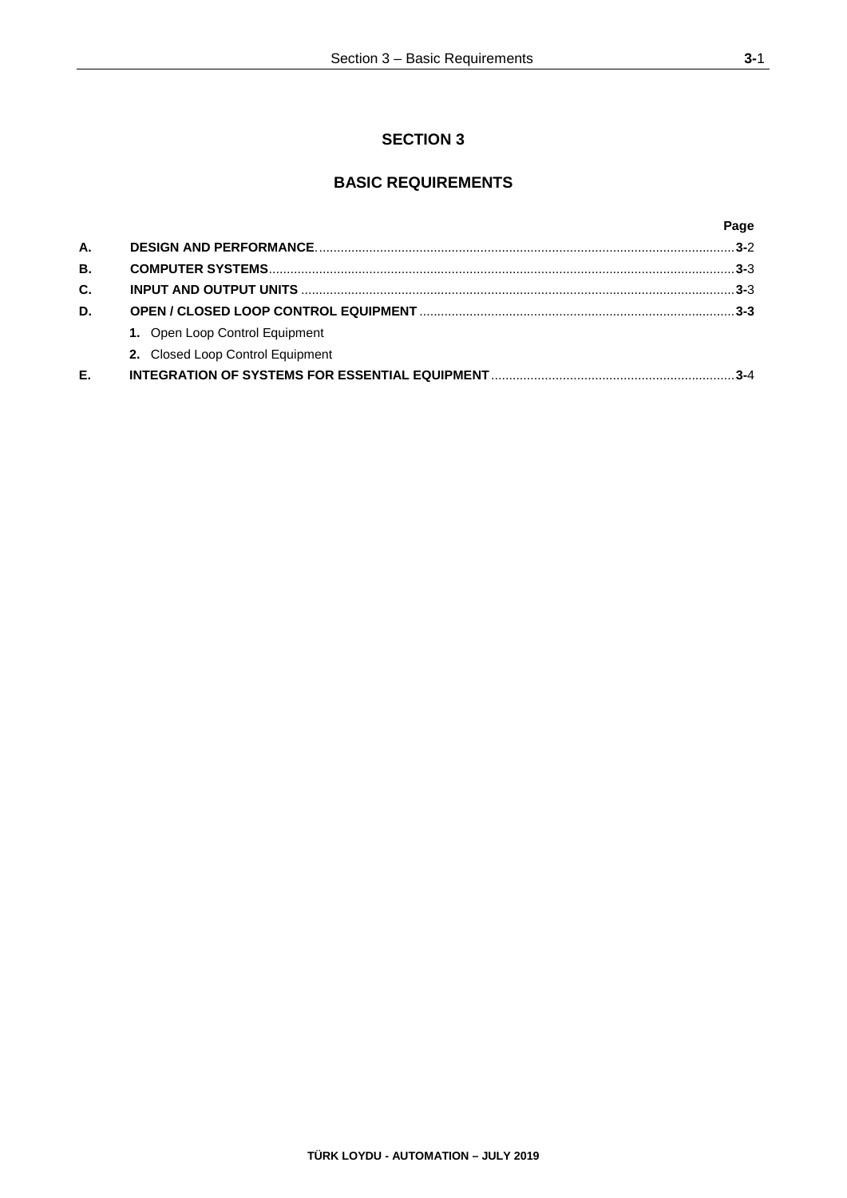# SECTION 3

## BASIC REQUIREMENTS

| | | Page |
|---|---|---|
| **A.** | **DESIGN AND PERFORMANCE** | **3-**2 |
| **B.** | **COMPUTER SYSTEMS** | **3-**3 |
| **C.** | **INPUT AND OUTPUT UNITS** | **3-**3 |
| **D.** | **OPEN / CLOSED LOOP CONTROL EQUIPMENT** | **3-3** |
| | **1.** Open Loop Control Equipment | |
| | **2.** Closed Loop Control Equipment | |
| **E.** | **INTEGRATION OF SYSTEMS FOR ESSENTIAL EQUIPMENT** | **3-**4 |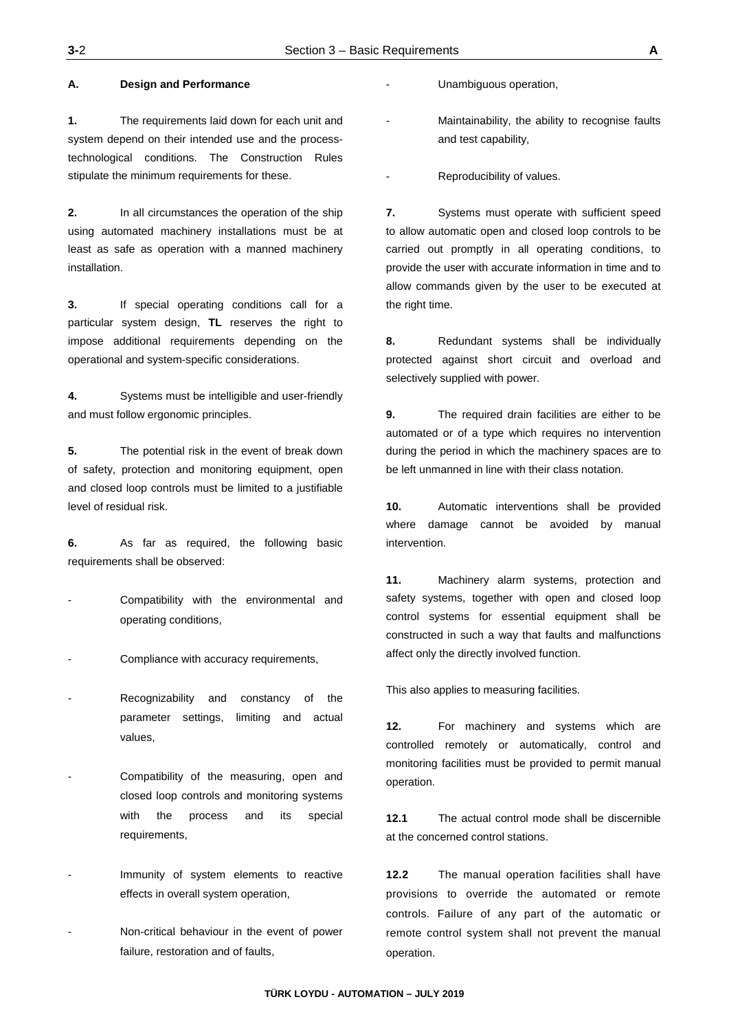## A. Design and Performance

**1.** The requirements laid down for each unit and system depend on their intended use and the process-technological conditions. The Construction Rules stipulate the minimum requirements for these.

**2.** In all circumstances the operation of the ship using automated machinery installations must be at least as safe as operation with a manned machinery installation.

**3.** If special operating conditions call for a particular system design, **TL** reserves the right to impose additional requirements depending on the operational and system-specific considerations.

**4.** Systems must be intelligible and user-friendly and must follow ergonomic principles.

**5.** The potential risk in the event of break down of safety, protection and monitoring equipment, open and closed loop controls must be limited to a justifiable level of residual risk.

**6.** As far as required, the following basic requirements shall be observed:

- Compatibility with the environmental and operating conditions,
- Compliance with accuracy requirements,
- Recognizability and constancy of the parameter settings, limiting and actual values,
- Compatibility of the measuring, open and closed loop controls and monitoring systems with the process and its special requirements,
- Immunity of system elements to reactive effects in overall system operation,
- Non-critical behaviour in the event of power failure, restoration and of faults,
- Unambiguous operation,
- Maintainability, the ability to recognise faults and test capability,
- Reproducibility of values.

**7.** Systems must operate with sufficient speed to allow automatic open and closed loop controls to be carried out promptly in all operating conditions, to provide the user with accurate information in time and to allow commands given by the user to be executed at the right time.

**8.** Redundant systems shall be individually protected against short circuit and overload and selectively supplied with power.

**9.** The required drain facilities are either to be automated or of a type which requires no intervention during the period in which the machinery spaces are to be left unmanned in line with their class notation.

**10.** Automatic interventions shall be provided where damage cannot be avoided by manual intervention.

**11.** Machinery alarm systems, protection and safety systems, together with open and closed loop control systems for essential equipment shall be constructed in such a way that faults and malfunctions affect only the directly involved function.

This also applies to measuring facilities.

**12.** For machinery and systems which are controlled remotely or automatically, control and monitoring facilities must be provided to permit manual operation.

**12.1** The actual control mode shall be discernible at the concerned control stations.

**12.2** The manual operation facilities shall have provisions to override the automated or remote controls. Failure of any part of the automatic or remote control system shall not prevent the manual operation.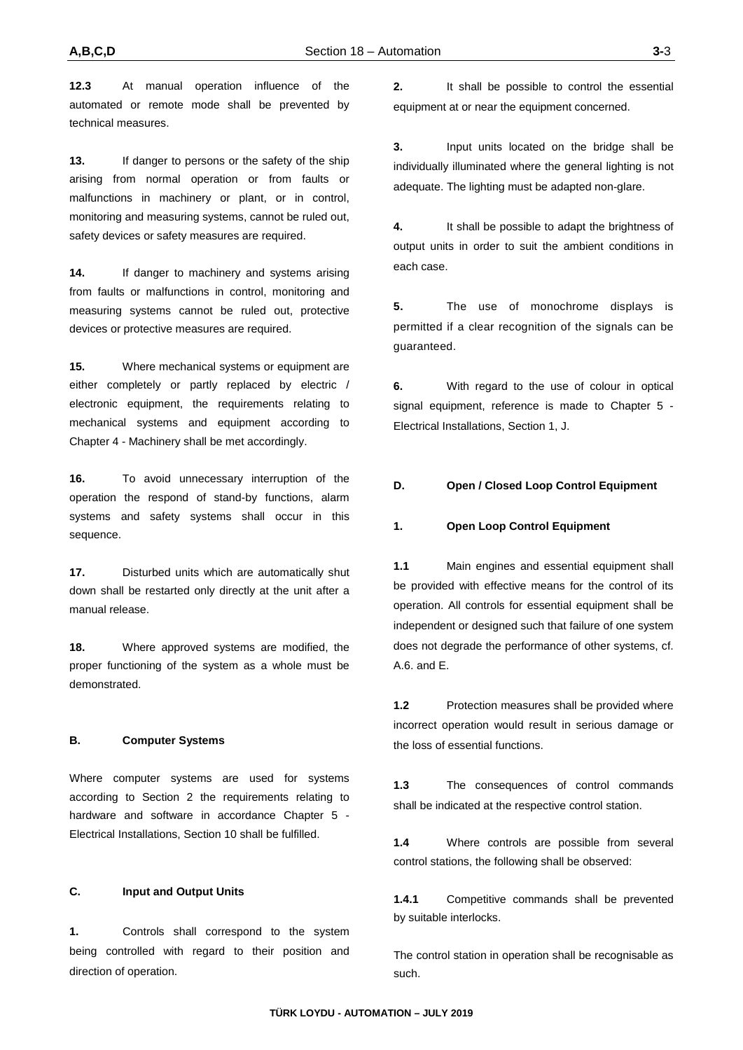**12.3** At manual operation influence of the automated or remote mode shall be prevented by technical measures.

**13.** If danger to persons or the safety of the ship arising from normal operation or from faults or malfunctions in machinery or plant, or in control, monitoring and measuring systems, cannot be ruled out, safety devices or safety measures are required.

**14.** If danger to machinery and systems arising from faults or malfunctions in control, monitoring and measuring systems cannot be ruled out, protective devices or protective measures are required.

**15.** Where mechanical systems or equipment are either completely or partly replaced by electric / electronic equipment, the requirements relating to mechanical systems and equipment according to Chapter 4 - Machinery shall be met accordingly.

**16.** To avoid unnecessary interruption of the operation the respond of stand-by functions, alarm systems and safety systems shall occur in this sequence.

**17.** Disturbed units which are automatically shut down shall be restarted only directly at the unit after a manual release.

**18.** Where approved systems are modified, the proper functioning of the system as a whole must be demonstrated.

## B. Computer Systems

Where computer systems are used for systems according to Section 2 the requirements relating to hardware and software in accordance Chapter 5 - Electrical Installations, Section 10 shall be fulfilled.

## C. Input and Output Units

**1.** Controls shall correspond to the system being controlled with regard to their position and direction of operation.

**2.** It shall be possible to control the essential equipment at or near the equipment concerned.

**3.** Input units located on the bridge shall be individually illuminated where the general lighting is not adequate. The lighting must be adapted non-glare.

**4.** It shall be possible to adapt the brightness of output units in order to suit the ambient conditions in each case.

**5.** The use of monochrome displays is permitted if a clear recognition of the signals can be guaranteed.

**6.** With regard to the use of colour in optical signal equipment, reference is made to Chapter 5 - Electrical Installations, Section 1, J.

## D. Open / Closed Loop Control Equipment

### 1. Open Loop Control Equipment

**1.1** Main engines and essential equipment shall be provided with effective means for the control of its operation. All controls for essential equipment shall be independent or designed such that failure of one system does not degrade the performance of other systems, cf. A.6. and E.

**1.2** Protection measures shall be provided where incorrect operation would result in serious damage or the loss of essential functions.

**1.3** The consequences of control commands shall be indicated at the respective control station.

**1.4** Where controls are possible from several control stations, the following shall be observed:

**1.4.1** Competitive commands shall be prevented by suitable interlocks.

The control station in operation shall be recognisable as such.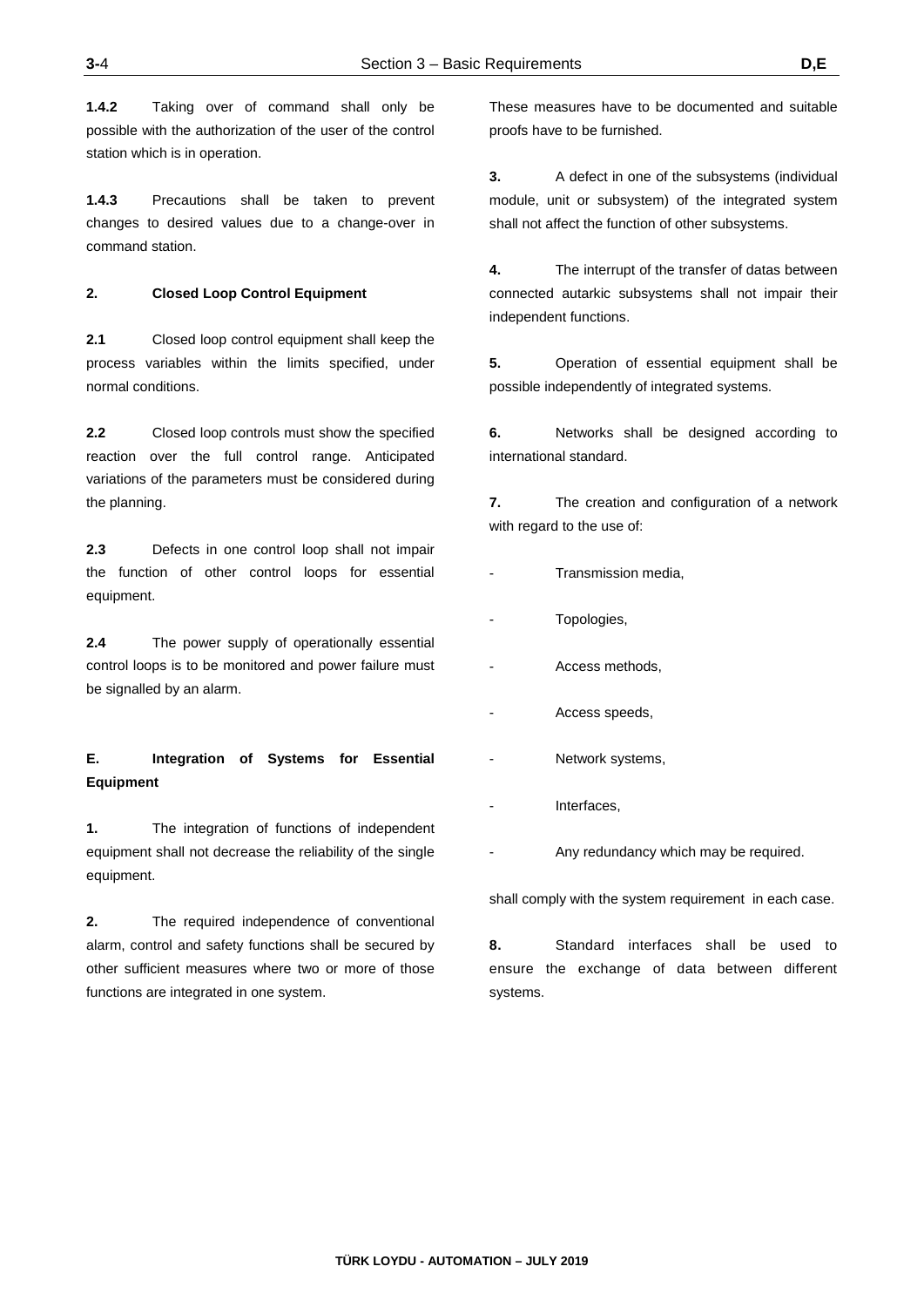**1.4.2** Taking over of command shall only be possible with the authorization of the user of the control station which is in operation.

**1.4.3** Precautions shall be taken to prevent changes to desired values due to a change-over in command station.

**2. Closed Loop Control Equipment**

**2.1** Closed loop control equipment shall keep the process variables within the limits specified, under normal conditions.

**2.2** Closed loop controls must show the specified reaction over the full control range. Anticipated variations of the parameters must be considered during the planning.

**2.3** Defects in one control loop shall not impair the function of other control loops for essential equipment.

**2.4** The power supply of operationally essential control loops is to be monitored and power failure must be signalled by an alarm.

## E. Integration of Systems for Essential Equipment

**1.** The integration of functions of independent equipment shall not decrease the reliability of the single equipment.

**2.** The required independence of conventional alarm, control and safety functions shall be secured by other sufficient measures where two or more of those functions are integrated in one system.

These measures have to be documented and suitable proofs have to be furnished.

**3.** A defect in one of the subsystems (individual module, unit or subsystem) of the integrated system shall not affect the function of other subsystems.

**4.** The interrupt of the transfer of datas between connected autarkic subsystems shall not impair their independent functions.

**5.** Operation of essential equipment shall be possible independently of integrated systems.

**6.** Networks shall be designed according to international standard.

**7.** The creation and configuration of a network with regard to the use of:

- Transmission media,
- Topologies,
- Access methods,
- Access speeds,
- Network systems,
- Interfaces,
- Any redundancy which may be required.

shall comply with the system requirement in each case.

**8.** Standard interfaces shall be used to ensure the exchange of data between different systems.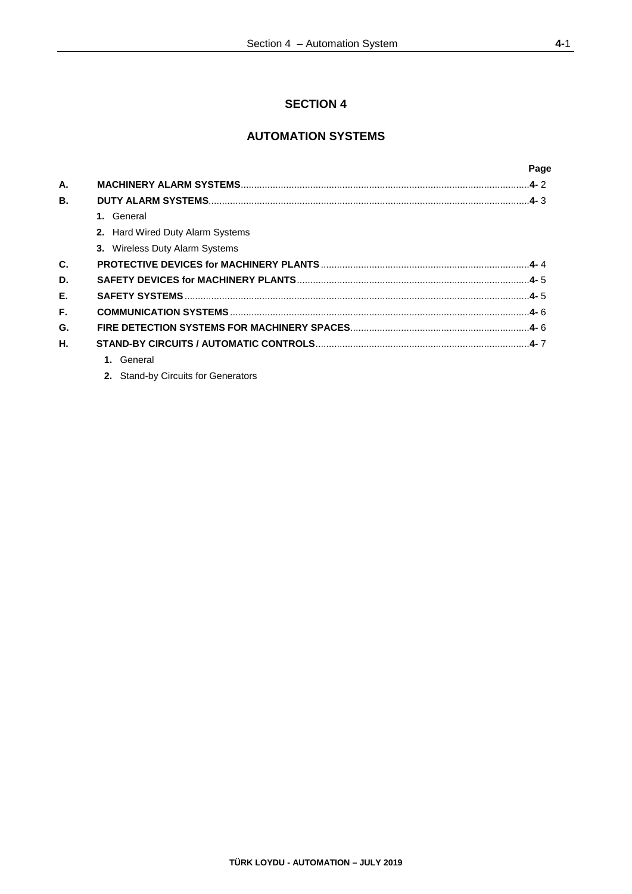# SECTION 4

## AUTOMATION SYSTEMS

| | | Page |
|---|---|---|
| **A.** | **MACHINERY ALARM SYSTEMS** | **4-** 2 |
| **B.** | **DUTY ALARM SYSTEMS** | **4-** 3 |
| | **1.** General | |
| | **2.** Hard Wired Duty Alarm Systems | |
| | **3.** Wireless Duty Alarm Systems | |
| **C.** | **PROTECTIVE DEVICES for MACHINERY PLANTS** | **4-** 4 |
| **D.** | **SAFETY DEVICES for MACHINERY PLANTS** | **4-** 5 |
| **E.** | **SAFETY SYSTEMS** | **4-** 5 |
| **F.** | **COMMUNICATION SYSTEMS** | **4-** 6 |
| **G.** | **FIRE DETECTION SYSTEMS FOR MACHINERY SPACES** | **4-** 6 |
| **H.** | **STAND-BY CIRCUITS / AUTOMATIC CONTROLS** | **4-** 7 |
| | **1.** General | |
| | **2.** Stand-by Circuits for Generators | |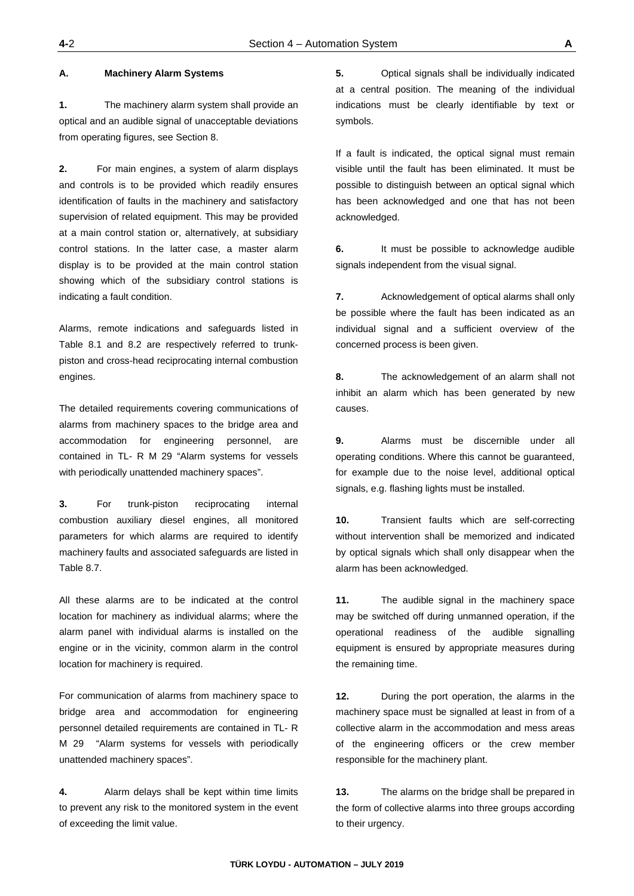## A. Machinery Alarm Systems

**1.** The machinery alarm system shall provide an optical and an audible signal of unacceptable deviations from operating figures, see Section 8.

**2.** For main engines, a system of alarm displays and controls is to be provided which readily ensures identification of faults in the machinery and satisfactory supervision of related equipment. This may be provided at a main control station or, alternatively, at subsidiary control stations. In the latter case, a master alarm display is to be provided at the main control station showing which of the subsidiary control stations is indicating a fault condition.

Alarms, remote indications and safeguards listed in Table 8.1 and 8.2 are respectively referred to trunk-piston and cross-head reciprocating internal combustion engines.

The detailed requirements covering communications of alarms from machinery spaces to the bridge area and accommodation for engineering personnel, are contained in TL- R M 29 "Alarm systems for vessels with periodically unattended machinery spaces".

**3.** For trunk-piston reciprocating internal combustion auxiliary diesel engines, all monitored parameters for which alarms are required to identify machinery faults and associated safeguards are listed in Table 8.7.

All these alarms are to be indicated at the control location for machinery as individual alarms; where the alarm panel with individual alarms is installed on the engine or in the vicinity, common alarm in the control location for machinery is required.

For communication of alarms from machinery space to bridge area and accommodation for engineering personnel detailed requirements are contained in TL- R M 29 "Alarm systems for vessels with periodically unattended machinery spaces".

**4.** Alarm delays shall be kept within time limits to prevent any risk to the monitored system in the event of exceeding the limit value.

**5.** Optical signals shall be individually indicated at a central position. The meaning of the individual indications must be clearly identifiable by text or symbols.

If a fault is indicated, the optical signal must remain visible until the fault has been eliminated. It must be possible to distinguish between an optical signal which has been acknowledged and one that has not been acknowledged.

**6.** It must be possible to acknowledge audible signals independent from the visual signal.

**7.** Acknowledgement of optical alarms shall only be possible where the fault has been indicated as an individual signal and a sufficient overview of the concerned process is been given.

**8.** The acknowledgement of an alarm shall not inhibit an alarm which has been generated by new causes.

**9.** Alarms must be discernible under all operating conditions. Where this cannot be guaranteed, for example due to the noise level, additional optical signals, e.g. flashing lights must be installed.

**10.** Transient faults which are self-correcting without intervention shall be memorized and indicated by optical signals which shall only disappear when the alarm has been acknowledged.

**11.** The audible signal in the machinery space may be switched off during unmanned operation, if the operational readiness of the audible signalling equipment is ensured by appropriate measures during the remaining time.

**12.** During the port operation, the alarms in the machinery space must be signalled at least in from of a collective alarm in the accommodation and mess areas of the engineering officers or the crew member responsible for the machinery plant.

**13.** The alarms on the bridge shall be prepared in the form of collective alarms into three groups according to their urgency.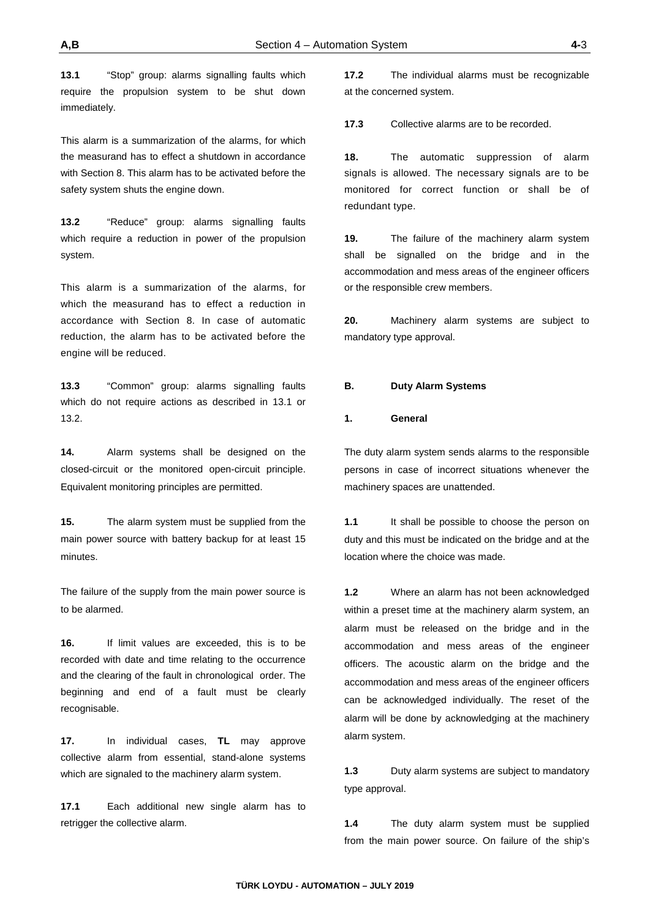**13.1** "Stop" group: alarms signalling faults which require the propulsion system to be shut down immediately.

This alarm is a summarization of the alarms, for which the measurand has to effect a shutdown in accordance with Section 8. This alarm has to be activated before the safety system shuts the engine down.

**13.2** "Reduce" group: alarms signalling faults which require a reduction in power of the propulsion system.

This alarm is a summarization of the alarms, for which the measurand has to effect a reduction in accordance with Section 8. In case of automatic reduction, the alarm has to be activated before the engine will be reduced.

**13.3** "Common" group: alarms signalling faults which do not require actions as described in 13.1 or 13.2.

**14.** Alarm systems shall be designed on the closed-circuit or the monitored open-circuit principle. Equivalent monitoring principles are permitted.

**15.** The alarm system must be supplied from the main power source with battery backup for at least 15 minutes.

The failure of the supply from the main power source is to be alarmed.

**16.** If limit values are exceeded, this is to be recorded with date and time relating to the occurrence and the clearing of the fault in chronological order. The beginning and end of a fault must be clearly recognisable.

**17.** In individual cases, **TL** may approve collective alarm from essential, stand-alone systems which are signaled to the machinery alarm system.

**17.1** Each additional new single alarm has to retrigger the collective alarm.

**17.2** The individual alarms must be recognizable at the concerned system.

**17.3** Collective alarms are to be recorded.

**18.** The automatic suppression of alarm signals is allowed. The necessary signals are to be monitored for correct function or shall be of redundant type.

**19.** The failure of the machinery alarm system shall be signalled on the bridge and in the accommodation and mess areas of the engineer officers or the responsible crew members.

**20.** Machinery alarm systems are subject to mandatory type approval.

## B. Duty Alarm Systems

### 1. General

The duty alarm system sends alarms to the responsible persons in case of incorrect situations whenever the machinery spaces are unattended.

**1.1** It shall be possible to choose the person on duty and this must be indicated on the bridge and at the location where the choice was made.

**1.2** Where an alarm has not been acknowledged within a preset time at the machinery alarm system, an alarm must be released on the bridge and in the accommodation and mess areas of the engineer officers. The acoustic alarm on the bridge and the accommodation and mess areas of the engineer officers can be acknowledged individually. The reset of the alarm will be done by acknowledging at the machinery alarm system.

**1.3** Duty alarm systems are subject to mandatory type approval.

**1.4** The duty alarm system must be supplied from the main power source. On failure of the ship's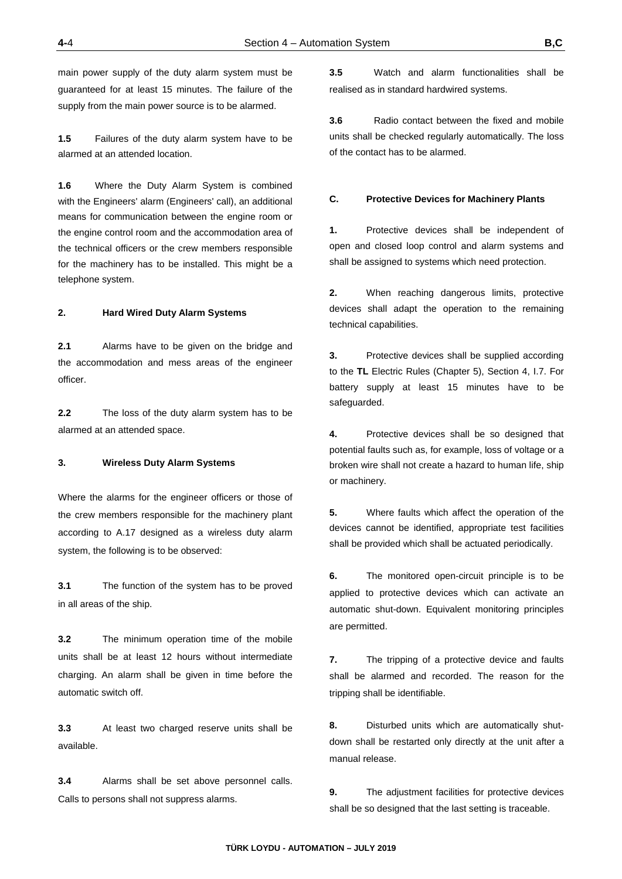main power supply of the duty alarm system must be guaranteed for at least 15 minutes. The failure of the supply from the main power source is to be alarmed.

**1.5** Failures of the duty alarm system have to be alarmed at an attended location.

**1.6** Where the Duty Alarm System is combined with the Engineers' alarm (Engineers' call), an additional means for communication between the engine room or the engine control room and the accommodation area of the technical officers or the crew members responsible for the machinery has to be installed. This might be a telephone system.

**2. Hard Wired Duty Alarm Systems**

**2.1** Alarms have to be given on the bridge and the accommodation and mess areas of the engineer officer.

**2.2** The loss of the duty alarm system has to be alarmed at an attended space.

**3. Wireless Duty Alarm Systems**

Where the alarms for the engineer officers or those of the crew members responsible for the machinery plant according to A.17 designed as a wireless duty alarm system, the following is to be observed:

**3.1** The function of the system has to be proved in all areas of the ship.

**3.2** The minimum operation time of the mobile units shall be at least 12 hours without intermediate charging. An alarm shall be given in time before the automatic switch off.

**3.3** At least two charged reserve units shall be available.

**3.4** Alarms shall be set above personnel calls. Calls to persons shall not suppress alarms.

**3.5** Watch and alarm functionalities shall be realised as in standard hardwired systems.

**3.6** Radio contact between the fixed and mobile units shall be checked regularly automatically. The loss of the contact has to be alarmed.

## C. Protective Devices for Machinery Plants

**1.** Protective devices shall be independent of open and closed loop control and alarm systems and shall be assigned to systems which need protection.

**2.** When reaching dangerous limits, protective devices shall adapt the operation to the remaining technical capabilities.

**3.** Protective devices shall be supplied according to the **TL** Electric Rules (Chapter 5), Section 4, I.7. For battery supply at least 15 minutes have to be safeguarded.

**4.** Protective devices shall be so designed that potential faults such as, for example, loss of voltage or a broken wire shall not create a hazard to human life, ship or machinery.

**5.** Where faults which affect the operation of the devices cannot be identified, appropriate test facilities shall be provided which shall be actuated periodically.

**6.** The monitored open-circuit principle is to be applied to protective devices which can activate an automatic shut-down. Equivalent monitoring principles are permitted.

**7.** The tripping of a protective device and faults shall be alarmed and recorded. The reason for the tripping shall be identifiable.

**8.** Disturbed units which are automatically shut-down shall be restarted only directly at the unit after a manual release.

**9.** The adjustment facilities for protective devices shall be so designed that the last setting is traceable.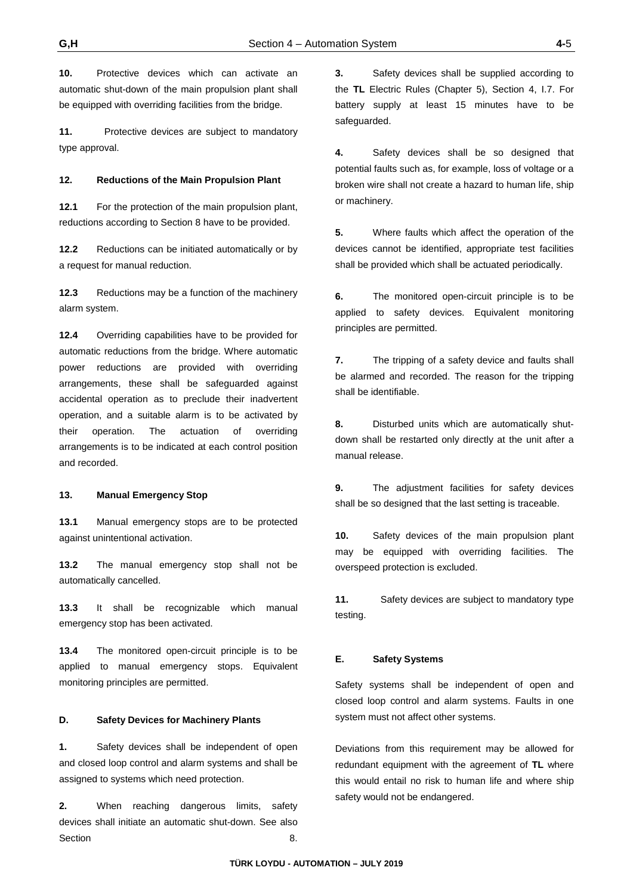**10.** Protective devices which can activate an automatic shut-down of the main propulsion plant shall be equipped with overriding facilities from the bridge.

**11.** Protective devices are subject to mandatory type approval.

**12. Reductions of the Main Propulsion Plant**

**12.1** For the protection of the main propulsion plant, reductions according to Section 8 have to be provided.

**12.2** Reductions can be initiated automatically or by a request for manual reduction.

**12.3** Reductions may be a function of the machinery alarm system.

**12.4** Overriding capabilities have to be provided for automatic reductions from the bridge. Where automatic power reductions are provided with overriding arrangements, these shall be safeguarded against accidental operation as to preclude their inadvertent operation, and a suitable alarm is to be activated by their operation. The actuation of overriding arrangements is to be indicated at each control position and recorded.

**13. Manual Emergency Stop**

**13.1** Manual emergency stops are to be protected against unintentional activation.

**13.2** The manual emergency stop shall not be automatically cancelled.

**13.3** It shall be recognizable which manual emergency stop has been activated.

**13.4** The monitored open-circuit principle is to be applied to manual emergency stops. Equivalent monitoring principles are permitted.

## D. Safety Devices for Machinery Plants

**1.** Safety devices shall be independent of open and closed loop control and alarm systems and shall be assigned to systems which need protection.

**2.** When reaching dangerous limits, safety devices shall initiate an automatic shut-down. See also Section 8.

**3.** Safety devices shall be supplied according to the **TL** Electric Rules (Chapter 5), Section 4, I.7. For battery supply at least 15 minutes have to be safeguarded.

**4.** Safety devices shall be so designed that potential faults such as, for example, loss of voltage or a broken wire shall not create a hazard to human life, ship or machinery.

**5.** Where faults which affect the operation of the devices cannot be identified, appropriate test facilities shall be provided which shall be actuated periodically.

**6.** The monitored open-circuit principle is to be applied to safety devices. Equivalent monitoring principles are permitted.

**7.** The tripping of a safety device and faults shall be alarmed and recorded. The reason for the tripping shall be identifiable.

**8.** Disturbed units which are automatically shut-down shall be restarted only directly at the unit after a manual release.

**9.** The adjustment facilities for safety devices shall be so designed that the last setting is traceable.

**10.** Safety devices of the main propulsion plant may be equipped with overriding facilities. The overspeed protection is excluded.

**11.** Safety devices are subject to mandatory type testing.

## E. Safety Systems

Safety systems shall be independent of open and closed loop control and alarm systems. Faults in one system must not affect other systems.

Deviations from this requirement may be allowed for redundant equipment with the agreement of **TL** where this would entail no risk to human life and where ship safety would not be endangered.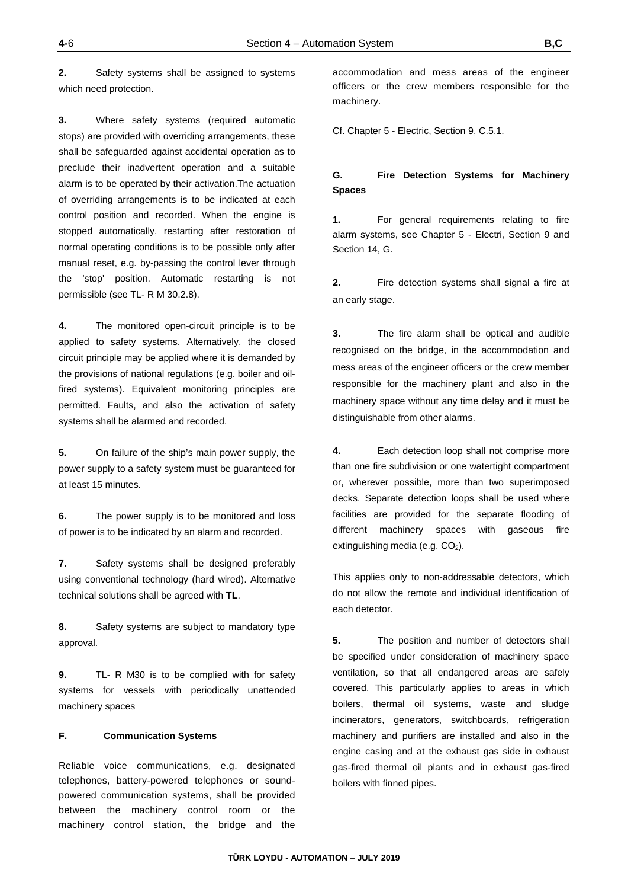**2.** Safety systems shall be assigned to systems which need protection.

**3.** Where safety systems (required automatic stops) are provided with overriding arrangements, these shall be safeguarded against accidental operation as to preclude their inadvertent operation and a suitable alarm is to be operated by their activation.The actuation of overriding arrangements is to be indicated at each control position and recorded. When the engine is stopped automatically, restarting after restoration of normal operating conditions is to be possible only after manual reset, e.g. by-passing the control lever through the 'stop' position. Automatic restarting is not permissible (see TL- R M 30.2.8).

**4.** The monitored open-circuit principle is to be applied to safety systems. Alternatively, the closed circuit principle may be applied where it is demanded by the provisions of national regulations (e.g. boiler and oil-fired systems). Equivalent monitoring principles are permitted. Faults, and also the activation of safety systems shall be alarmed and recorded.

**5.** On failure of the ship's main power supply, the power supply to a safety system must be guaranteed for at least 15 minutes.

**6.** The power supply is to be monitored and loss of power is to be indicated by an alarm and recorded.

**7.** Safety systems shall be designed preferably using conventional technology (hard wired). Alternative technical solutions shall be agreed with **TL**.

**8.** Safety systems are subject to mandatory type approval.

**9.** TL- R M30 is to be complied with for safety systems for vessels with periodically unattended machinery spaces

## F. Communication Systems

Reliable voice communications, e.g. designated telephones, battery-powered telephones or sound-powered communication systems, shall be provided between the machinery control room or the machinery control station, the bridge and the accommodation and mess areas of the engineer officers or the crew members responsible for the machinery.

Cf. Chapter 5 - Electric, Section 9, C.5.1.

## G. Fire Detection Systems for Machinery Spaces

**1.** For general requirements relating to fire alarm systems, see Chapter 5 - Electri, Section 9 and Section 14, G.

**2.** Fire detection systems shall signal a fire at an early stage.

**3.** The fire alarm shall be optical and audible recognised on the bridge, in the accommodation and mess areas of the engineer officers or the crew member responsible for the machinery plant and also in the machinery space without any time delay and it must be distinguishable from other alarms.

**4.** Each detection loop shall not comprise more than one fire subdivision or one watertight compartment or, wherever possible, more than two superimposed decks. Separate detection loops shall be used where facilities are provided for the separate flooding of different machinery spaces with gaseous fire extinguishing media (e.g. $CO_2$).

This applies only to non-addressable detectors, which do not allow the remote and individual identification of each detector.

**5.** The position and number of detectors shall be specified under consideration of machinery space ventilation, so that all endangered areas are safely covered. This particularly applies to areas in which boilers, thermal oil systems, waste and sludge incinerators, generators, switchboards, refrigeration machinery and purifiers are installed and also in the engine casing and at the exhaust gas side in exhaust gas-fired thermal oil plants and in exhaust gas-fired boilers with finned pipes.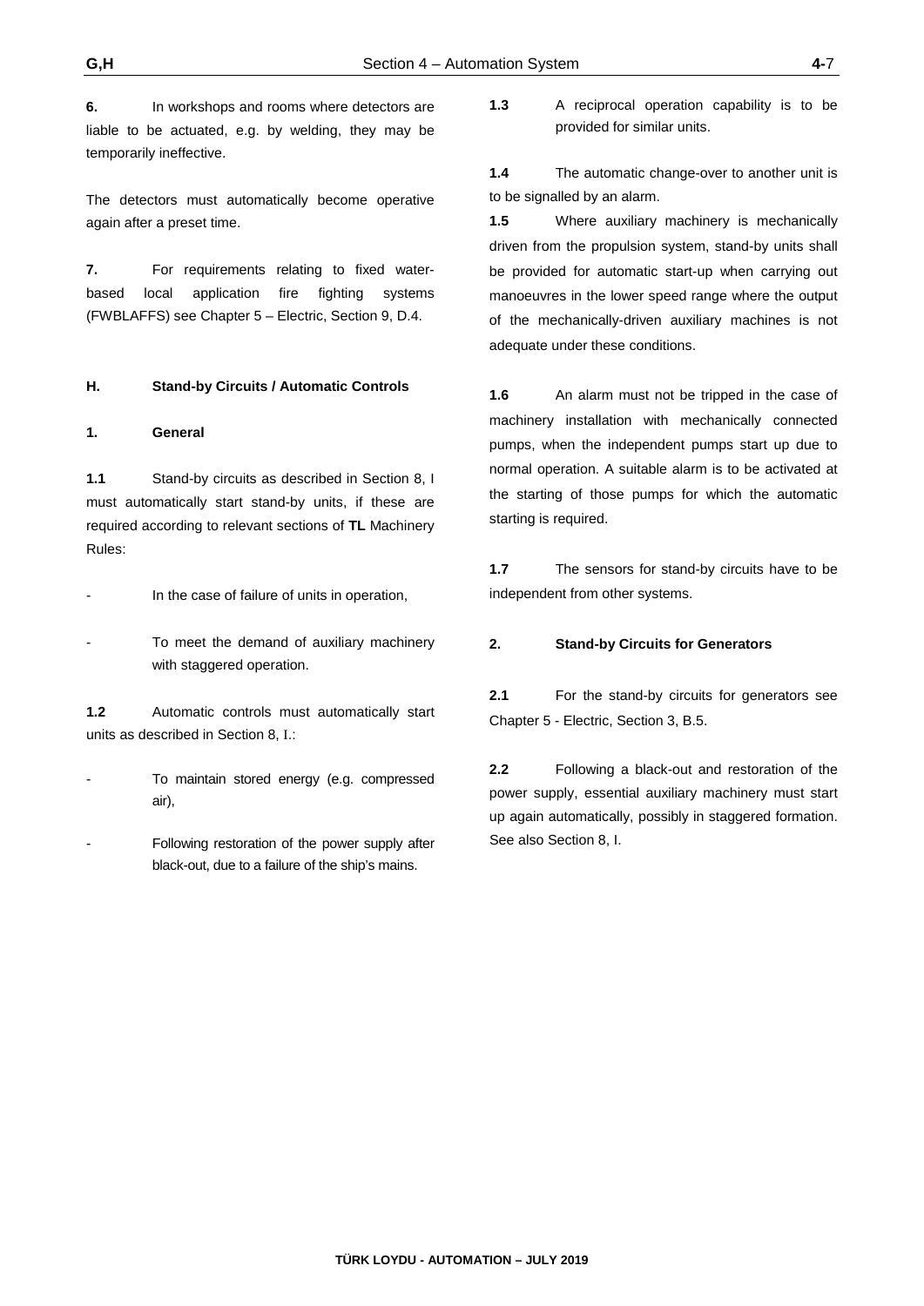**6.** In workshops and rooms where detectors are liable to be actuated, e.g. by welding, they may be temporarily ineffective.

The detectors must automatically become operative again after a preset time.

**7.** For requirements relating to fixed water-based local application fire fighting systems (FWBLAFFS) see Chapter 5 – Electric, Section 9, D.4.

## H. Stand-by Circuits / Automatic Controls

### 1. General

**1.1** Stand-by circuits as described in Section 8, I must automatically start stand-by units, if these are required according to relevant sections of **TL** Machinery Rules:

- In the case of failure of units in operation,
- To meet the demand of auxiliary machinery with staggered operation.

**1.2** Automatic controls must automatically start units as described in Section 8, I.:

- To maintain stored energy (e.g. compressed air),
- Following restoration of the power supply after black-out, due to a failure of the ship's mains.

**1.3** A reciprocal operation capability is to be provided for similar units.

**1.4** The automatic change-over to another unit is to be signalled by an alarm.

**1.5** Where auxiliary machinery is mechanically driven from the propulsion system, stand-by units shall be provided for automatic start-up when carrying out manoeuvres in the lower speed range where the output of the mechanically-driven auxiliary machines is not adequate under these conditions.

**1.6** An alarm must not be tripped in the case of machinery installation with mechanically connected pumps, when the independent pumps start up due to normal operation. A suitable alarm is to be activated at the starting of those pumps for which the automatic starting is required.

**1.7** The sensors for stand-by circuits have to be independent from other systems.

### 2. Stand-by Circuits for Generators

**2.1** For the stand-by circuits for generators see Chapter 5 - Electric, Section 3, B.5.

**2.2** Following a black-out and restoration of the power supply, essential auxiliary machinery must start up again automatically, possibly in staggered formation. See also Section 8, I.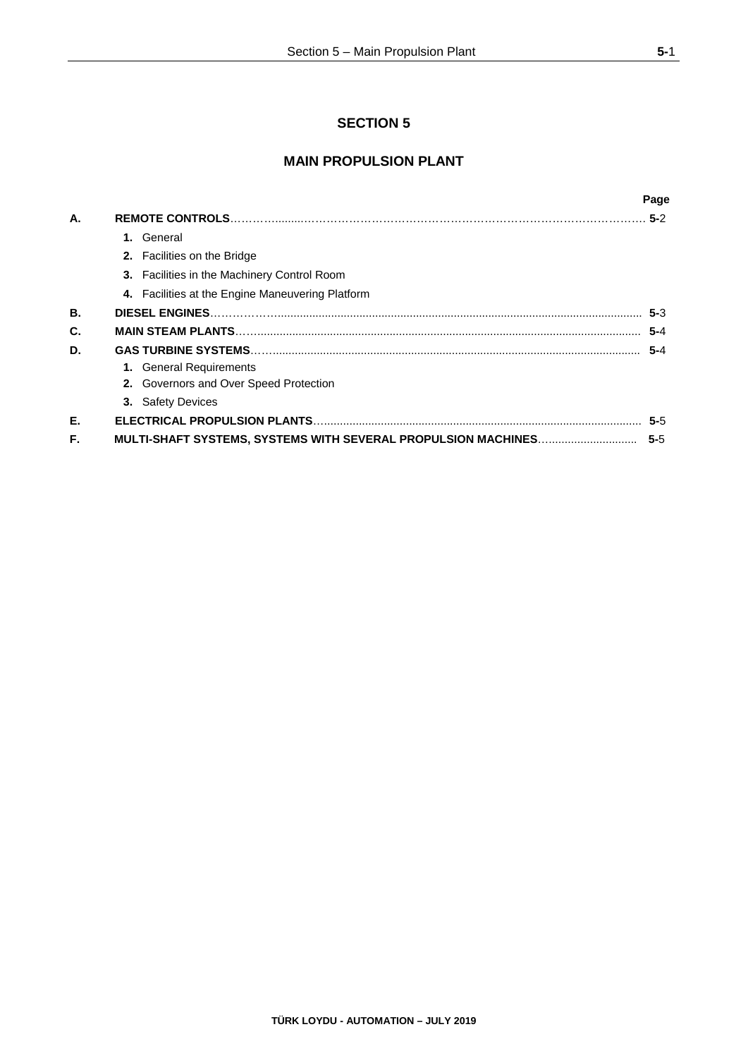# SECTION 5

## MAIN PROPULSION PLANT

| | | Page |
|---|---|---|
| **A.** | **REMOTE CONTROLS** | **5-**2 |
| | **1.** General | |
| | **2.** Facilities on the Bridge | |
| | **3.** Facilities in the Machinery Control Room | |
| | **4.** Facilities at the Engine Maneuvering Platform | |
| **B.** | **DIESEL ENGINES** | **5-**3 |
| **C.** | **MAIN STEAM PLANTS** | **5-**4 |
| **D.** | **GAS TURBINE SYSTEMS** | **5-**4 |
| | **1.** General Requirements | |
| | **2.** Governors and Over Speed Protection | |
| | **3.** Safety Devices | |
| **E.** | **ELECTRICAL PROPULSION PLANTS** | **5-**5 |
| **F.** | **MULTI-SHAFT SYSTEMS, SYSTEMS WITH SEVERAL PROPULSION MACHINES** | **5-**5 |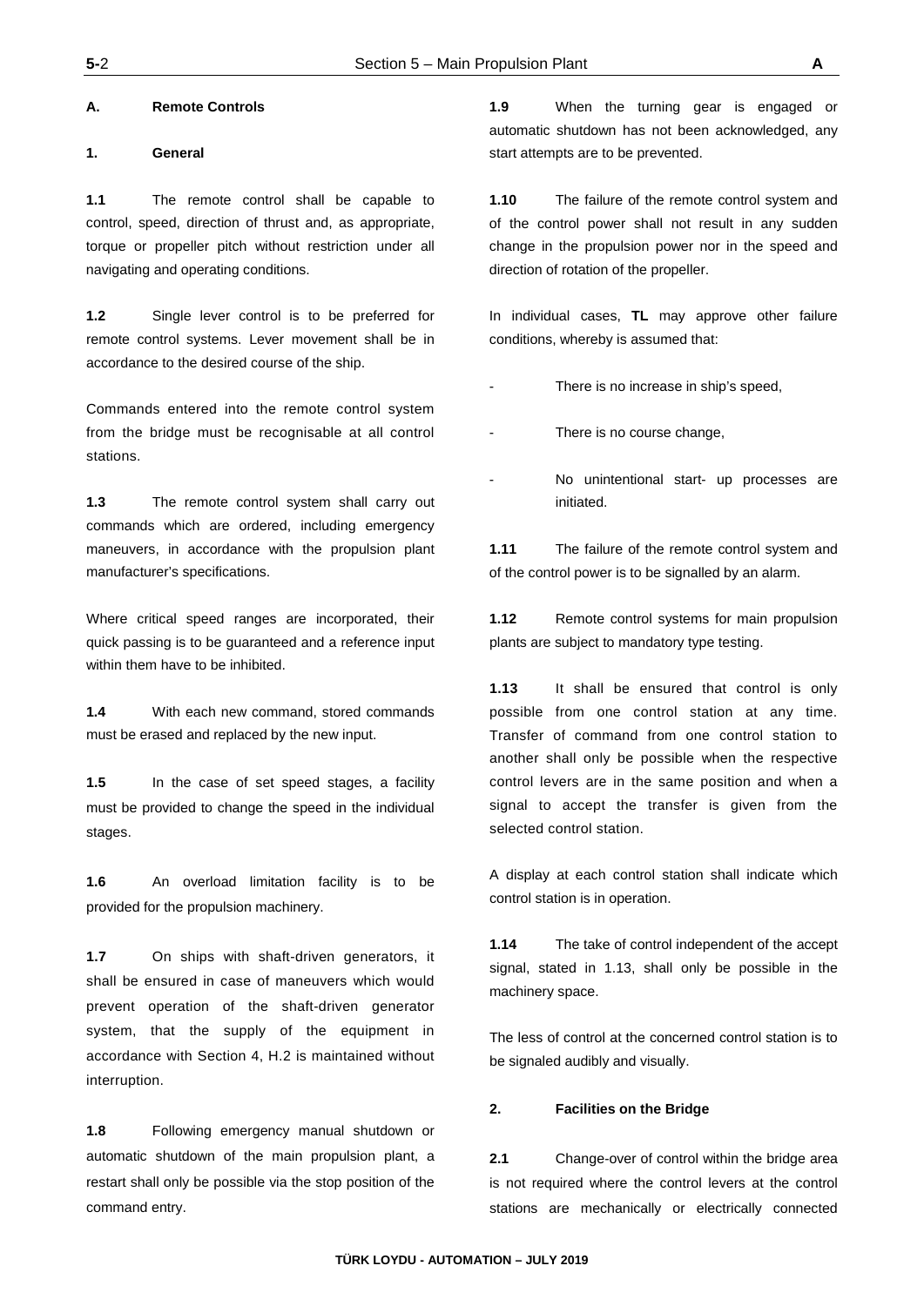## A. Remote Controls

### 1. General

**1.1** The remote control shall be capable to control, speed, direction of thrust and, as appropriate, torque or propeller pitch without restriction under all navigating and operating conditions.

**1.2** Single lever control is to be preferred for remote control systems. Lever movement shall be in accordance to the desired course of the ship.

Commands entered into the remote control system from the bridge must be recognisable at all control stations.

**1.3** The remote control system shall carry out commands which are ordered, including emergency maneuvers, in accordance with the propulsion plant manufacturer's specifications.

Where critical speed ranges are incorporated, their quick passing is to be guaranteed and a reference input within them have to be inhibited.

**1.4** With each new command, stored commands must be erased and replaced by the new input.

**1.5** In the case of set speed stages, a facility must be provided to change the speed in the individual stages.

**1.6** An overload limitation facility is to be provided for the propulsion machinery.

**1.7** On ships with shaft-driven generators, it shall be ensured in case of maneuvers which would prevent operation of the shaft-driven generator system, that the supply of the equipment in accordance with Section 4, H.2 is maintained without interruption.

**1.8** Following emergency manual shutdown or automatic shutdown of the main propulsion plant, a restart shall only be possible via the stop position of the command entry.

**1.9** When the turning gear is engaged or automatic shutdown has not been acknowledged, any start attempts are to be prevented.

**1.10** The failure of the remote control system and of the control power shall not result in any sudden change in the propulsion power nor in the speed and direction of rotation of the propeller.

In individual cases, **TL** may approve other failure conditions, whereby is assumed that:

- There is no increase in ship's speed,
- There is no course change,
- No unintentional start- up processes are initiated.

**1.11** The failure of the remote control system and of the control power is to be signalled by an alarm.

**1.12** Remote control systems for main propulsion plants are subject to mandatory type testing.

**1.13** It shall be ensured that control is only possible from one control station at any time. Transfer of command from one control station to another shall only be possible when the respective control levers are in the same position and when a signal to accept the transfer is given from the selected control station.

A display at each control station shall indicate which control station is in operation.

**1.14** The take of control independent of the accept signal, stated in 1.13, shall only be possible in the machinery space.

The less of control at the concerned control station is to be signaled audibly and visually.

### 2. Facilities on the Bridge

**2.1** Change-over of control within the bridge area is not required where the control levers at the control stations are mechanically or electrically connected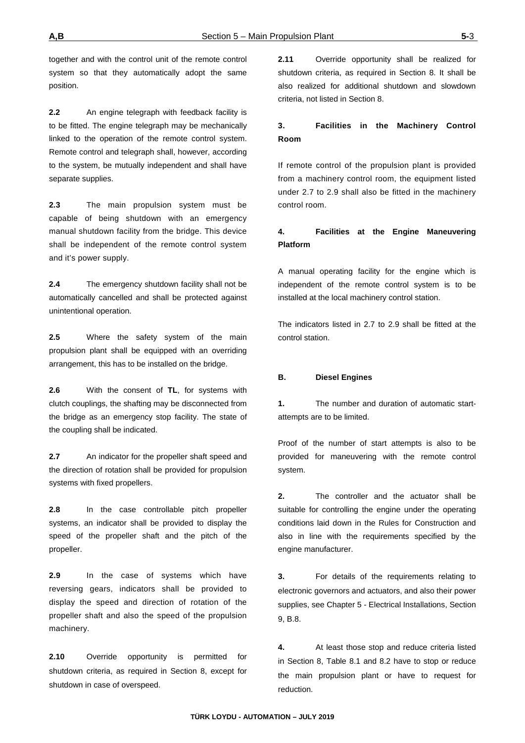together and with the control unit of the remote control system so that they automatically adopt the same position.

**2.2** An engine telegraph with feedback facility is to be fitted. The engine telegraph may be mechanically linked to the operation of the remote control system. Remote control and telegraph shall, however, according to the system, be mutually independent and shall have separate supplies.

**2.3** The main propulsion system must be capable of being shutdown with an emergency manual shutdown facility from the bridge. This device shall be independent of the remote control system and it's power supply.

**2.4** The emergency shutdown facility shall not be automatically cancelled and shall be protected against unintentional operation.

**2.5** Where the safety system of the main propulsion plant shall be equipped with an overriding arrangement, this has to be installed on the bridge.

**2.6** With the consent of **TL**, for systems with clutch couplings, the shafting may be disconnected from the bridge as an emergency stop facility. The state of the coupling shall be indicated.

**2.7** An indicator for the propeller shaft speed and the direction of rotation shall be provided for propulsion systems with fixed propellers.

**2.8** In the case controllable pitch propeller systems, an indicator shall be provided to display the speed of the propeller shaft and the pitch of the propeller.

**2.9** In the case of systems which have reversing gears, indicators shall be provided to display the speed and direction of rotation of the propeller shaft and also the speed of the propulsion machinery.

**2.10** Override opportunity is permitted for shutdown criteria, as required in Section 8, except for shutdown in case of overspeed.

**2.11** Override opportunity shall be realized for shutdown criteria, as required in Section 8. It shall be also realized for additional shutdown and slowdown criteria, not listed in Section 8.

### 3. Facilities in the Machinery Control Room

If remote control of the propulsion plant is provided from a machinery control room, the equipment listed under 2.7 to 2.9 shall also be fitted in the machinery control room.

### 4. Facilities at the Engine Maneuvering Platform

A manual operating facility for the engine which is independent of the remote control system is to be installed at the local machinery control station.

The indicators listed in 2.7 to 2.9 shall be fitted at the control station.

## B. Diesel Engines

**1.** The number and duration of automatic start-attempts are to be limited.

Proof of the number of start attempts is also to be provided for maneuvering with the remote control system.

**2.** The controller and the actuator shall be suitable for controlling the engine under the operating conditions laid down in the Rules for Construction and also in line with the requirements specified by the engine manufacturer.

**3.** For details of the requirements relating to electronic governors and actuators, and also their power supplies, see Chapter 5 - Electrical Installations, Section 9, B.8.

**4.** At least those stop and reduce criteria listed in Section 8, Table 8.1 and 8.2 have to stop or reduce the main propulsion plant or have to request for reduction.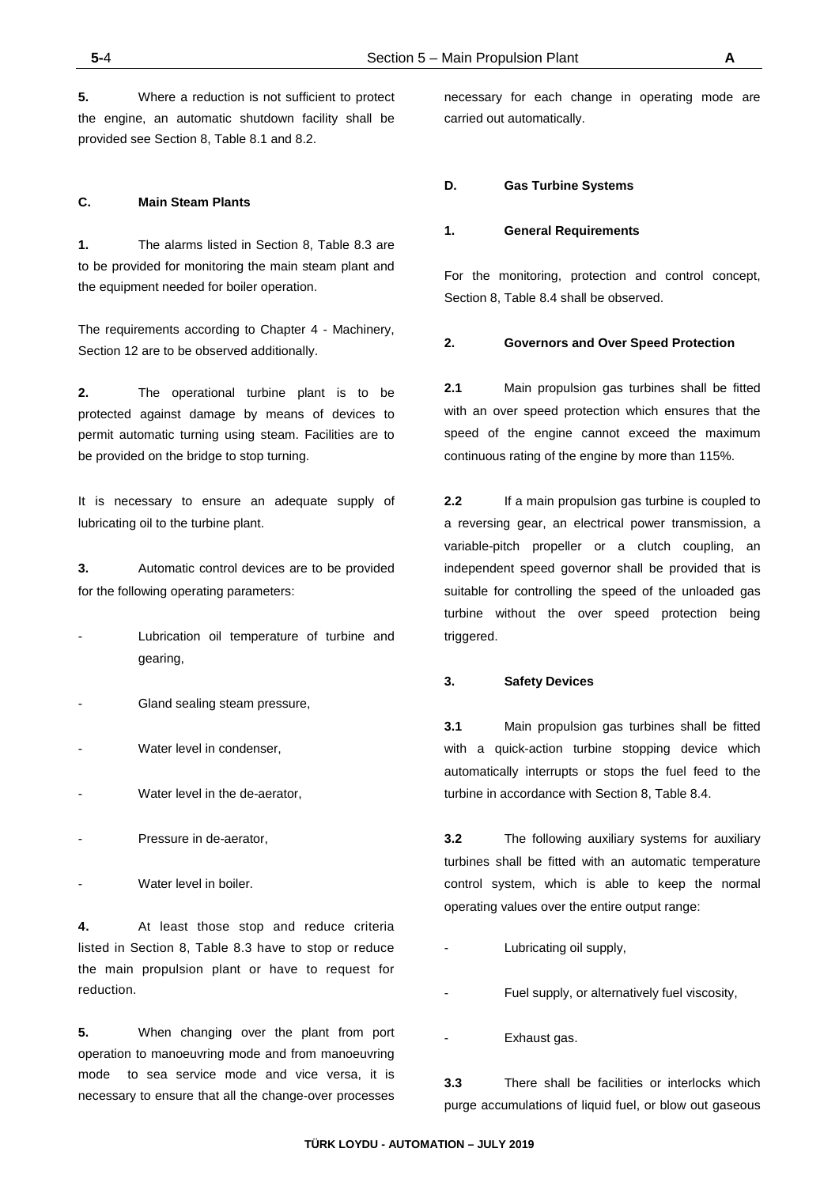**5.** Where a reduction is not sufficient to protect the engine, an automatic shutdown facility shall be provided see Section 8, Table 8.1 and 8.2.

## C. Main Steam Plants

**1.** The alarms listed in Section 8, Table 8.3 are to be provided for monitoring the main steam plant and the equipment needed for boiler operation.

The requirements according to Chapter 4 - Machinery, Section 12 are to be observed additionally.

**2.** The operational turbine plant is to be protected against damage by means of devices to permit automatic turning using steam. Facilities are to be provided on the bridge to stop turning.

It is necessary to ensure an adequate supply of lubricating oil to the turbine plant.

**3.** Automatic control devices are to be provided for the following operating parameters:

- Lubrication oil temperature of turbine and gearing,
- Gland sealing steam pressure,
- Water level in condenser,
- Water level in the de-aerator,
- Pressure in de-aerator,
- Water level in boiler.

**4.** At least those stop and reduce criteria listed in Section 8, Table 8.3 have to stop or reduce the main propulsion plant or have to request for reduction.

**5.** When changing over the plant from port operation to manoeuvring mode and from manoeuvring mode to sea service mode and vice versa, it is necessary to ensure that all the change-over processes necessary for each change in operating mode are carried out automatically.

## D. Gas Turbine Systems

### 1. General Requirements

For the monitoring, protection and control concept, Section 8, Table 8.4 shall be observed.

### 2. Governors and Over Speed Protection

**2.1** Main propulsion gas turbines shall be fitted with an over speed protection which ensures that the speed of the engine cannot exceed the maximum continuous rating of the engine by more than 115%.

**2.2** If a main propulsion gas turbine is coupled to a reversing gear, an electrical power transmission, a variable-pitch propeller or a clutch coupling, an independent speed governor shall be provided that is suitable for controlling the speed of the unloaded gas turbine without the over speed protection being triggered.

### 3. Safety Devices

**3.1** Main propulsion gas turbines shall be fitted with a quick-action turbine stopping device which automatically interrupts or stops the fuel feed to the turbine in accordance with Section 8, Table 8.4.

**3.2** The following auxiliary systems for auxiliary turbines shall be fitted with an automatic temperature control system, which is able to keep the normal operating values over the entire output range:

- Lubricating oil supply,
- Fuel supply, or alternatively fuel viscosity,
- Exhaust gas.

**3.3** There shall be facilities or interlocks which purge accumulations of liquid fuel, or blow out gaseous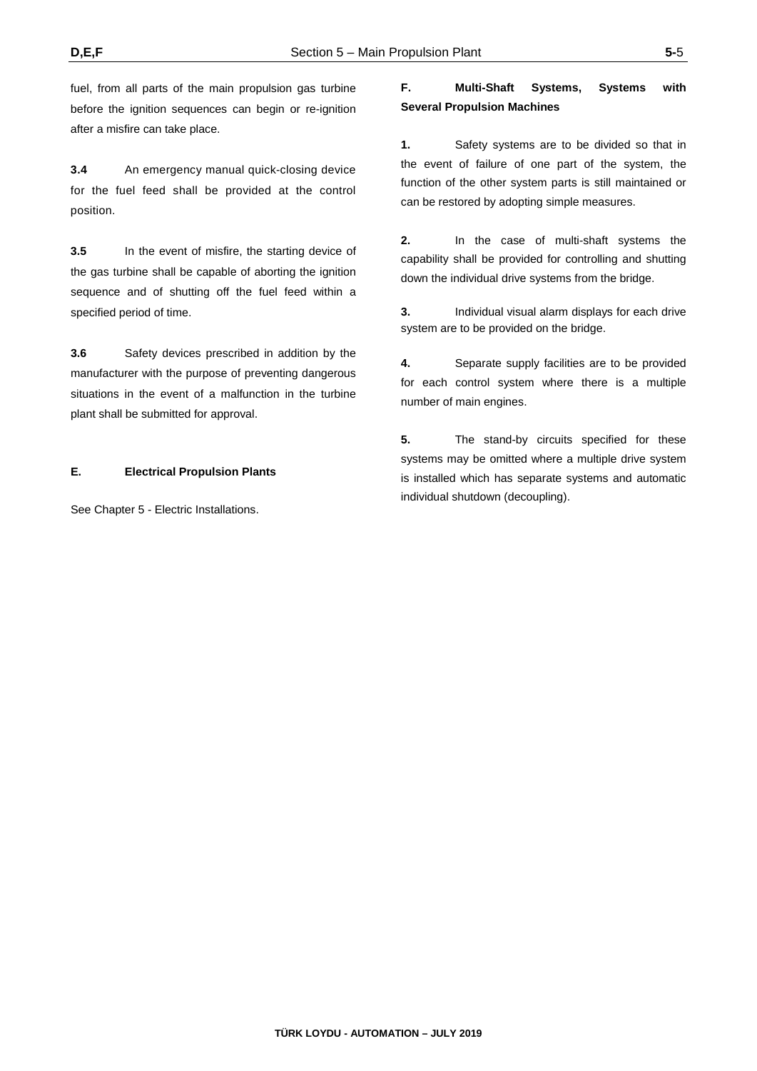fuel, from all parts of the main propulsion gas turbine before the ignition sequences can begin or re-ignition after a misfire can take place.

**3.4** An emergency manual quick-closing device for the fuel feed shall be provided at the control position.

**3.5** In the event of misfire, the starting device of the gas turbine shall be capable of aborting the ignition sequence and of shutting off the fuel feed within a specified period of time.

**3.6** Safety devices prescribed in addition by the manufacturer with the purpose of preventing dangerous situations in the event of a malfunction in the turbine plant shall be submitted for approval.

## E. Electrical Propulsion Plants

See Chapter 5 - Electric Installations.

## F. Multi-Shaft Systems, Systems with Several Propulsion Machines

**1.** Safety systems are to be divided so that in the event of failure of one part of the system, the function of the other system parts is still maintained or can be restored by adopting simple measures.

**2.** In the case of multi-shaft systems the capability shall be provided for controlling and shutting down the individual drive systems from the bridge.

**3.** Individual visual alarm displays for each drive system are to be provided on the bridge.

**4.** Separate supply facilities are to be provided for each control system where there is a multiple number of main engines.

**5.** The stand-by circuits specified for these systems may be omitted where a multiple drive system is installed which has separate systems and automatic individual shutdown (decoupling).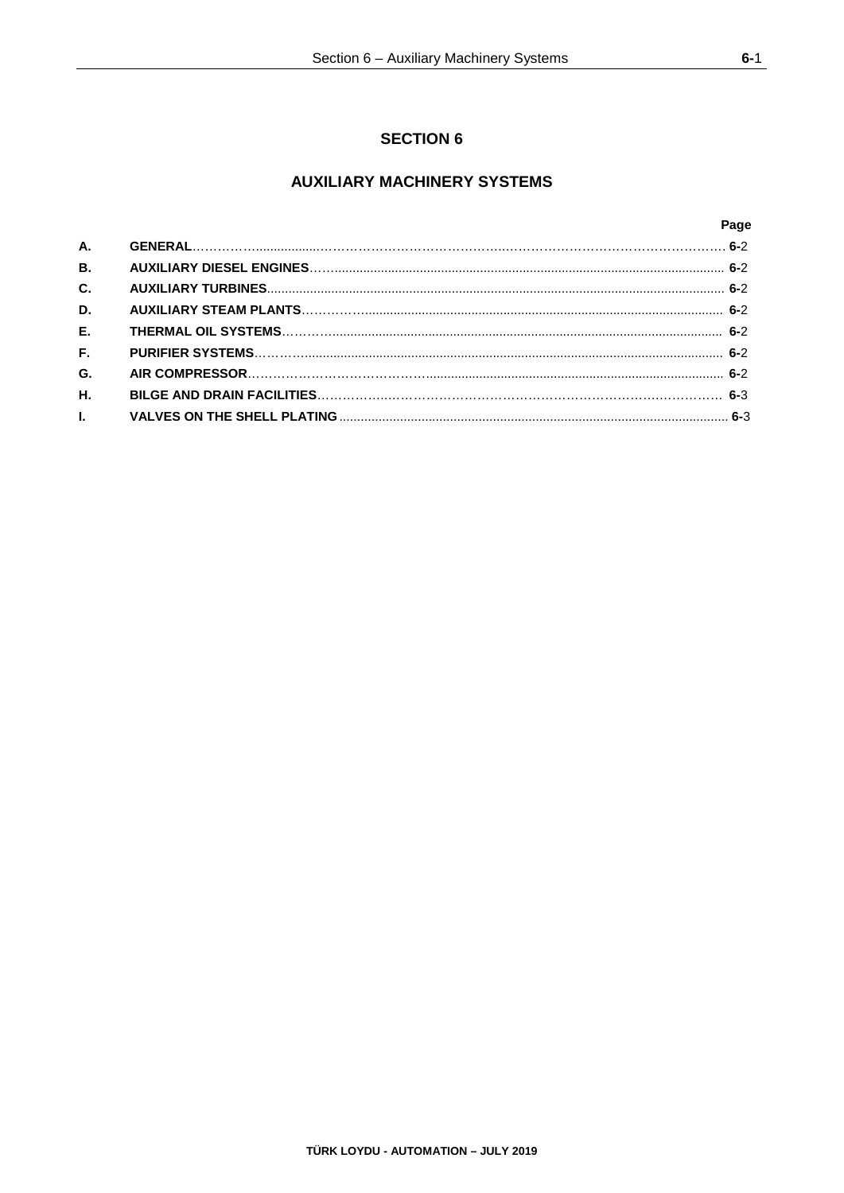# SECTION 6

## AUXILIARY MACHINERY SYSTEMS

| | | Page |
|---|---|---|
| **A.** | **GENERAL** | **6**-2 |
| **B.** | **AUXILIARY DIESEL ENGINES** | **6**-2 |
| **C.** | **AUXILIARY TURBINES** | **6**-2 |
| **D.** | **AUXILIARY STEAM PLANTS** | **6**-2 |
| **E.** | **THERMAL OIL SYSTEMS** | **6**-2 |
| **F.** | **PURIFIER SYSTEMS** | **6**-2 |
| **G.** | **AIR COMPRESSOR** | **6**-2 |
| **H.** | **BILGE AND DRAIN FACILITIES** | **6**-3 |
| **I.** | **VALVES ON THE SHELL PLATING** | **6**-3 |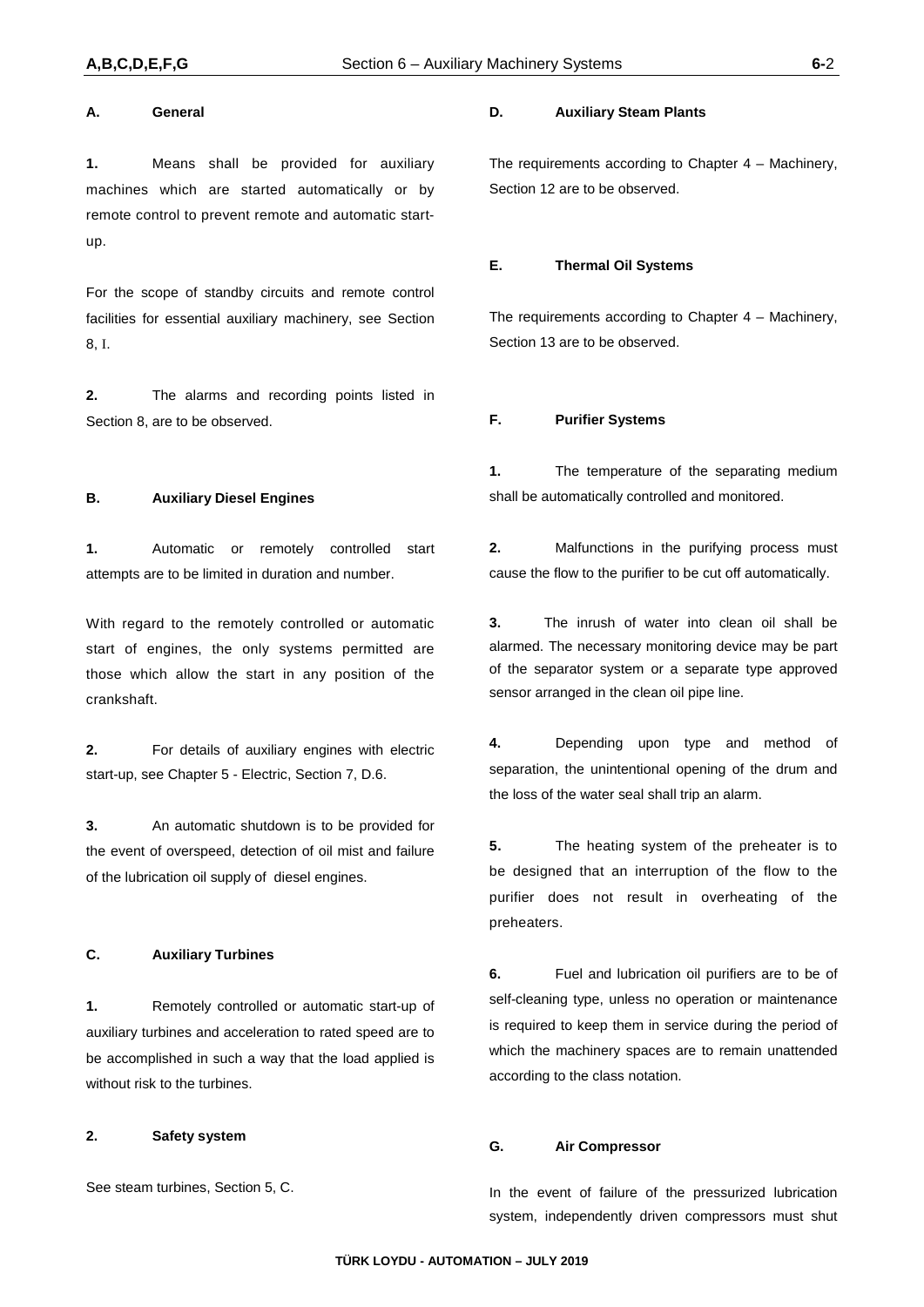## A. General

**1.** Means shall be provided for auxiliary machines which are started automatically or by remote control to prevent remote and automatic start-up.

For the scope of standby circuits and remote control facilities for essential auxiliary machinery, see Section 8, I.

**2.** The alarms and recording points listed in Section 8, are to be observed.

## B. Auxiliary Diesel Engines

**1.** Automatic or remotely controlled start attempts are to be limited in duration and number.

With regard to the remotely controlled or automatic start of engines, the only systems permitted are those which allow the start in any position of the crankshaft.

**2.** For details of auxiliary engines with electric start-up, see Chapter 5 - Electric, Section 7, D.6.

**3.** An automatic shutdown is to be provided for the event of overspeed, detection of oil mist and failure of the lubrication oil supply of diesel engines.

## C. Auxiliary Turbines

**1.** Remotely controlled or automatic start-up of auxiliary turbines and acceleration to rated speed are to be accomplished in such a way that the load applied is without risk to the turbines.

**2. Safety system**

See steam turbines, Section 5, C.

## D. Auxiliary Steam Plants

The requirements according to Chapter 4 – Machinery, Section 12 are to be observed.

## E. Thermal Oil Systems

The requirements according to Chapter 4 – Machinery, Section 13 are to be observed.

## F. Purifier Systems

**1.** The temperature of the separating medium shall be automatically controlled and monitored.

**2.** Malfunctions in the purifying process must cause the flow to the purifier to be cut off automatically.

**3.** The inrush of water into clean oil shall be alarmed. The necessary monitoring device may be part of the separator system or a separate type approved sensor arranged in the clean oil pipe line.

**4.** Depending upon type and method of separation, the unintentional opening of the drum and the loss of the water seal shall trip an alarm.

**5.** The heating system of the preheater is to be designed that an interruption of the flow to the purifier does not result in overheating of the preheaters.

**6.** Fuel and lubrication oil purifiers are to be of self-cleaning type, unless no operation or maintenance is required to keep them in service during the period of which the machinery spaces are to remain unattended according to the class notation.

## G. Air Compressor

In the event of failure of the pressurized lubrication system, independently driven compressors must shut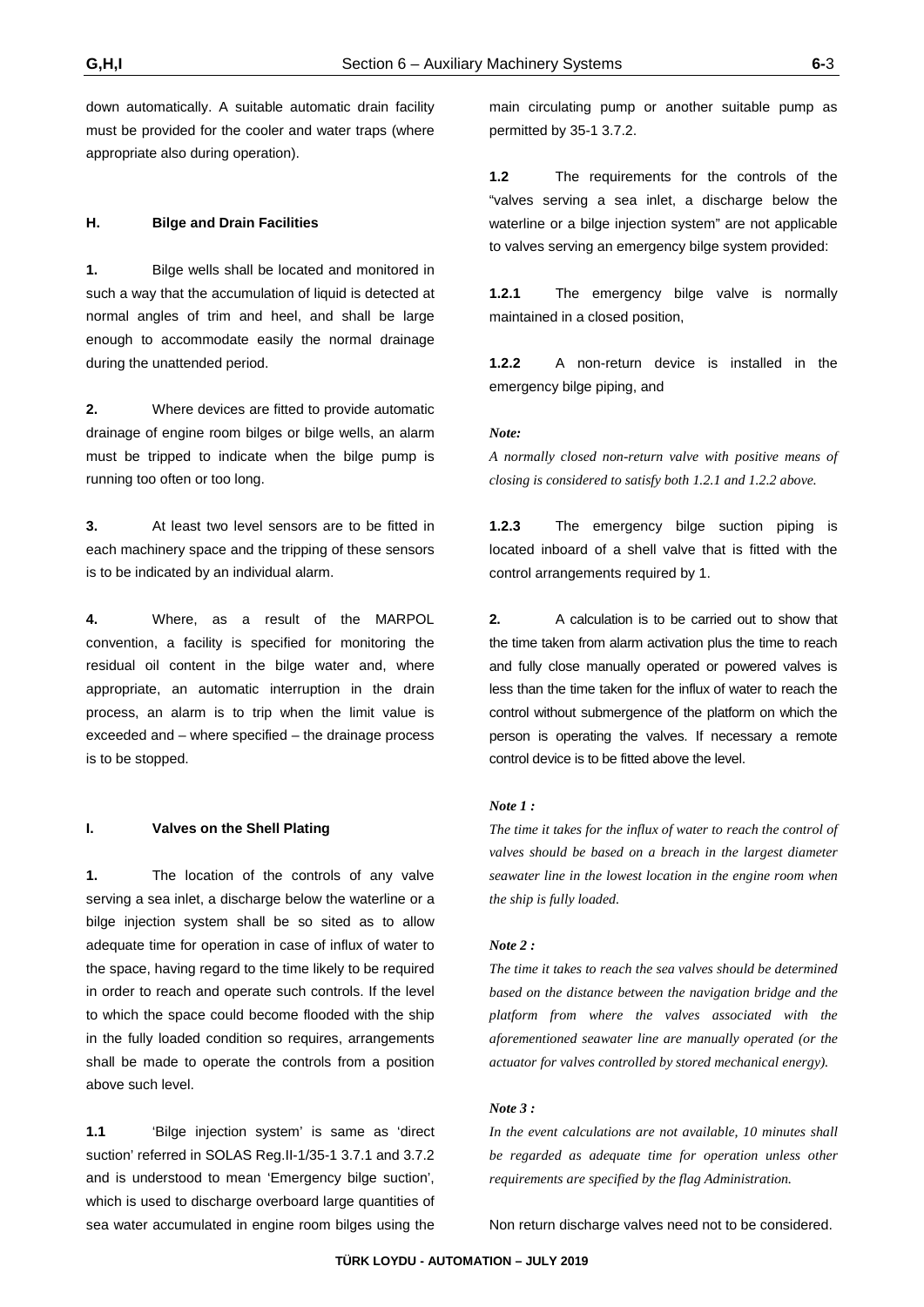down automatically. A suitable automatic drain facility must be provided for the cooler and water traps (where appropriate also during operation).

## H. Bilge and Drain Facilities

**1.** Bilge wells shall be located and monitored in such a way that the accumulation of liquid is detected at normal angles of trim and heel, and shall be large enough to accommodate easily the normal drainage during the unattended period.

**2.** Where devices are fitted to provide automatic drainage of engine room bilges or bilge wells, an alarm must be tripped to indicate when the bilge pump is running too often or too long.

**3.** At least two level sensors are to be fitted in each machinery space and the tripping of these sensors is to be indicated by an individual alarm.

**4.** Where, as a result of the MARPOL convention, a facility is specified for monitoring the residual oil content in the bilge water and, where appropriate, an automatic interruption in the drain process, an alarm is to trip when the limit value is exceeded and – where specified – the drainage process is to be stopped.

## I. Valves on the Shell Plating

**1.** The location of the controls of any valve serving a sea inlet, a discharge below the waterline or a bilge injection system shall be so sited as to allow adequate time for operation in case of influx of water to the space, having regard to the time likely to be required in order to reach and operate such controls. If the level to which the space could become flooded with the ship in the fully loaded condition so requires, arrangements shall be made to operate the controls from a position above such level.

**1.1** 'Bilge injection system' is same as 'direct suction' referred in SOLAS Reg.II-1/35-1 3.7.1 and 3.7.2 and is understood to mean 'Emergency bilge suction', which is used to discharge overboard large quantities of sea water accumulated in engine room bilges using the main circulating pump or another suitable pump as permitted by 35-1 3.7.2.

**1.2** The requirements for the controls of the "valves serving a sea inlet, a discharge below the waterline or a bilge injection system" are not applicable to valves serving an emergency bilge system provided:

**1.2.1** The emergency bilge valve is normally maintained in a closed position,

**1.2.2** A non-return device is installed in the emergency bilge piping, and

*Note:*

*A normally closed non-return valve with positive means of closing is considered to satisfy both 1.2.1 and 1.2.2 above.*

**1.2.3** The emergency bilge suction piping is located inboard of a shell valve that is fitted with the control arrangements required by 1.

**2.** A calculation is to be carried out to show that the time taken from alarm activation plus the time to reach and fully close manually operated or powered valves is less than the time taken for the influx of water to reach the control without submergence of the platform on which the person is operating the valves. If necessary a remote control device is to be fitted above the level.

*Note 1 :*

*The time it takes for the influx of water to reach the control of valves should be based on a breach in the largest diameter seawater line in the lowest location in the engine room when the ship is fully loaded.*

*Note 2 :*

*The time it takes to reach the sea valves should be determined based on the distance between the navigation bridge and the platform from where the valves associated with the aforementioned seawater line are manually operated (or the actuator for valves controlled by stored mechanical energy).*

*Note 3 :*

*In the event calculations are not available, 10 minutes shall be regarded as adequate time for operation unless other requirements are specified by the flag Administration.*

Non return discharge valves need not to be considered.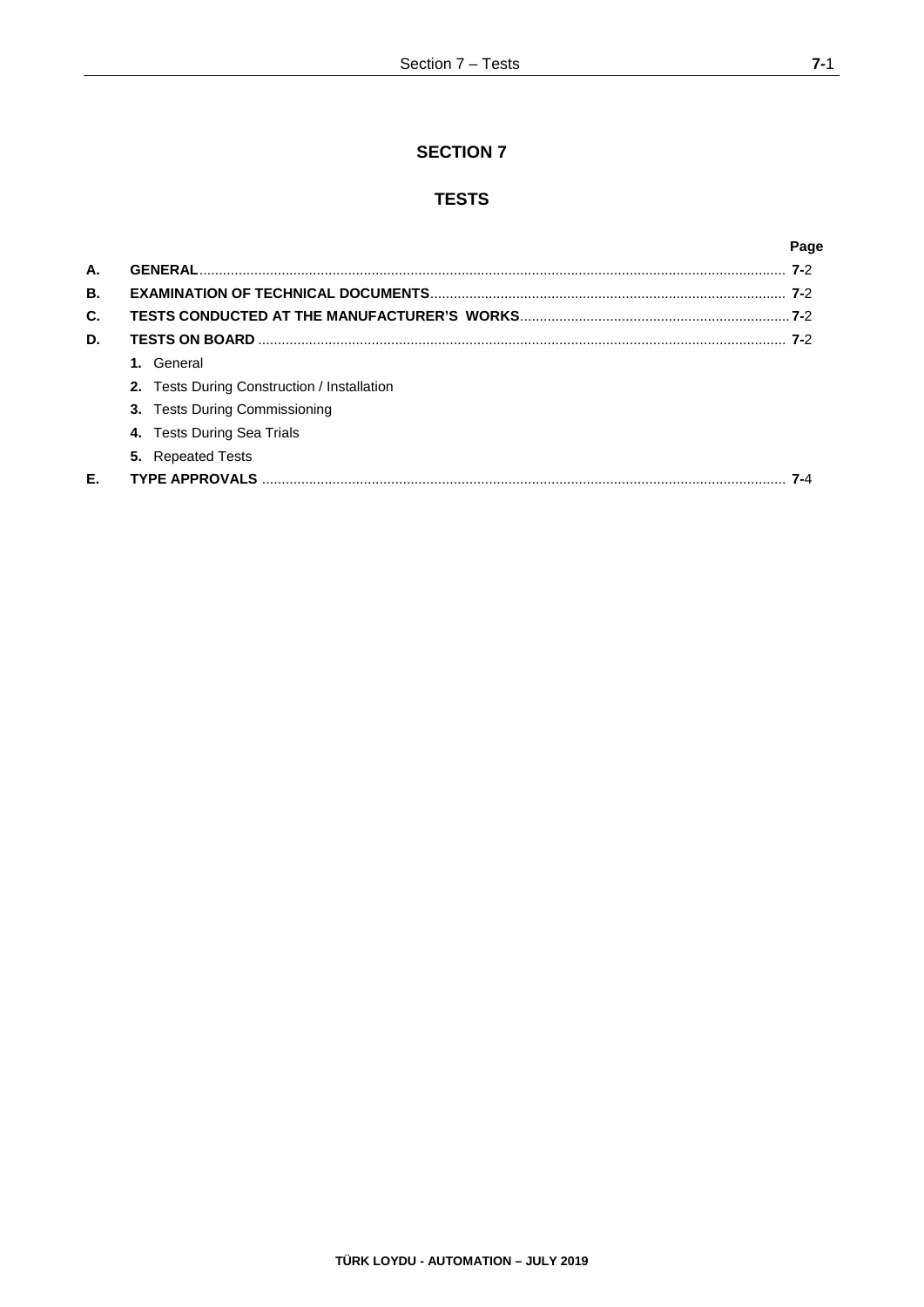# SECTION 7

# TESTS

| | | Page |
|---|---|---|
| **A.** | **GENERAL** | **7-**2 |
| **B.** | **EXAMINATION OF TECHNICAL DOCUMENTS** | **7-**2 |
| **C.** | **TESTS CONDUCTED AT THE MANUFACTURER'S WORKS** | **7-**2 |
| **D.** | **TESTS ON BOARD** | **7-**2 |
| | **1.** General | |
| | **2.** Tests During Construction / Installation | |
| | **3.** Tests During Commissioning | |
| | **4.** Tests During Sea Trials | |
| | **5.** Repeated Tests | |
| **E.** | **TYPE APPROVALS** | **7-**4 |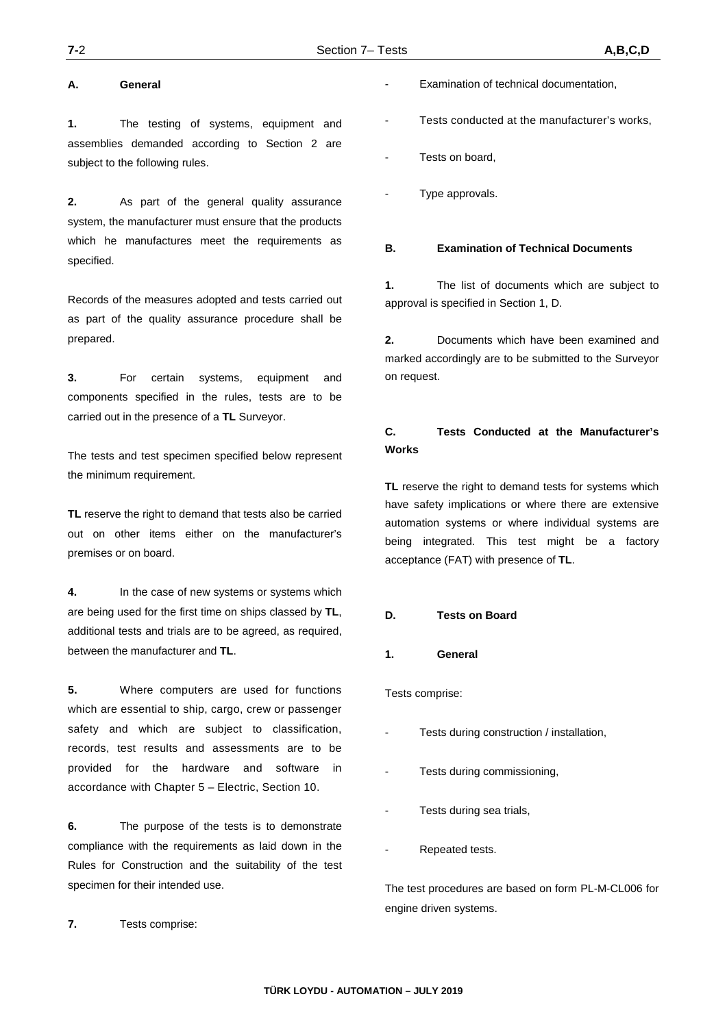## A. General

**1.** The testing of systems, equipment and assemblies demanded according to Section 2 are subject to the following rules.

**2.** As part of the general quality assurance system, the manufacturer must ensure that the products which he manufactures meet the requirements as specified.

Records of the measures adopted and tests carried out as part of the quality assurance procedure shall be prepared.

**3.** For certain systems, equipment and components specified in the rules, tests are to be carried out in the presence of a **TL** Surveyor.

The tests and test specimen specified below represent the minimum requirement.

**TL** reserve the right to demand that tests also be carried out on other items either on the manufacturer's premises or on board.

**4.** In the case of new systems or systems which are being used for the first time on ships classed by **TL**, additional tests and trials are to be agreed, as required, between the manufacturer and **TL**.

**5.** Where computers are used for functions which are essential to ship, cargo, crew or passenger safety and which are subject to classification, records, test results and assessments are to be provided for the hardware and software in accordance with Chapter 5 – Electric, Section 10.

**6.** The purpose of the tests is to demonstrate compliance with the requirements as laid down in the Rules for Construction and the suitability of the test specimen for their intended use.

**7.** Tests comprise:

- Examination of technical documentation,
- Tests conducted at the manufacturer's works,
- Tests on board,
- Type approvals.

## B. Examination of Technical Documents

**1.** The list of documents which are subject to approval is specified in Section 1, D.

**2.** Documents which have been examined and marked accordingly are to be submitted to the Surveyor on request.

## C. Tests Conducted at the Manufacturer's Works

**TL** reserve the right to demand tests for systems which have safety implications or where there are extensive automation systems or where individual systems are being integrated. This test might be a factory acceptance (FAT) with presence of **TL**.

## D. Tests on Board

### 1. General

Tests comprise:

- Tests during construction / installation,
- Tests during commissioning,
- Tests during sea trials,
- Repeated tests.

The test procedures are based on form PL-M-CL006 for engine driven systems.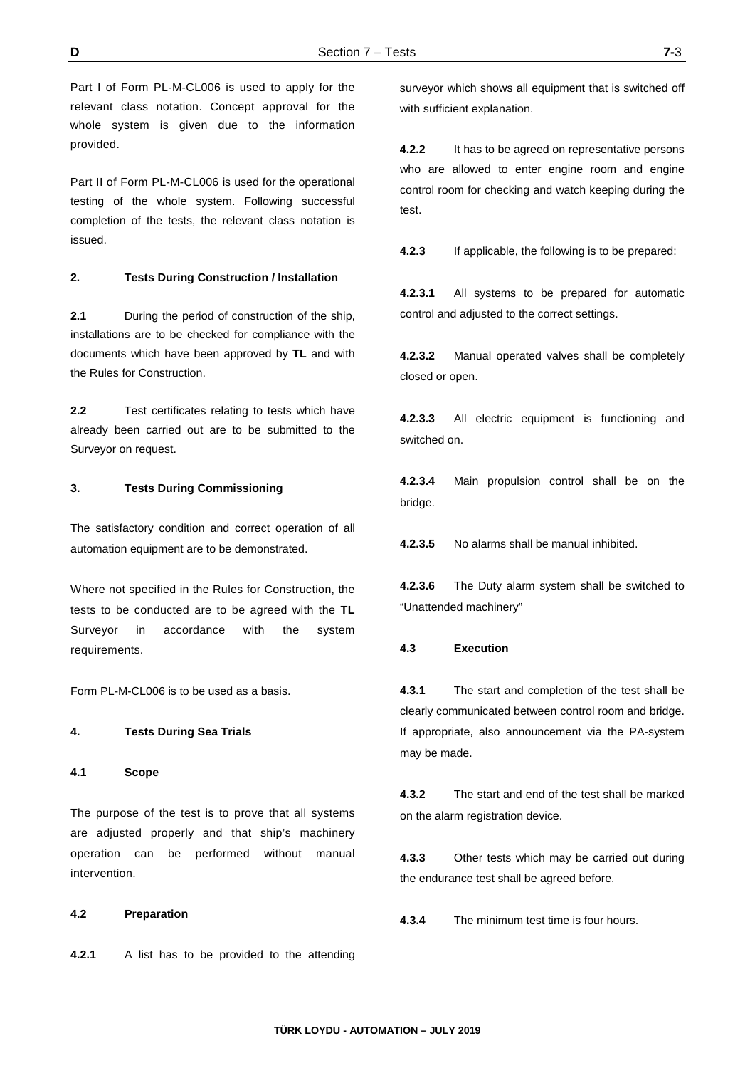Part I of Form PL-M-CL006 is used to apply for the relevant class notation. Concept approval for the whole system is given due to the information provided.

Part II of Form PL-M-CL006 is used for the operational testing of the whole system. Following successful completion of the tests, the relevant class notation is issued.

### 2. Tests During Construction / Installation

**2.1** During the period of construction of the ship, installations are to be checked for compliance with the documents which have been approved by **TL** and with the Rules for Construction.

**2.2** Test certificates relating to tests which have already been carried out are to be submitted to the Surveyor on request.

### 3. Tests During Commissioning

The satisfactory condition and correct operation of all automation equipment are to be demonstrated.

Where not specified in the Rules for Construction, the tests to be conducted are to be agreed with the **TL** Surveyor in accordance with the system requirements.

Form PL-M-CL006 is to be used as a basis.

### 4. Tests During Sea Trials

#### 4.1 Scope

The purpose of the test is to prove that all systems are adjusted properly and that ship's machinery operation can be performed without manual intervention.

#### 4.2 Preparation

**4.2.1** A list has to be provided to the attending surveyor which shows all equipment that is switched off with sufficient explanation.

**4.2.2** It has to be agreed on representative persons who are allowed to enter engine room and engine control room for checking and watch keeping during the test.

**4.2.3** If applicable, the following is to be prepared:

**4.2.3.1** All systems to be prepared for automatic control and adjusted to the correct settings.

**4.2.3.2** Manual operated valves shall be completely closed or open.

**4.2.3.3** All electric equipment is functioning and switched on.

**4.2.3.4** Main propulsion control shall be on the bridge.

**4.2.3.5** No alarms shall be manual inhibited.

**4.2.3.6** The Duty alarm system shall be switched to "Unattended machinery"

#### 4.3 Execution

**4.3.1** The start and completion of the test shall be clearly communicated between control room and bridge. If appropriate, also announcement via the PA-system may be made.

**4.3.2** The start and end of the test shall be marked on the alarm registration device.

**4.3.3** Other tests which may be carried out during the endurance test shall be agreed before.

**4.3.4** The minimum test time is four hours.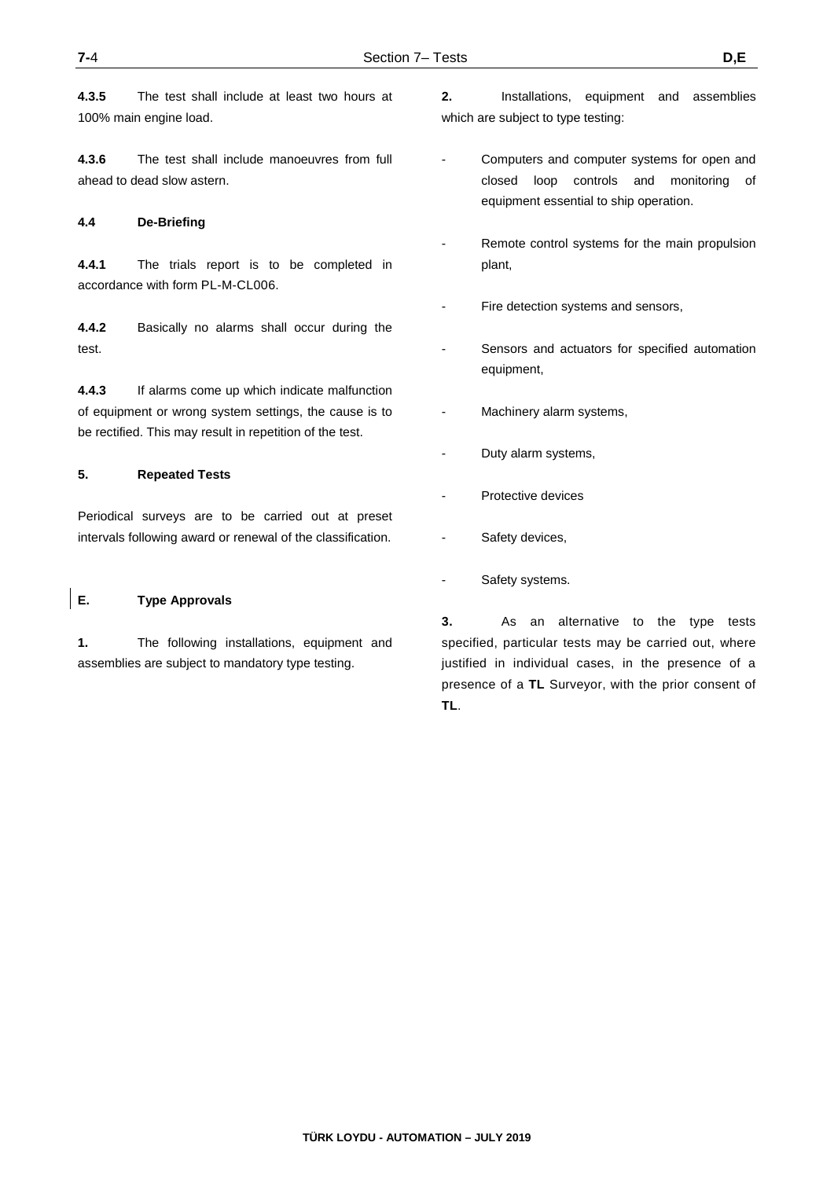**4.3.5** The test shall include at least two hours at 100% main engine load.

**4.3.6** The test shall include manoeuvres from full ahead to dead slow astern.

### 4.4 De-Briefing

**4.4.1** The trials report is to be completed in accordance with form PL-M-CL006.

**4.4.2** Basically no alarms shall occur during the test.

**4.4.3** If alarms come up which indicate malfunction of equipment or wrong system settings, the cause is to be rectified. This may result in repetition of the test.

### 5. Repeated Tests

Periodical surveys are to be carried out at preset intervals following award or renewal of the classification.

## E. Type Approvals

**1.** The following installations, equipment and assemblies are subject to mandatory type testing.

**2.** Installations, equipment and assemblies which are subject to type testing:

- Computers and computer systems for open and closed loop controls and monitoring of equipment essential to ship operation.
- Remote control systems for the main propulsion plant,
- Fire detection systems and sensors,
- Sensors and actuators for specified automation equipment,
- Machinery alarm systems,
- Duty alarm systems,
- Protective devices
- Safety devices,
- Safety systems.

**3.** As an alternative to the type tests specified, particular tests may be carried out, where justified in individual cases, in the presence of a presence of a **TL** Surveyor, with the prior consent of **TL**.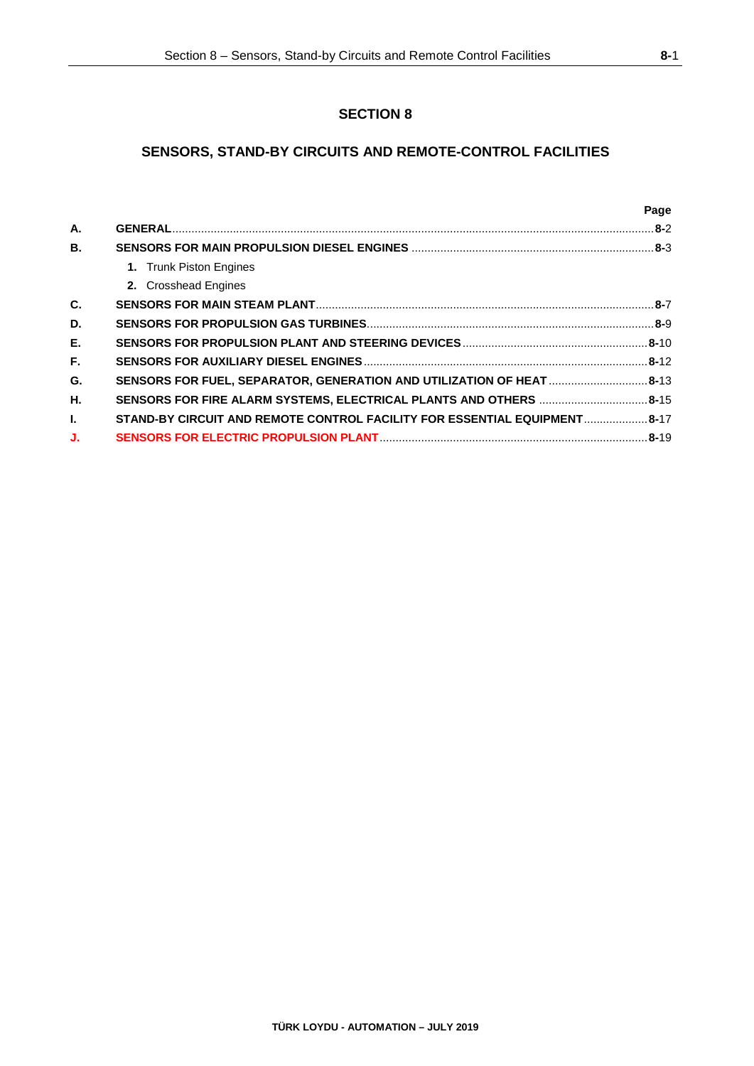# SECTION 8

## SENSORS, STAND-BY CIRCUITS AND REMOTE-CONTROL FACILITIES

| | | Page |
|---|---|---|
| **A.** | **GENERAL** | **8-**2 |
| **B.** | **SENSORS FOR MAIN PROPULSION DIESEL ENGINES** | **8-**3 |
| | **1.** Trunk Piston Engines | |
| | **2.** Crosshead Engines | |
| **C.** | **SENSORS FOR MAIN STEAM PLANT** | **8-**7 |
| **D.** | **SENSORS FOR PROPULSION GAS TURBINES** | **8-**9 |
| **E.** | **SENSORS FOR PROPULSION PLANT AND STEERING DEVICES** | **8-**10 |
| **F.** | **SENSORS FOR AUXILIARY DIESEL ENGINES** | **8-**12 |
| **G.** | **SENSORS FOR FUEL, SEPARATOR, GENERATION AND UTILIZATION OF HEAT** | **8-**13 |
| **H.** | **SENSORS FOR FIRE ALARM SYSTEMS, ELECTRICAL PLANTS AND OTHERS** | **8-**15 |
| **I.** | **STAND-BY CIRCUIT AND REMOTE CONTROL FACILITY FOR ESSENTIAL EQUIPMENT** | **8-**17 |
| **J.** | **SENSORS FOR ELECTRIC PROPULSION PLANT** | **8-**19 |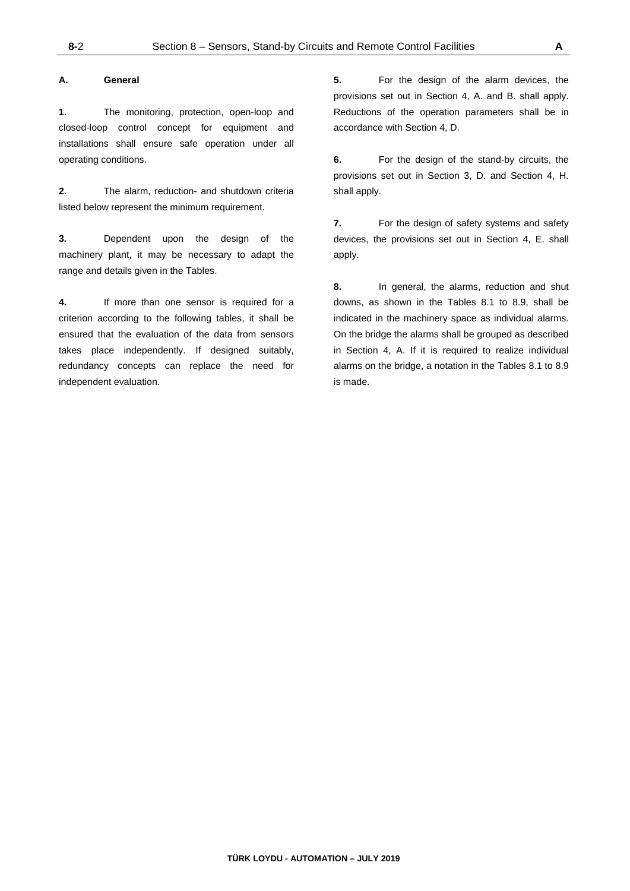## A. General

**1.** The monitoring, protection, open-loop and closed-loop control concept for equipment and installations shall ensure safe operation under all operating conditions.

**2.** The alarm, reduction- and shutdown criteria listed below represent the minimum requirement.

**3.** Dependent upon the design of the machinery plant, it may be necessary to adapt the range and details given in the Tables.

**4.** If more than one sensor is required for a criterion according to the following tables, it shall be ensured that the evaluation of the data from sensors takes place independently. If designed suitably, redundancy concepts can replace the need for independent evaluation.

**5.** For the design of the alarm devices, the provisions set out in Section 4, A. and B. shall apply. Reductions of the operation parameters shall be in accordance with Section 4, D.

**6.** For the design of the stand-by circuits, the provisions set out in Section 3, D. and Section 4, H. shall apply.

**7.** For the design of safety systems and safety devices, the provisions set out in Section 4, E. shall apply.

**8.** In general, the alarms, reduction and shut downs, as shown in the Tables 8.1 to 8.9, shall be indicated in the machinery space as individual alarms. On the bridge the alarms shall be grouped as described in Section 4, A. If it is required to realize individual alarms on the bridge, a notation in the Tables 8.1 to 8.9 is made.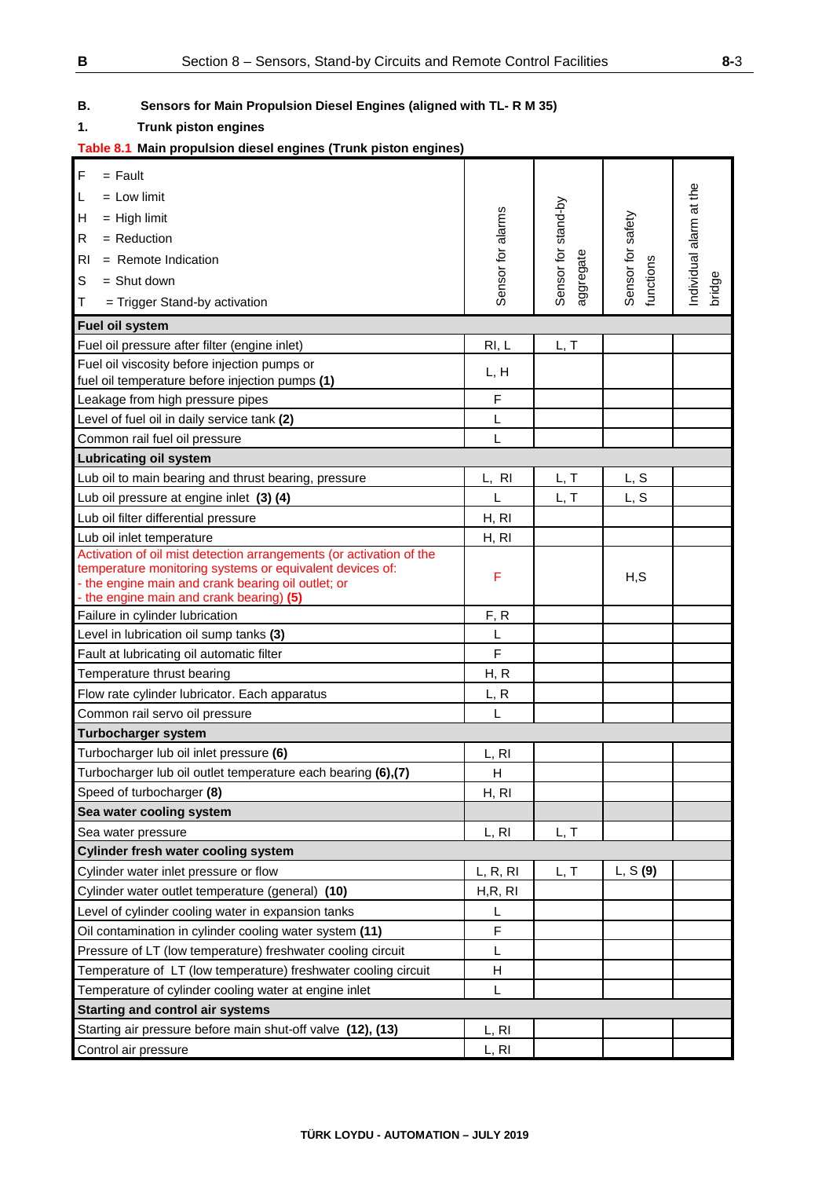## B. Sensors for Main Propulsion Diesel Engines (aligned with TL- R M 35)

### 1. Trunk piston engines

**Table 8.1 Main propulsion diesel engines (Trunk piston engines)**

| F = Fault<br>L = Low limit<br>H = High limit<br>R = Reduction<br>RI = Remote Indication<br>S = Shut down<br>T = Trigger Stand-by activation | Sensor for alarms | Sensor for stand-by aggregate | Sensor for safety functions | Individual alarm at the bridge |
|---|---|---|---|---|
| **Fuel oil system** | | | | |
| Fuel oil pressure after filter (engine inlet) | RI, L | L, T | | |
| Fuel oil viscosity before injection pumps or fuel oil temperature before injection pumps **(1)** | L, H | | | |
| Leakage from high pressure pipes | F | | | |
| Level of fuel oil in daily service tank **(2)** | L | | | |
| Common rail fuel oil pressure | L | | | |
| **Lubricating oil system** | | | | |
| Lub oil to main bearing and thrust bearing, pressure | L, RI | L, T | L, S | |
| Lub oil pressure at engine inlet **(3) (4)** | L | L, T | L, S | |
| Lub oil filter differential pressure | H, RI | | | |
| Lub oil inlet temperature | H, RI | | | |
| Activation of oil mist detection arrangements (or activation of the temperature monitoring systems or equivalent devices of:<br>- the engine main and crank bearing oil outlet; or<br>- the engine main and crank bearing) **(5)** | F | | H,S | |
| Failure in cylinder lubrication | F, R | | | |
| Level in lubrication oil sump tanks **(3)** | L | | | |
| Fault at lubricating oil automatic filter | F | | | |
| Temperature thrust bearing | H, R | | | |
| Flow rate cylinder lubricator. Each apparatus | L, R | | | |
| Common rail servo oil pressure | L | | | |
| **Turbocharger system** | | | | |
| Turbocharger lub oil inlet pressure **(6)** | L, RI | | | |
| Turbocharger lub oil outlet temperature each bearing **(6),(7)** | H | | | |
| Speed of turbocharger **(8)** | H, RI | | | |
| **Sea water cooling system** | | | | |
| Sea water pressure | L, RI | L, T | | |
| **Cylinder fresh water cooling system** | | | | |
| Cylinder water inlet pressure or flow | L, R, RI | L, T | L, S **(9)** | |
| Cylinder water outlet temperature (general) **(10)** | H,R, RI | | | |
| Level of cylinder cooling water in expansion tanks | L | | | |
| Oil contamination in cylinder cooling water system **(11)** | F | | | |
| Pressure of LT (low temperature) freshwater cooling circuit | L | | | |
| Temperature of LT (low temperature) freshwater cooling circuit | H | | | |
| Temperature of cylinder cooling water at engine inlet | L | | | |
| **Starting and control air systems** | | | | |
| Starting air pressure before main shut-off valve **(12), (13)** | L, RI | | | |
| Control air pressure | L, RI | | | |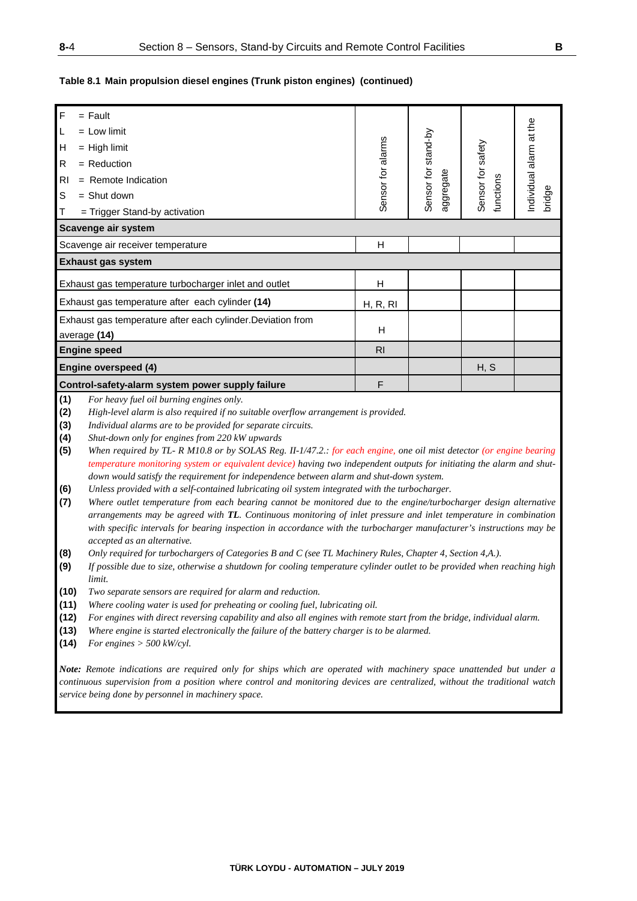**Table 8.1 Main propulsion diesel engines (Trunk piston engines) (continued)**

| F = Fault<br>L = Low limit<br>H = High limit<br>R = Reduction<br>RI = Remote Indication<br>S = Shut down<br>T = Trigger Stand-by activation | Sensor for alarms | Sensor for stand-by aggregate | Sensor for safety functions | Individual alarm at the bridge |
|---|---|---|---|---|
| **Scavenge air system** | | | | |
| Scavenge air receiver temperature | H | | | |
| **Exhaust gas system** | | | | |
| Exhaust gas temperature turbocharger inlet and outlet | H | | | |
| Exhaust gas temperature after each cylinder **(14)** | H, R, RI | | | |
| Exhaust gas temperature after each cylinder.Deviation from average **(14)** | H | | | |
| **Engine speed** | RI | | | |
| **Engine overspeed (4)** | | | H, S | |
| **Control-safety-alarm system power supply failure** | F | | | |

**(1)** *For heavy fuel oil burning engines only.*
**(2)** *High-level alarm is also required if no suitable overflow arrangement is provided.*
**(3)** *Individual alarms are to be provided for separate circuits.*
**(4)** *Shut-down only for engines from 220 kW upwards*
**(5)** *When required by TL- R M10.8 or by SOLAS Reg. II-1/47.2.: for each engine, one oil mist detector (or engine bearing temperature monitoring system or equivalent device) having two independent outputs for initiating the alarm and shut-down would satisfy the requirement for independence between alarm and shut-down system.*
**(6)** *Unless provided with a self-contained lubricating oil system integrated with the turbocharger.*
**(7)** *Where outlet temperature from each bearing cannot be monitored due to the engine/turbocharger design alternative arrangements may be agreed with **TL**. Continuous monitoring of inlet pressure and inlet temperature in combination with specific intervals for bearing inspection in accordance with the turbocharger manufacturer's instructions may be accepted as an alternative.*
**(8)** *Only required for turbochargers of Categories B and C (see TL Machinery Rules, Chapter 4, Section 4,A.).*
**(9)** *If possible due to size, otherwise a shutdown for cooling temperature cylinder outlet to be provided when reaching high limit.*
**(10)** *Two separate sensors are required for alarm and reduction.*
**(11)** *Where cooling water is used for preheating or cooling fuel, lubricating oil.*
**(12)** *For engines with direct reversing capability and also all engines with remote start from the bridge, individual alarm.*
**(13)** *Where engine is started electronically the failure of the battery charger is to be alarmed.*
**(14)** *For engines > 500 kW/cyl.*

***Note:*** *Remote indications are required only for ships which are operated with machinery space unattended but under a continuous supervision from a position where control and monitoring devices are centralized, without the traditional watch service being done by personnel in machinery space.*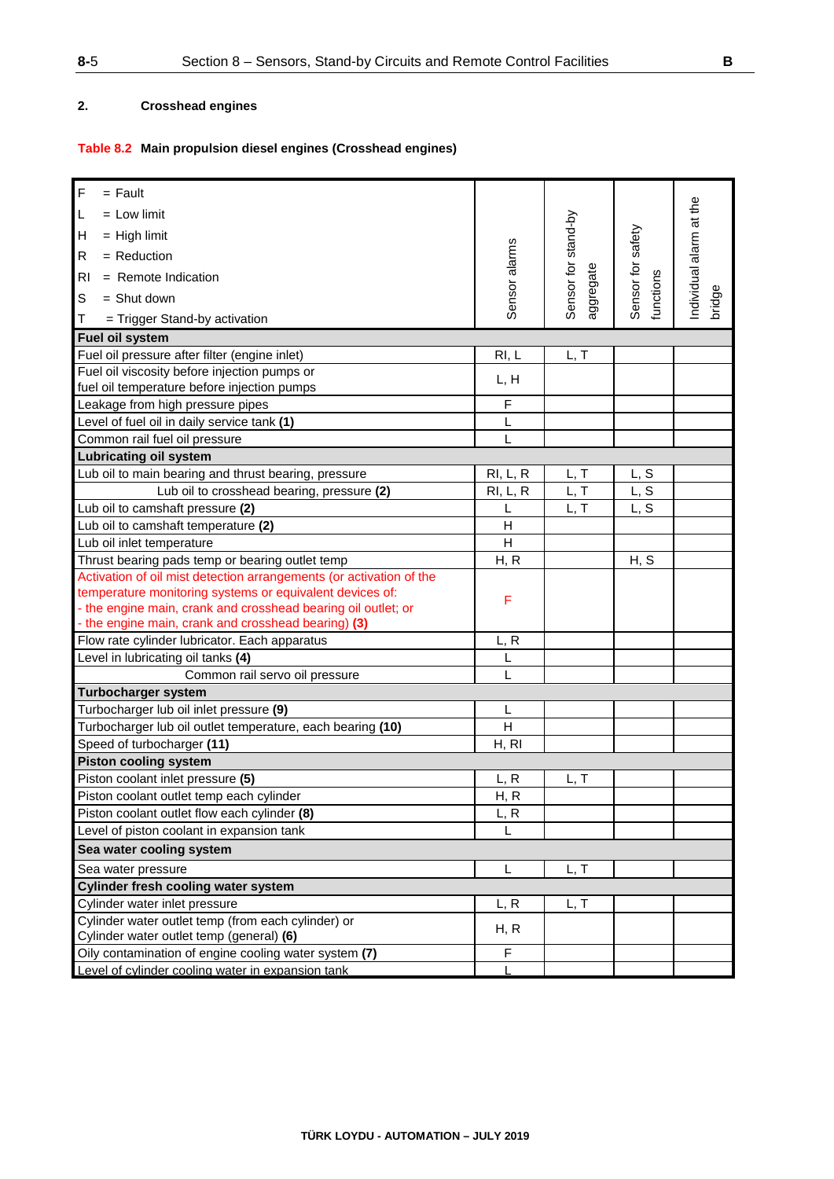## 2. Crosshead engines

**Table 8.2 Main propulsion diesel engines (Crosshead engines)**

| F = Fault<br>L = Low limit<br>H = High limit<br>R = Reduction<br>RI = Remote Indication<br>S = Shut down<br>T = Trigger Stand-by activation | Sensor alarms | Sensor for stand-by aggregate | Sensor for safety functions | Individual alarm at the bridge |
|---|---|---|---|---|
| **Fuel oil system** | | | | |
| Fuel oil pressure after filter (engine inlet) | RI, L | L, T | | |
| Fuel oil viscosity before injection pumps or fuel oil temperature before injection pumps | L, H | | | |
| Leakage from high pressure pipes | F | | | |
| Level of fuel oil in daily service tank **(1)** | L | | | |
| Common rail fuel oil pressure | L | | | |
| **Lubricating oil system** | | | | |
| Lub oil to main bearing and thrust bearing, pressure | RI, L, R | L, T | L, S | |
| Lub oil to crosshead bearing, pressure **(2)** | RI, L, R | L, T | L, S | |
| Lub oil to camshaft pressure **(2)** | L | L, T | L, S | |
| Lub oil to camshaft temperature **(2)** | H | | | |
| Lub oil inlet temperature | H | | | |
| Thrust bearing pads temp or bearing outlet temp | H, R | | H, S | |
| Activation of oil mist detection arrangements (or activation of the temperature monitoring systems or equivalent devices of:<br>- the engine main, crank and crosshead bearing oil outlet; or<br>- the engine main, crank and crosshead bearing) **(3)** | F | | | |
| Flow rate cylinder lubricator. Each apparatus | L, R | | | |
| Level in lubricating oil tanks **(4)** | L | | | |
| Common rail servo oil pressure | L | | | |
| **Turbocharger system** | | | | |
| Turbocharger lub oil inlet pressure **(9)** | L | | | |
| Turbocharger lub oil outlet temperature, each bearing **(10)** | H | | | |
| Speed of turbocharger **(11)** | H, RI | | | |
| **Piston cooling system** | | | | |
| Piston coolant inlet pressure **(5)** | L, R | L, T | | |
| Piston coolant outlet temp each cylinder | H, R | | | |
| Piston coolant outlet flow each cylinder **(8)** | L, R | | | |
| Level of piston coolant in expansion tank | L | | | |
| **Sea water cooling system** | | | | |
| Sea water pressure | L | L, T | | |
| **Cylinder fresh cooling water system** | | | | |
| Cylinder water inlet pressure | L, R | L, T | | |
| Cylinder water outlet temp (from each cylinder) or Cylinder water outlet temp (general) **(6)** | H, R | | | |
| Oily contamination of engine cooling water system **(7)** | F | | | |
| Level of cylinder cooling water in expansion tank | L | | | |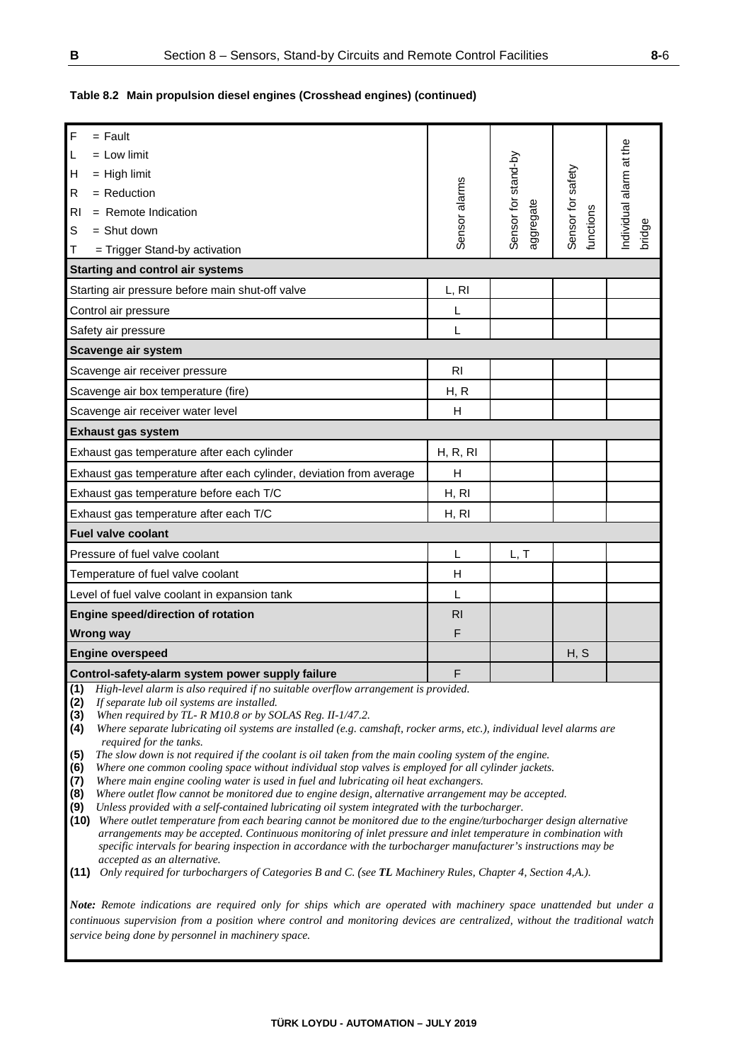**Table 8.2 Main propulsion diesel engines (Crosshead engines) (continued)**

| F = Fault<br>L = Low limit<br>H = High limit<br>R = Reduction<br>RI = Remote Indication<br>S = Shut down<br>T = Trigger Stand-by activation | Sensor alarms | Sensor for stand-by aggregate | Sensor for safety functions | Individual alarm at the bridge |
|---|---|---|---|---|
| **Starting and control air systems** | | | | |
| Starting air pressure before main shut-off valve | L, RI | | | |
| Control air pressure | L | | | |
| Safety air pressure | L | | | |
| **Scavenge air system** | | | | |
| Scavenge air receiver pressure | RI | | | |
| Scavenge air box temperature (fire) | H, R | | | |
| Scavenge air receiver water level | H | | | |
| **Exhaust gas system** | | | | |
| Exhaust gas temperature after each cylinder | H, R, RI | | | |
| Exhaust gas temperature after each cylinder, deviation from average | H | | | |
| Exhaust gas temperature before each T/C | H, RI | | | |
| Exhaust gas temperature after each T/C | H, RI | | | |
| **Fuel valve coolant** | | | | |
| Pressure of fuel valve coolant | L | L, T | | |
| Temperature of fuel valve coolant | H | | | |
| Level of fuel valve coolant in expansion tank | L | | | |
| **Engine speed/direction of rotation** | RI | | | |
| **Wrong way** | F | | | |
| **Engine overspeed** | | | H, S | |
| **Control-safety-alarm system power supply failure** | F | | | |

**(1)** *High-level alarm is also required if no suitable overflow arrangement is provided.*
**(2)** *If separate lub oil systems are installed.*
**(3)** *When required by TL- R M10.8 or by SOLAS Reg. II-1/47.2.*
**(4)** *Where separate lubricating oil systems are installed (e.g. camshaft, rocker arms, etc.), individual level alarms are required for the tanks.*
**(5)** *The slow down is not required if the coolant is oil taken from the main cooling system of the engine.*
**(6)** *Where one common cooling space without individual stop valves is employed for all cylinder jackets.*
**(7)** *Where main engine cooling water is used in fuel and lubricating oil heat exchangers.*
**(8)** *Where outlet flow cannot be monitored due to engine design, alternative arrangement may be accepted.*
**(9)** *Unless provided with a self-contained lubricating oil system integrated with the turbocharger.*
**(10)** *Where outlet temperature from each bearing cannot be monitored due to the engine/turbocharger design alternative arrangements may be accepted. Continuous monitoring of inlet pressure and inlet temperature in combination with specific intervals for bearing inspection in accordance with the turbocharger manufacturer's instructions may be accepted as an alternative.*
**(11)** *Only required for turbochargers of Categories B and C. (see **TL** Machinery Rules, Chapter 4, Section 4,A.).*

***Note:*** *Remote indications are required only for ships which are operated with machinery space unattended but under a continuous supervision from a position where control and monitoring devices are centralized, without the traditional watch service being done by personnel in machinery space.*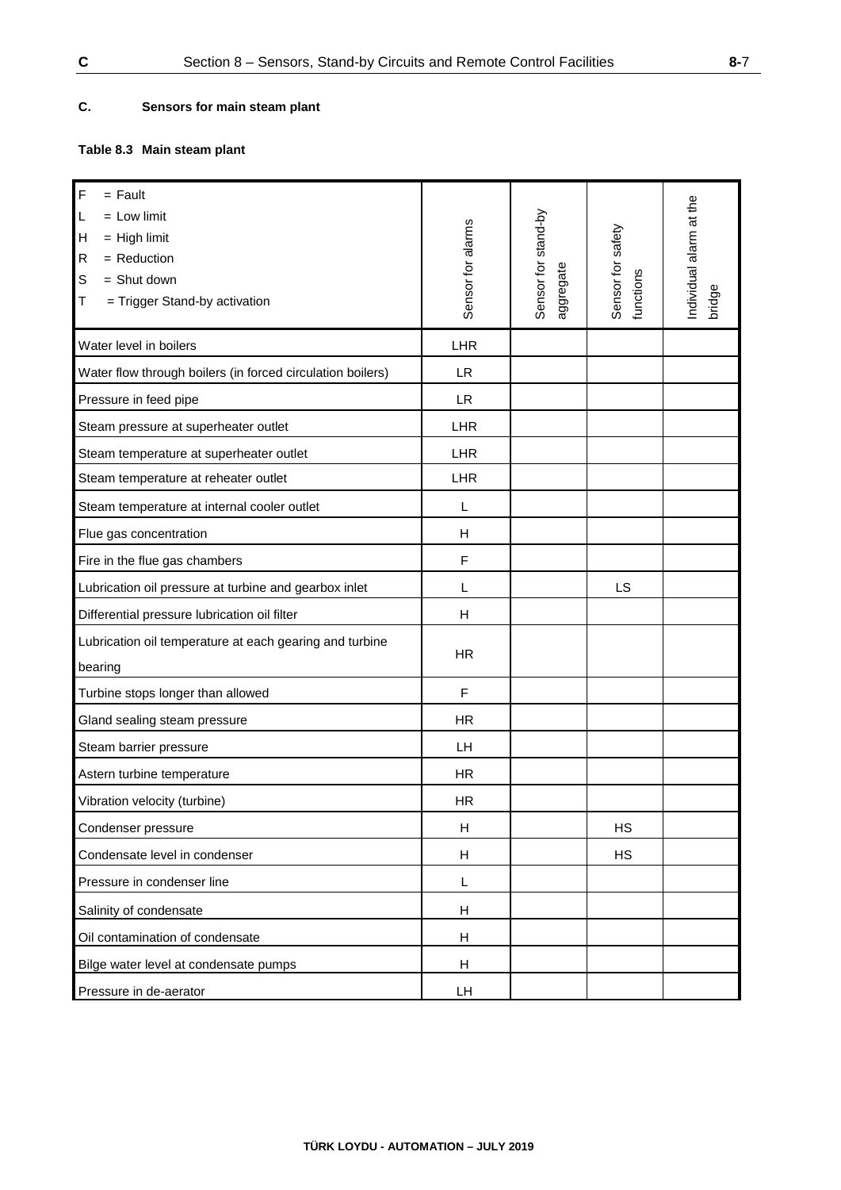## C. Sensors for main steam plant

**Table 8.3 Main steam plant**

| F = Fault<br>L = Low limit<br>H = High limit<br>R = Reduction<br>S = Shut down<br>T = Trigger Stand-by activation | Sensor for alarms | Sensor for stand-by aggregate | Sensor for safety functions | Individual alarm at the bridge |
|---|---|---|---|---|
| Water level in boilers | LHR | | | |
| Water flow through boilers (in forced circulation boilers) | LR | | | |
| Pressure in feed pipe | LR | | | |
| Steam pressure at superheater outlet | LHR | | | |
| Steam temperature at superheater outlet | LHR | | | |
| Steam temperature at reheater outlet | LHR | | | |
| Steam temperature at internal cooler outlet | L | | | |
| Flue gas concentration | H | | | |
| Fire in the flue gas chambers | F | | | |
| Lubrication oil pressure at turbine and gearbox inlet | L | | LS | |
| Differential pressure lubrication oil filter | H | | | |
| Lubrication oil temperature at each gearing and turbine bearing | HR | | | |
| Turbine stops longer than allowed | F | | | |
| Gland sealing steam pressure | HR | | | |
| Steam barrier pressure | LH | | | |
| Astern turbine temperature | HR | | | |
| Vibration velocity (turbine) | HR | | | |
| Condenser pressure | H | | HS | |
| Condensate level in condenser | H | | HS | |
| Pressure in condenser line | L | | | |
| Salinity of condensate | H | | | |
| Oil contamination of condensate | H | | | |
| Bilge water level at condensate pumps | H | | | |
| Pressure in de-aerator | LH | | | |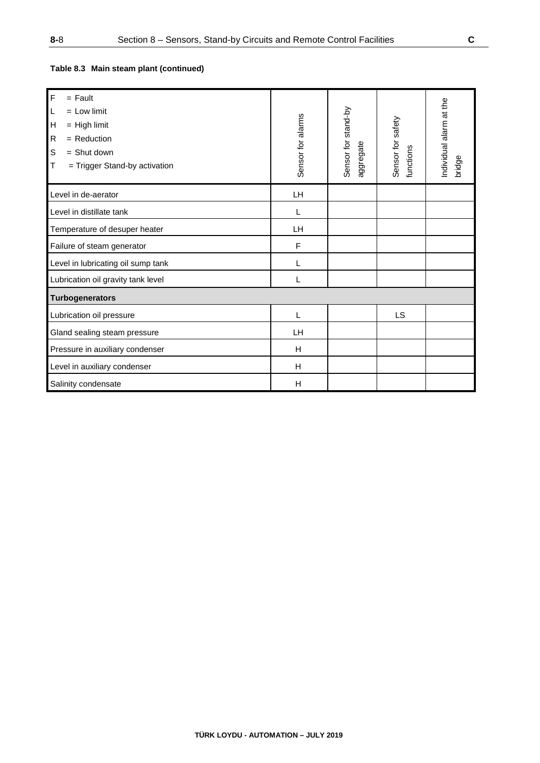**Table 8.3 Main steam plant (continued)**

| F = Fault<br>L = Low limit<br>H = High limit<br>R = Reduction<br>S = Shut down<br>T = Trigger Stand-by activation | Sensor for alarms | Sensor for stand-by aggregate | Sensor for safety functions | Individual alarm at the bridge |
|---|---|---|---|---|
| Level in de-aerator | LH | | | |
| Level in distillate tank | L | | | |
| Temperature of desuper heater | LH | | | |
| Failure of steam generator | F | | | |
| Level in lubricating oil sump tank | L | | | |
| Lubrication oil gravity tank level | L | | | |
| **Turbogenerators** | | | | |
| Lubrication oil pressure | L | | LS | |
| Gland sealing steam pressure | LH | | | |
| Pressure in auxiliary condenser | H | | | |
| Level in auxiliary condenser | H | | | |
| Salinity condensate | H | | | |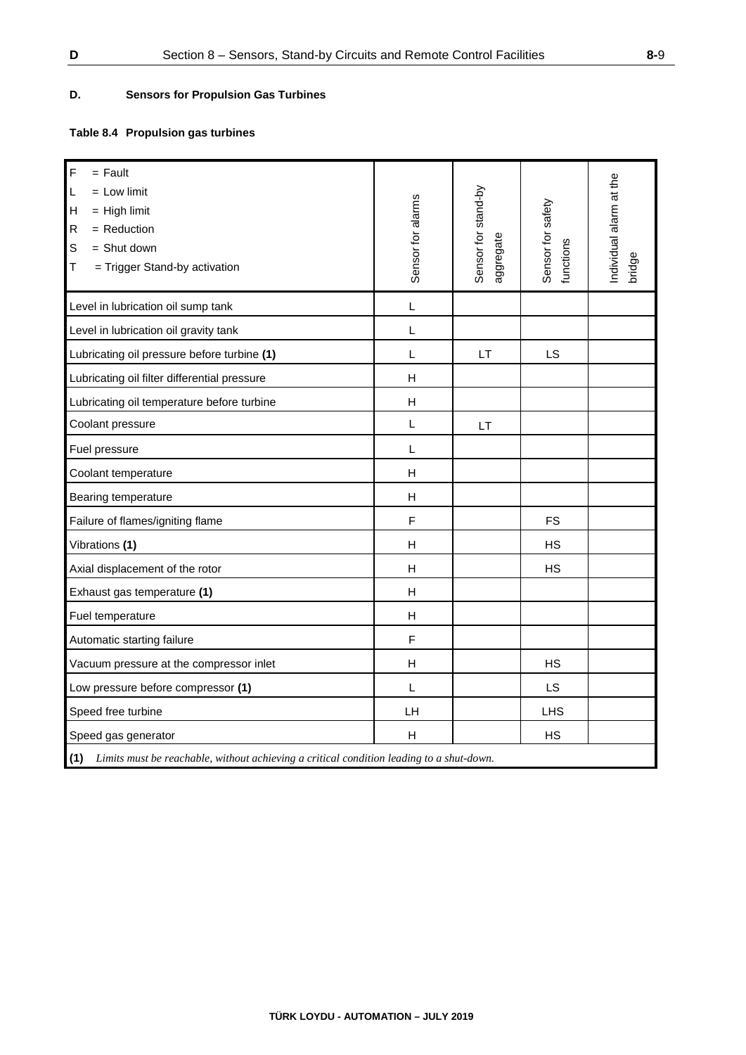## D. Sensors for Propulsion Gas Turbines

**Table 8.4 Propulsion gas turbines**

| F = Fault<br>L = Low limit<br>H = High limit<br>R = Reduction<br>S = Shut down<br>T = Trigger Stand-by activation | Sensor for alarms | Sensor for stand-by aggregate | Sensor for safety functions | Individual alarm at the bridge |
|---|---|---|---|---|
| Level in lubrication oil sump tank | L | | | |
| Level in lubrication oil gravity tank | L | | | |
| Lubricating oil pressure before turbine **(1)** | L | LT | LS | |
| Lubricating oil filter differential pressure | H | | | |
| Lubricating oil temperature before turbine | H | | | |
| Coolant pressure | L | LT | | |
| Fuel pressure | L | | | |
| Coolant temperature | H | | | |
| Bearing temperature | H | | | |
| Failure of flames/igniting flame | F | | FS | |
| Vibrations **(1)** | H | | HS | |
| Axial displacement of the rotor | H | | HS | |
| Exhaust gas temperature **(1)** | H | | | |
| Fuel temperature | H | | | |
| Automatic starting failure | F | | | |
| Vacuum pressure at the compressor inlet | H | | HS | |
| Low pressure before compressor **(1)** | L | | LS | |
| Speed free turbine | LH | | LHS | |
| Speed gas generator | H | | HS | |

**(1)** *Limits must be reachable, without achieving a critical condition leading to a shut-down.*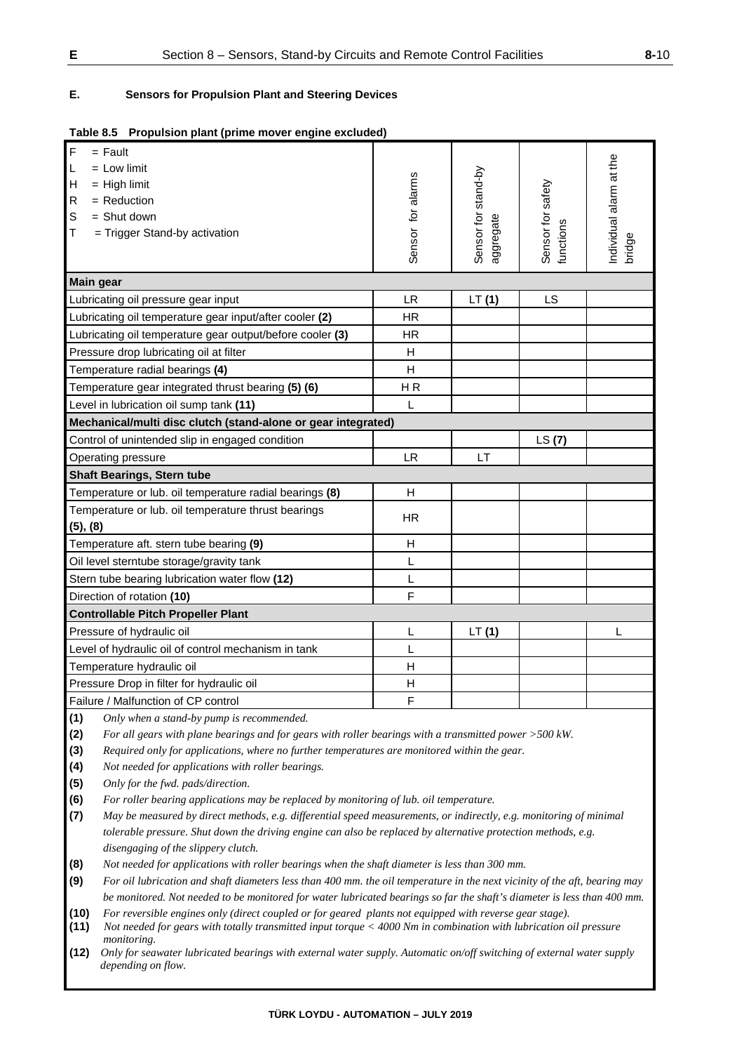## E. Sensors for Propulsion Plant and Steering Devices

**Table 8.5 Propulsion plant (prime mover engine excluded)**

| F = Fault<br>L = Low limit<br>H = High limit<br>R = Reduction<br>S = Shut down<br>T = Trigger Stand-by activation | Sensor for alarms | Sensor for stand-by aggregate | Sensor for safety functions | Individual alarm at the bridge |
|---|---|---|---|---|
| **Main gear** | | | | |
| Lubricating oil pressure gear input | LR | LT **(1)** | LS | |
| Lubricating oil temperature gear input/after cooler **(2)** | HR | | | |
| Lubricating oil temperature gear output/before cooler **(3)** | HR | | | |
| Pressure drop lubricating oil at filter | H | | | |
| Temperature radial bearings **(4)** | H | | | |
| Temperature gear integrated thrust bearing **(5) (6)** | H R | | | |
| Level in lubrication oil sump tank **(11)** | L | | | |
| **Mechanical/multi disc clutch (stand-alone or gear integrated)** | | | | |
| Control of unintended slip in engaged condition | | | LS **(7)** | |
| Operating pressure | LR | LT | | |
| **Shaft Bearings, Stern tube** | | | | |
| Temperature or lub. oil temperature radial bearings **(8)** | H | | | |
| Temperature or lub. oil temperature thrust bearings **(5), (8)** | HR | | | |
| Temperature aft. stern tube bearing **(9)** | H | | | |
| Oil level sterntube storage/gravity tank | L | | | |
| Stern tube bearing lubrication water flow **(12)** | L | | | |
| Direction of rotation **(10)** | F | | | |
| **Controllable Pitch Propeller Plant** | | | | |
| Pressure of hydraulic oil | L | LT **(1)** | | L |
| Level of hydraulic oil of control mechanism in tank | L | | | |
| Temperature hydraulic oil | H | | | |
| Pressure Drop in filter for hydraulic oil | H | | | |
| Failure / Malfunction of CP control | F | | | |

**(1)** *Only when a stand-by pump is recommended.*

**(2)** *For all gears with plane bearings and for gears with roller bearings with a transmitted power >500 kW.*

**(3)** *Required only for applications, where no further temperatures are monitored within the gear.*

**(4)** *Not needed for applications with roller bearings.*

**(5)** *Only for the fwd. pads/direction.*

**(6)** *For roller bearing applications may be replaced by monitoring of lub. oil temperature.*

**(7)** *May be measured by direct methods, e.g. differential speed measurements, or indirectly, e.g. monitoring of minimal tolerable pressure. Shut down the driving engine can also be replaced by alternative protection methods, e.g. disengaging of the slippery clutch.*

**(8)** *Not needed for applications with roller bearings when the shaft diameter is less than 300 mm.*

**(9)** *For oil lubrication and shaft diameters less than 400 mm. the oil temperature in the next vicinity of the aft, bearing may be monitored. Not needed to be monitored for water lubricated bearings so far the shaft's diameter is less than 400 mm.*

**(10)** *For reversible engines only (direct coupled or for geared plants not equipped with reverse gear stage).*

**(11)** *Not needed for gears with totally transmitted input torque < 4000 Nm in combination with lubrication oil pressure monitoring.*

**(12)** *Only for seawater lubricated bearings with external water supply. Automatic on/off switching of external water supply depending on flow.*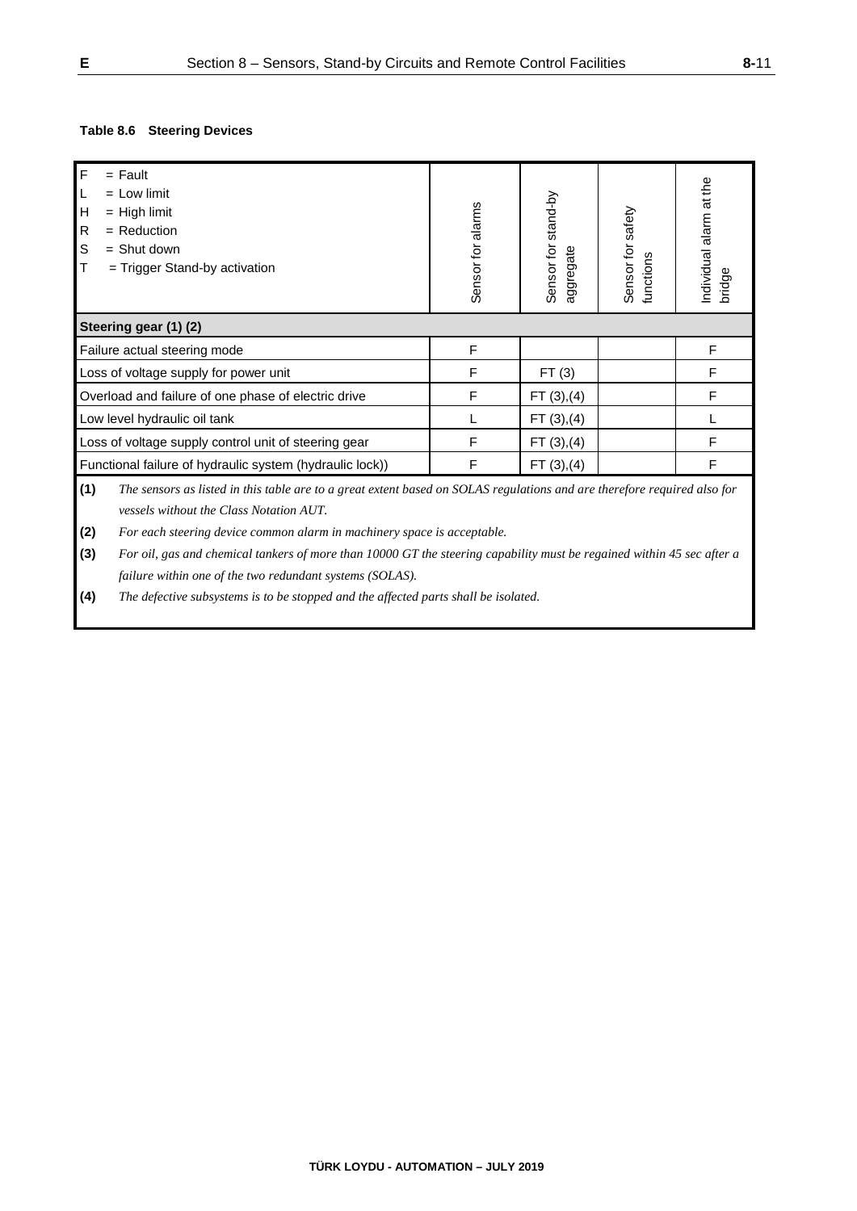**Table 8.6 Steering Devices**

| F = Fault<br>L = Low limit<br>H = High limit<br>R = Reduction<br>S = Shut down<br>T = Trigger Stand-by activation | Sensor for alarms | Sensor for stand-by aggregate | Sensor for safety functions | Individual alarm at the bridge |
|---|---|---|---|---|
| **Steering gear (1) (2)** | | | | |
| Failure actual steering mode | F | | | F |
| Loss of voltage supply for power unit | F | FT (3) | | F |
| Overload and failure of one phase of electric drive | F | FT (3),(4) | | F |
| Low level hydraulic oil tank | L | FT (3),(4) | | L |
| Loss of voltage supply control unit of steering gear | F | FT (3),(4) | | F |
| Functional failure of hydraulic system (hydraulic lock)) | F | FT (3),(4) | | F |

**(1)** *The sensors as listed in this table are to a great extent based on SOLAS regulations and are therefore required also for vessels without the Class Notation AUT.*

**(2)** *For each steering device common alarm in machinery space is acceptable.*

**(3)** *For oil, gas and chemical tankers of more than 10000 GT the steering capability must be regained within 45 sec after a failure within one of the two redundant systems (SOLAS).*

**(4)** *The defective subsystems is to be stopped and the affected parts shall be isolated.*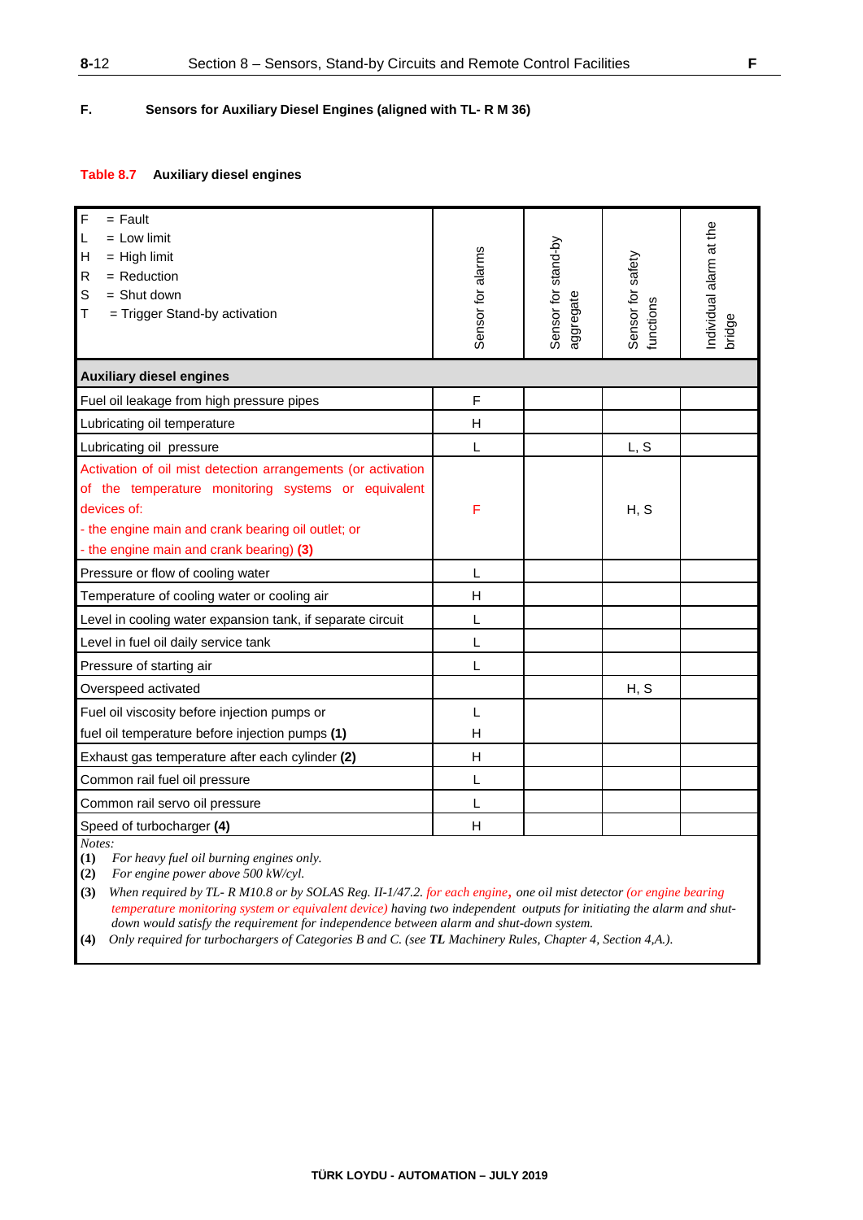## F. Sensors for Auxiliary Diesel Engines (aligned with TL- R M 36)

**Table 8.7 Auxiliary diesel engines**

| F = Fault<br>L = Low limit<br>H = High limit<br>R = Reduction<br>S = Shut down<br>T = Trigger Stand-by activation | Sensor for alarms | Sensor for stand-by aggregate | Sensor for safety functions | Individual alarm at the bridge |
|---|---|---|---|---|
| **Auxiliary diesel engines** | | | | |
| Fuel oil leakage from high pressure pipes | F | | | |
| Lubricating oil temperature | H | | | |
| Lubricating oil pressure | L | | L, S | |
| Activation of oil mist detection arrangements (or activation of the temperature monitoring systems or equivalent devices of:<br>- the engine main and crank bearing oil outlet; or<br>- the engine main and crank bearing) **(3)** | F | | H, S | |
| Pressure or flow of cooling water | L | | | |
| Temperature of cooling water or cooling air | H | | | |
| Level in cooling water expansion tank, if separate circuit | L | | | |
| Level in fuel oil daily service tank | L | | | |
| Pressure of starting air | L | | | |
| Overspeed activated | | | H, S | |
| Fuel oil viscosity before injection pumps or<br>fuel oil temperature before injection pumps **(1)** | L<br>H | | | |
| Exhaust gas temperature after each cylinder **(2)** | H | | | |
| Common rail fuel oil pressure | L | | | |
| Common rail servo oil pressure | L | | | |
| Speed of turbocharger **(4)** | H | | | |

*Notes:*

**(1)** *For heavy fuel oil burning engines only.*

**(2)** *For engine power above 500 kW/cyl.*

**(3)** *When required by TL- R M10.8 or by SOLAS Reg. II-1/47.2. for each engine, one oil mist detector (or engine bearing temperature monitoring system or equivalent device) having two independent outputs for initiating the alarm and shut-down would satisfy the requirement for independence between alarm and shut-down system.*

**(4)** *Only required for turbochargers of Categories B and C. (see **TL** Machinery Rules, Chapter 4, Section 4,A.).*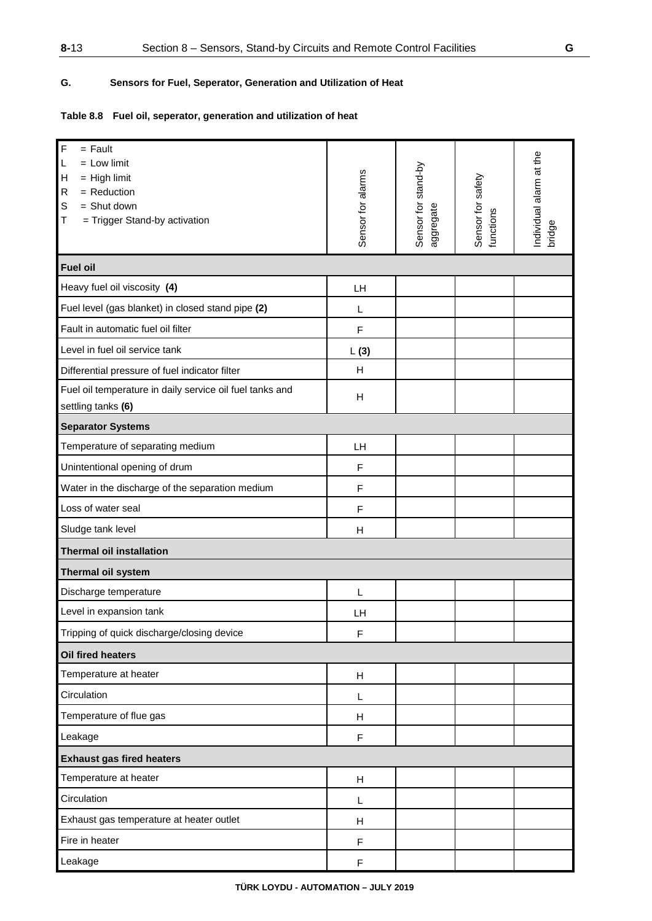## G. Sensors for Fuel, Seperator, Generation and Utilization of Heat

**Table 8.8 Fuel oil, seperator, generation and utilization of heat**

| F = Fault<br>L = Low limit<br>H = High limit<br>R = Reduction<br>S = Shut down<br>T = Trigger Stand-by activation | Sensor for alarms | Sensor for stand-by aggregate | Sensor for safety functions | Individual alarm at the bridge |
|---|---|---|---|---|
| **Fuel oil** | | | | |
| Heavy fuel oil viscosity **(4)** | LH | | | |
| Fuel level (gas blanket) in closed stand pipe **(2)** | L | | | |
| Fault in automatic fuel oil filter | F | | | |
| Level in fuel oil service tank | L **(3)** | | | |
| Differential pressure of fuel indicator filter | H | | | |
| Fuel oil temperature in daily service oil fuel tanks and settling tanks **(6)** | H | | | |
| **Separator Systems** | | | | |
| Temperature of separating medium | LH | | | |
| Unintentional opening of drum | F | | | |
| Water in the discharge of the separation medium | F | | | |
| Loss of water seal | F | | | |
| Sludge tank level | H | | | |
| **Thermal oil installation** | | | | |
| **Thermal oil system** | | | | |
| Discharge temperature | L | | | |
| Level in expansion tank | LH | | | |
| Tripping of quick discharge/closing device | F | | | |
| **Oil fired heaters** | | | | |
| Temperature at heater | H | | | |
| Circulation | L | | | |
| Temperature of flue gas | H | | | |
| Leakage | F | | | |
| **Exhaust gas fired heaters** | | | | |
| Temperature at heater | H | | | |
| Circulation | L | | | |
| Exhaust gas temperature at heater outlet | H | | | |
| Fire in heater | F | | | |
| Leakage | F | | | |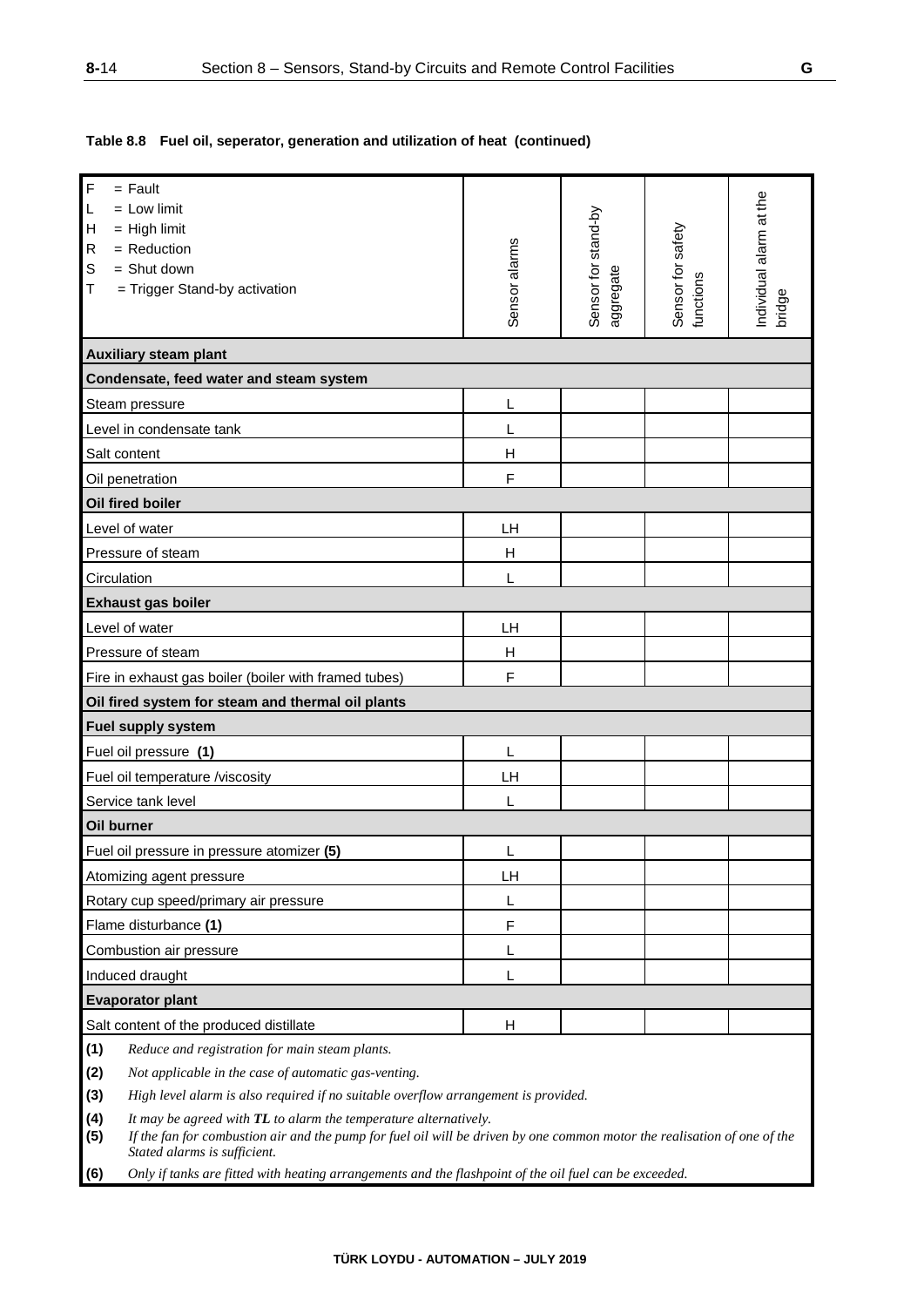**Table 8.8 Fuel oil, seperator, generation and utilization of heat (continued)**

| F = Fault<br>L = Low limit<br>H = High limit<br>R = Reduction<br>S = Shut down<br>T = Trigger Stand-by activation | Sensor alarms | Sensor for stand-by aggregate | Sensor for safety functions | Individual alarm at the bridge |
|---|---|---|---|---|
| **Auxiliary steam plant** | | | | |
| **Condensate, feed water and steam system** | | | | |
| Steam pressure | L | | | |
| Level in condensate tank | L | | | |
| Salt content | H | | | |
| Oil penetration | F | | | |
| **Oil fired boiler** | | | | |
| Level of water | LH | | | |
| Pressure of steam | H | | | |
| Circulation | L | | | |
| **Exhaust gas boiler** | | | | |
| Level of water | LH | | | |
| Pressure of steam | H | | | |
| Fire in exhaust gas boiler (boiler with framed tubes) | F | | | |
| **Oil fired system for steam and thermal oil plants** | | | | |
| **Fuel supply system** | | | | |
| Fuel oil pressure **(1)** | L | | | |
| Fuel oil temperature /viscosity | LH | | | |
| Service tank level | L | | | |
| **Oil burner** | | | | |
| Fuel oil pressure in pressure atomizer **(5)** | L | | | |
| Atomizing agent pressure | LH | | | |
| Rotary cup speed/primary air pressure | L | | | |
| Flame disturbance **(1)** | F | | | |
| Combustion air pressure | L | | | |
| Induced draught | L | | | |
| **Evaporator plant** | | | | |
| Salt content of the produced distillate | H | | | |

**(1)** *Reduce and registration for main steam plants.*

**(2)** *Not applicable in the case of automatic gas-venting.*

**(3)** *High level alarm is also required if no suitable overflow arrangement is provided.*

**(4)** *It may be agreed with **TL** to alarm the temperature alternatively.*

**(5)** *If the fan for combustion air and the pump for fuel oil will be driven by one common motor the realisation of one of the Stated alarms is sufficient.*

**(6)** *Only if tanks are fitted with heating arrangements and the flashpoint of the oil fuel can be exceeded.*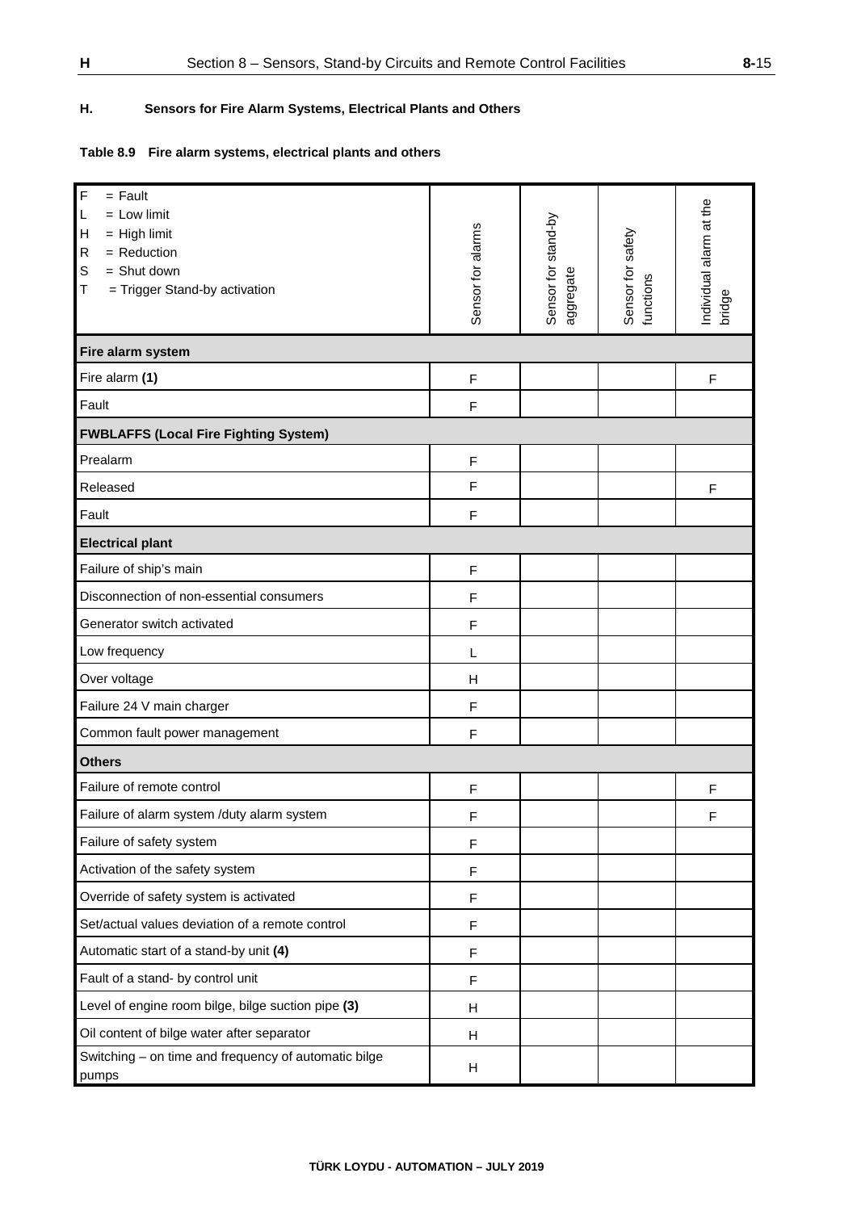## H. Sensors for Fire Alarm Systems, Electrical Plants and Others

**Table 8.9 Fire alarm systems, electrical plants and others**

| F = Fault<br>L = Low limit<br>H = High limit<br>R = Reduction<br>S = Shut down<br>T = Trigger Stand-by activation | Sensor for alarms | Sensor for stand-by aggregate | Sensor for safety functions | Individual alarm at the bridge |
|---|---|---|---|---|
| **Fire alarm system** | | | | |
| Fire alarm **(1)** | F | | | F |
| Fault | F | | | |
| **FWBLAFFS (Local Fire Fighting System)** | | | | |
| Prealarm | F | | | |
| Released | F | | | F |
| Fault | F | | | |
| **Electrical plant** | | | | |
| Failure of ship's main | F | | | |
| Disconnection of non-essential consumers | F | | | |
| Generator switch activated | F | | | |
| Low frequency | L | | | |
| Over voltage | H | | | |
| Failure 24 V main charger | F | | | |
| Common fault power management | F | | | |
| **Others** | | | | |
| Failure of remote control | F | | | F |
| Failure of alarm system /duty alarm system | F | | | F |
| Failure of safety system | F | | | |
| Activation of the safety system | F | | | |
| Override of safety system is activated | F | | | |
| Set/actual values deviation of a remote control | F | | | |
| Automatic start of a stand-by unit **(4)** | F | | | |
| Fault of a stand- by control unit | F | | | |
| Level of engine room bilge, bilge suction pipe **(3)** | H | | | |
| Oil content of bilge water after separator | H | | | |
| Switching – on time and frequency of automatic bilge pumps | H | | | |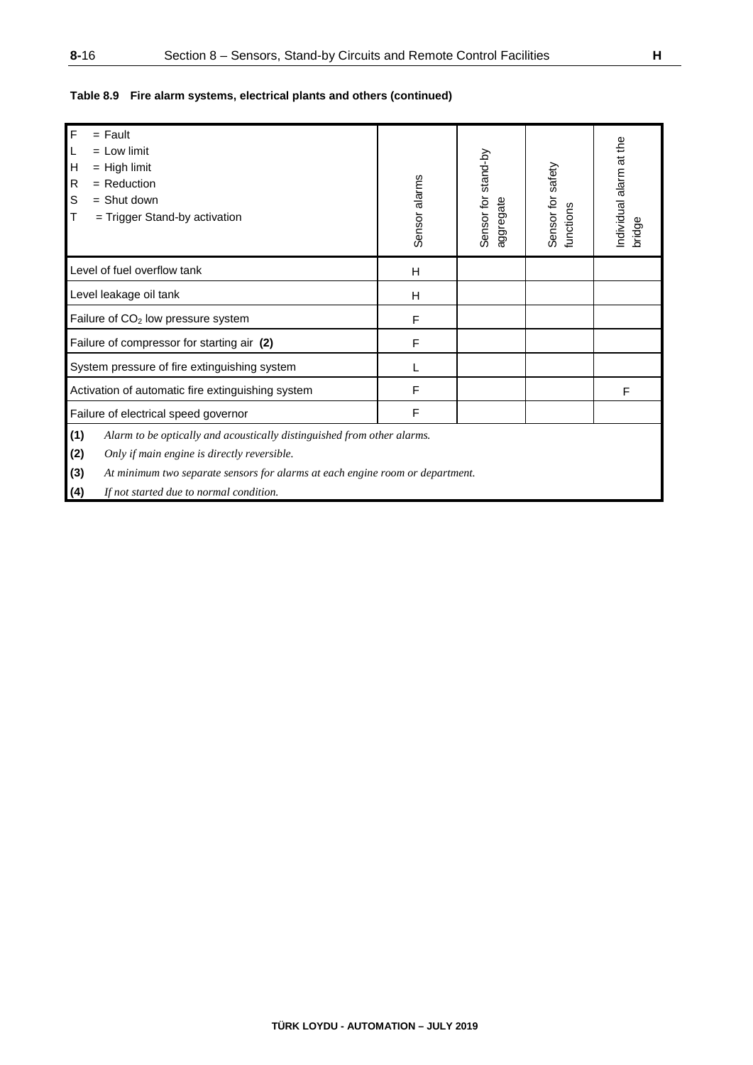**Table 8.9 Fire alarm systems, electrical plants and others (continued)**

| F = Fault<br>L = Low limit<br>H = High limit<br>R = Reduction<br>S = Shut down<br>T = Trigger Stand-by activation | Sensor alarms | Sensor for stand-by aggregate | Sensor for safety functions | Individual alarm at the bridge |
|---|---|---|---|---|
| Level of fuel overflow tank | H | | | |
| Level leakage oil tank | H | | | |
| Failure of $CO_2$ low pressure system | F | | | |
| Failure of compressor for starting air **(2)** | F | | | |
| System pressure of fire extinguishing system | L | | | |
| Activation of automatic fire extinguishing system | F | | | F |
| Failure of electrical speed governor | F | | | |

**(1)** *Alarm to be optically and acoustically distinguished from other alarms.*

**(2)** *Only if main engine is directly reversible.*

**(3)** *At minimum two separate sensors for alarms at each engine room or department.*

**(4)** *If not started due to normal condition.*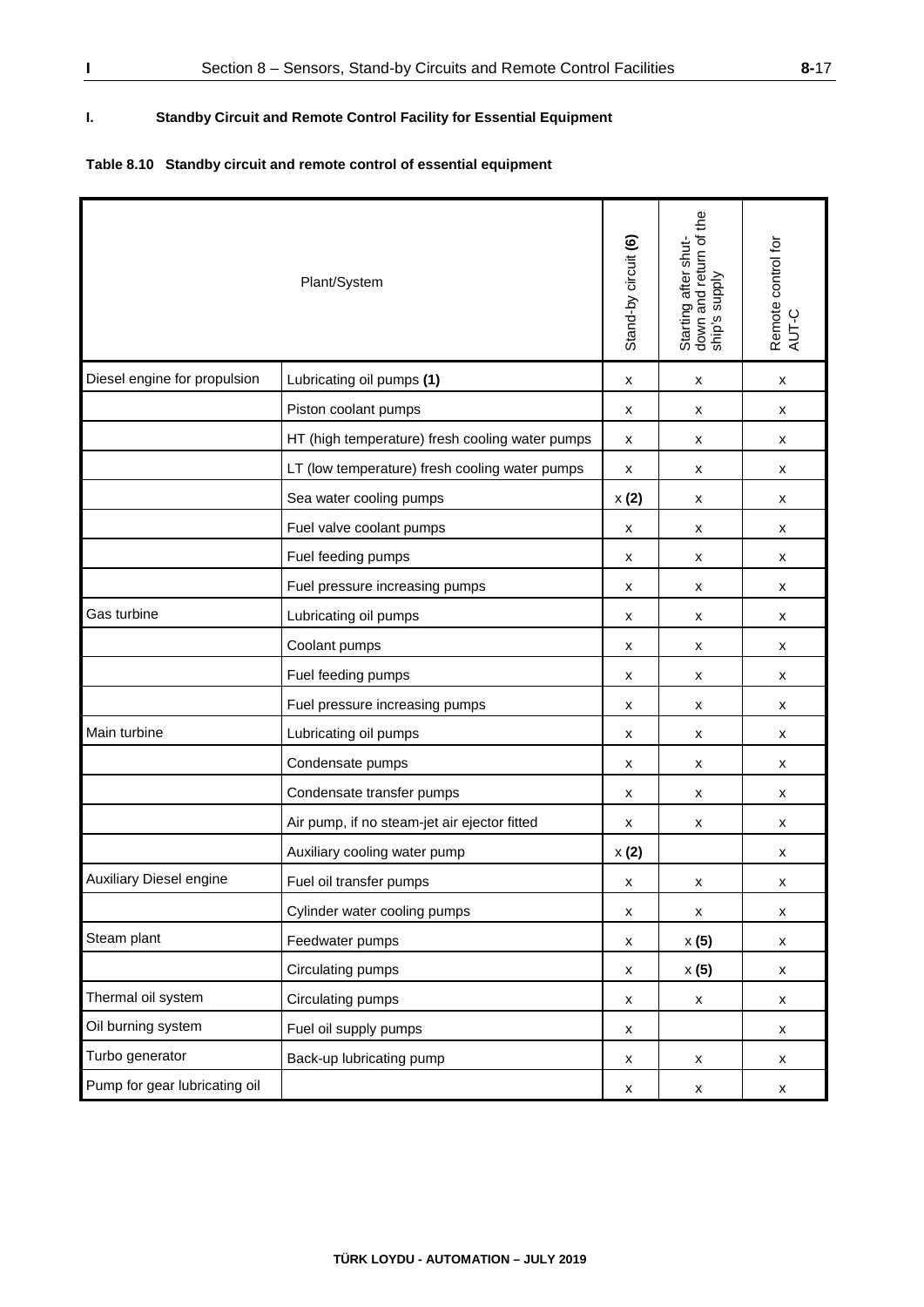## I. Standby Circuit and Remote Control Facility for Essential Equipment

**Table 8.10 Standby circuit and remote control of essential equipment**

| Plant/System | | Stand-by circuit **(6)** | Starting after shut-down and return of the ship's supply | Remote control for AUT-C |
|---|---|---|---|---|
| Diesel engine for propulsion | Lubricating oil pumps **(1)** | x | x | x |
| | Piston coolant pumps | x | x | x |
| | HT (high temperature) fresh cooling water pumps | x | x | x |
| | LT (low temperature) fresh cooling water pumps | x | x | x |
| | Sea water cooling pumps | x **(2)** | x | x |
| | Fuel valve coolant pumps | x | x | x |
| | Fuel feeding pumps | x | x | x |
| | Fuel pressure increasing pumps | x | x | x |
| Gas turbine | Lubricating oil pumps | x | x | x |
| | Coolant pumps | x | x | x |
| | Fuel feeding pumps | x | x | x |
| | Fuel pressure increasing pumps | x | x | x |
| Main turbine | Lubricating oil pumps | x | x | x |
| | Condensate pumps | x | x | x |
| | Condensate transfer pumps | x | x | x |
| | Air pump, if no steam-jet air ejector fitted | x | x | x |
| | Auxiliary cooling water pump | x **(2)** | | x |
| Auxiliary Diesel engine | Fuel oil transfer pumps | x | x | x |
| | Cylinder water cooling pumps | x | x | x |
| Steam plant | Feedwater pumps | x | x **(5)** | x |
| | Circulating pumps | x | x **(5)** | x |
| Thermal oil system | Circulating pumps | x | x | x |
| Oil burning system | Fuel oil supply pumps | x | | x |
| Turbo generator | Back-up lubricating pump | x | x | x |
| Pump for gear lubricating oil | | x | x | x |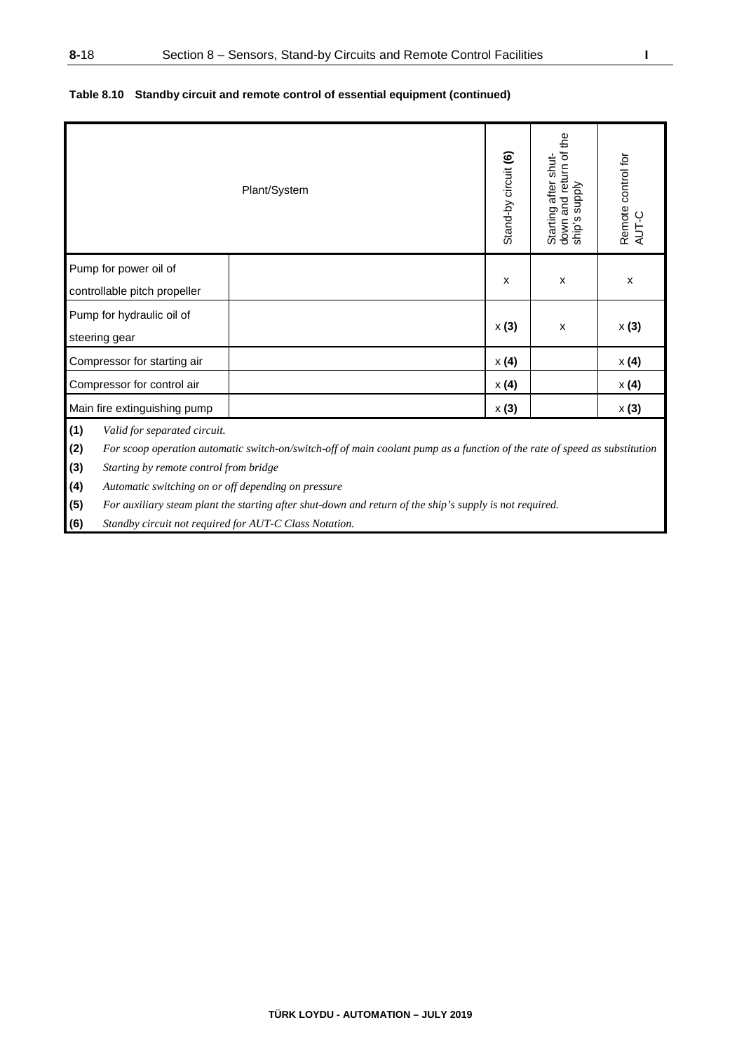**Table 8.10 Standby circuit and remote control of essential equipment (continued)**

| Plant/System | | Stand-by circuit **(6)** | Starting after shut-down and return of the ship's supply | Remote control for AUT-C |
|---|---|---|---|---|
| Pump for power oil of controllable pitch propeller | | x | x | x |
| Pump for hydraulic oil of steering gear | | x **(3)** | x | x **(3)** |
| Compressor for starting air | | x **(4)** | | x **(4)** |
| Compressor for control air | | x **(4)** | | x **(4)** |
| Main fire extinguishing pump | | x **(3)** | | x **(3)** |

**(1)** *Valid for separated circuit.*

**(2)** *For scoop operation automatic switch-on/switch-off of main coolant pump as a function of the rate of speed as substitution*

**(3)** *Starting by remote control from bridge*

**(4)** *Automatic switching on or off depending on pressure*

**(5)** *For auxiliary steam plant the starting after shut-down and return of the ship's supply is not required.*

**(6)** *Standby circuit not required for AUT-C Class Notation.*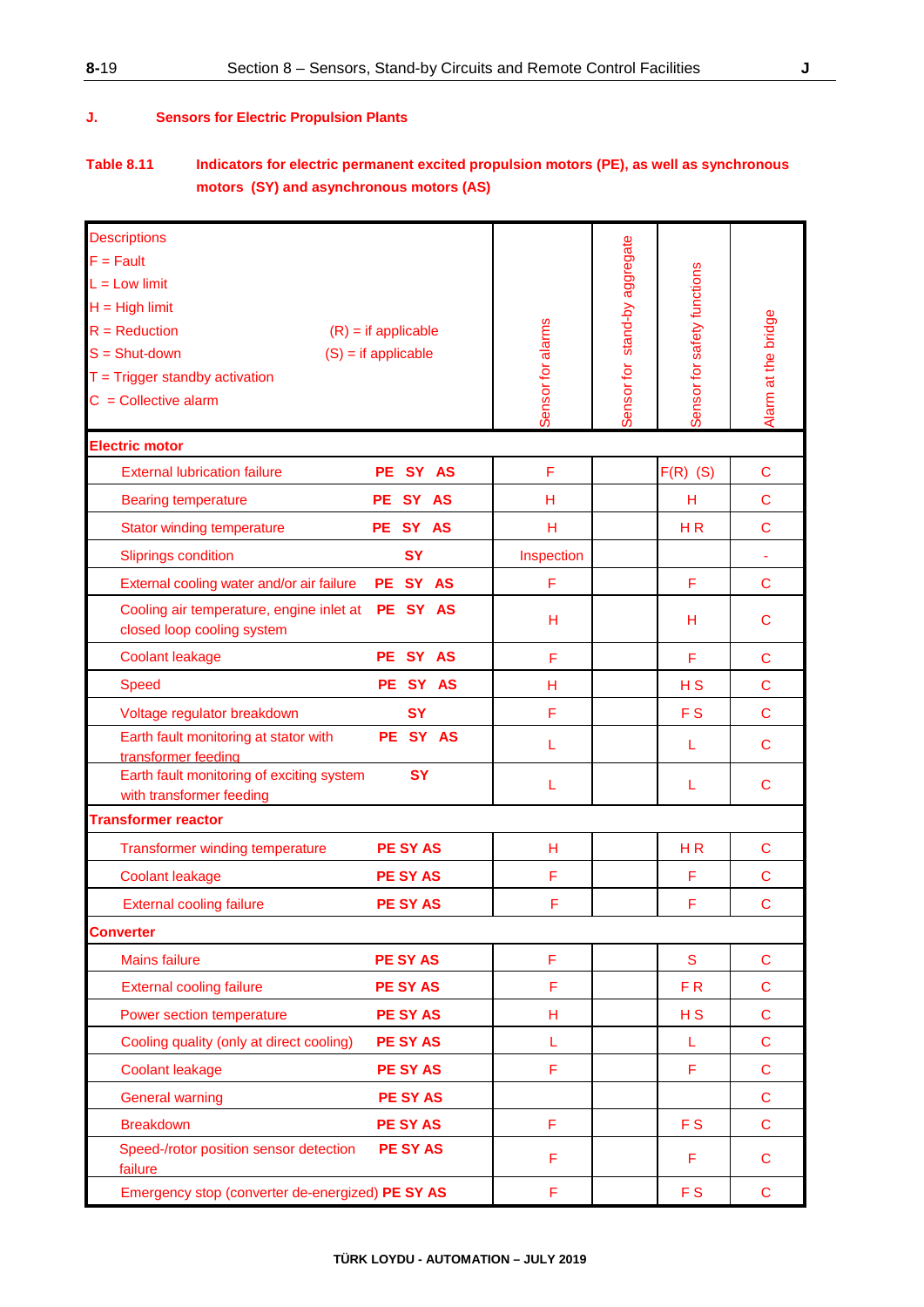## J. Sensors for Electric Propulsion Plants

**Table 8.11 Indicators for electric permanent excited propulsion motors (PE), as well as synchronous motors (SY) and asynchronous motors (AS)**

| Descriptions<br>F = Fault<br>L = Low limit<br>H = High limit<br>R = Reduction (R) = if applicable<br>S = Shut-down (S) = if applicable<br>T = Trigger standby activation<br>C = Collective alarm | | Sensor for alarms | Sensor for stand-by aggregate | Sensor for safety functions | Alarm at the bridge |
|---|---|---|---|---|---|
| **Electric motor** | | | | | |
| External lubrication failure | PE SY AS | F | | F(R) (S) | C |
| Bearing temperature | PE SY AS | H | | H | C |
| Stator winding temperature | PE SY AS | H | | H R | C |
| Sliprings condition | SY | Inspection | | | - |
| External cooling water and/or air failure | PE SY AS | F | | F | C |
| Cooling air temperature, engine inlet at closed loop cooling system | PE SY AS | H | | H | C |
| Coolant leakage | PE SY AS | F | | F | C |
| Speed | PE SY AS | H | | H S | C |
| Voltage regulator breakdown | SY | F | | F S | C |
| Earth fault monitoring at stator with transformer feeding | PE SY AS | L | | L | C |
| Earth fault monitoring of exciting system with transformer feeding | SY | L | | L | C |
| **Transformer reactor** | | | | | |
| Transformer winding temperature | PE SY AS | H | | H R | C |
| Coolant leakage | PE SY AS | F | | F | C |
| External cooling failure | PE SY AS | F | | F | C |
| **Converter** | | | | | |
| Mains failure | PE SY AS | F | | S | C |
| External cooling failure | PE SY AS | F | | F R | C |
| Power section temperature | PE SY AS | H | | H S | C |
| Cooling quality (only at direct cooling) | PE SY AS | L | | L | C |
| Coolant leakage | PE SY AS | F | | F | C |
| General warning | PE SY AS | | | | C |
| Breakdown | PE SY AS | F | | F S | C |
| Speed-/rotor position sensor detection failure | PE SY AS | F | | F | C |
| Emergency stop (converter de-energized) | PE SY AS | F | | F S | C |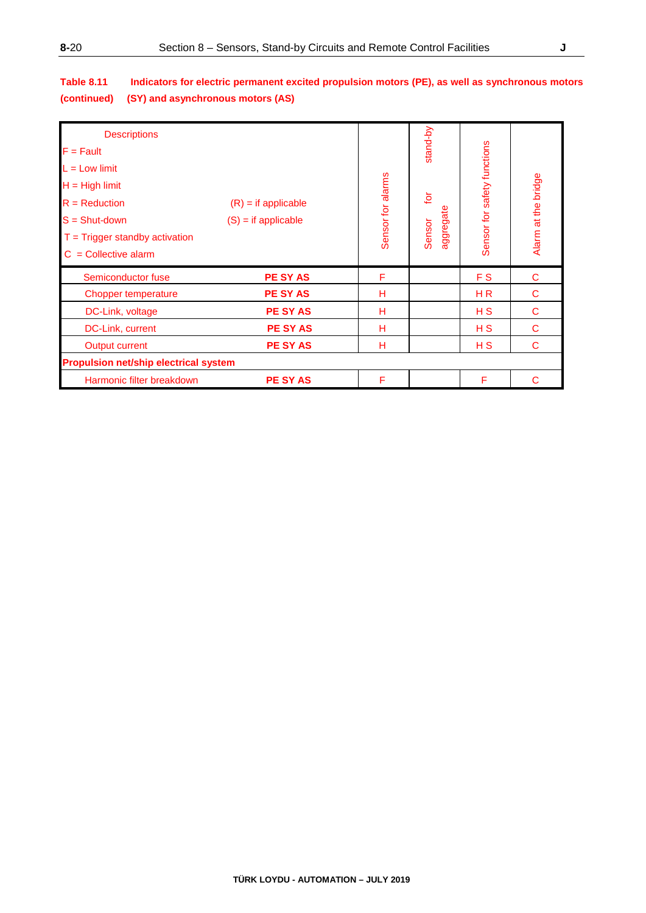**Table 8.11 (continued) Indicators for electric permanent excited propulsion motors (PE), as well as synchronous motors (SY) and asynchronous motors (AS)**

| Descriptions<br>F = Fault<br>L = Low limit<br>H = High limit<br>R = Reduction (R) = if applicable<br>S = Shut-down (S) = if applicable<br>T = Trigger standby activation<br>C = Collective alarm | | Sensor for alarms | Sensor for stand-by aggregate | Sensor for safety functions | Alarm at the bridge |
|---|---|---|---|---|---|
| Semiconductor fuse | **PE SY AS** | F | | F S | C |
| Chopper temperature | **PE SY AS** | H | | H R | C |
| DC-Link, voltage | **PE SY AS** | H | | H S | C |
| DC-Link, current | **PE SY AS** | H | | H S | C |
| Output current | **PE SY AS** | H | | H S | C |
| **Propulsion net/ship electrical system** | | | | | |
| Harmonic filter breakdown | **PE SY AS** | F | | F | C |